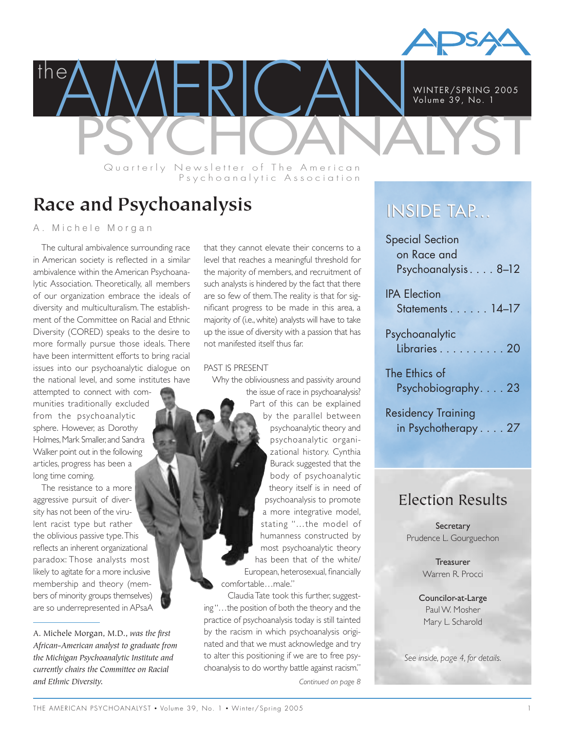# the AMERICAN PSYCHOANALYST

WINTER/SPRING 2005
Volume 39, No. 1

Quarterly Newsletter of The American Psychoanalytic Association

## Race and Psychoanalysis

A. Michele Morgan

The cultural ambivalence surrounding race in American society is reflected in a similar ambivalence within the American Psychoanalytic Association. Theoretically, all members of our organization embrace the ideals of diversity and multiculturalism. The establishment of the Committee on Racial and Ethnic Diversity (CORED) speaks to the desire to more formally pursue those ideals. There have been intermittent efforts to bring racial issues into our psychoanalytic dialogue on the national level, and some institutes have attempted to connect with communities traditionally excluded from the psychoanalytic sphere. However, as Dorothy Holmes, Mark Smaller, and Sandra Walker point out in the following articles, progress has been a long time coming.

The resistance to a more aggressive pursuit of diversity has not been of the virulent racist type but rather the oblivious passive type. This reflects an inherent organizational paradox: Those analysts most likely to agitate for a more inclusive membership and theory (members of minority groups themselves) are so underrepresented in APsaA that they cannot elevate their concerns to a level that reaches a meaningful threshold for the majority of members, and recruitment of such analysts is hindered by the fact that there are so few of them. The reality is that for significant progress to be made in this area, a majority of (i.e., white) analysts will have to take up the issue of diversity with a passion that has not manifested itself thus far.

PAST IS PRESENT

Why the obliviousness and passivity around the issue of race in psychoanalysis? Part of this can be explained by the parallel between psychoanalytic theory and psychoanalytic organizational history. Cynthia Burack suggested that the body of psychoanalytic theory itself is in need of psychoanalysis to promote a more integrative model, stating "…the model of humanness constructed by most psychoanalytic theory has been that of the white/European, heterosexual, financially comfortable…male."

Claudia Tate took this further, suggesting "…the position of both the theory and the practice of psychoanalysis today is still tainted by the racism in which psychoanalysis originated and that we must acknowledge and try to alter this positioning if we are to free psychoanalysis to do worthy battle against racism."

*Continued on page 8*

---

A. Michele Morgan, M.D., *was the first African-American analyst to graduate from the Michigan Psychoanalytic Institute and currently chairs the Committee on Racial and Ethnic Diversity.*

---

## INSIDE TAP…

- Special Section on Race and Psychoanalysis . . . . 8–12
- IPA Election Statements . . . . . . 14–17
- Psychoanalytic Libraries . . . . . . . . . . 20
- The Ethics of Psychobiography. . . . 23
- Residency Training in Psychotherapy . . . . 27

## Election Results

**Secretary**
Prudence L. Gourguechon

**Treasurer**
Warren R. Procci

**Councilor-at-Large**
Paul W. Mosher
Mary L. Scharold

*See inside, page 4, for details.*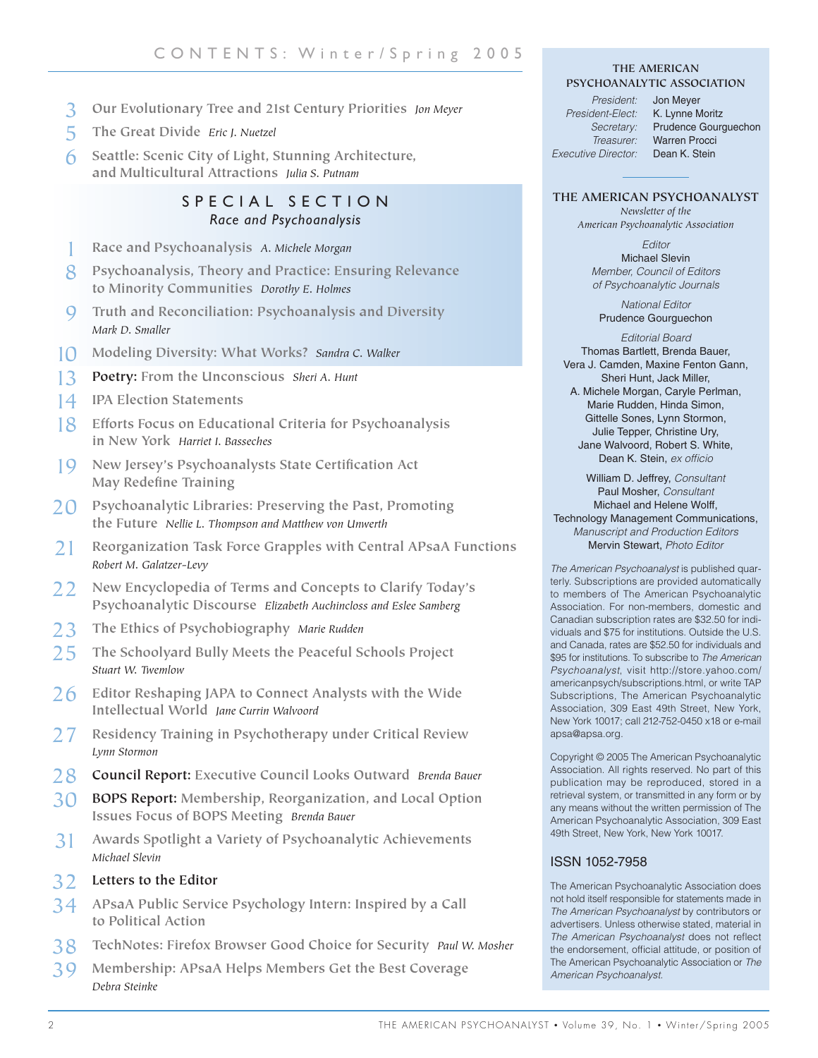# CONTENTS: Winter/Spring 2005

3 **Our Evolutionary Tree and 21st Century Priorities** *Jon Meyer*

5 **The Great Divide** *Eric J. Nuetzel*

6 **Seattle: Scenic City of Light, Stunning Architecture, and Multicultural Attractions** *Julia S. Putnam*

## SPECIAL SECTION
*Race and Psychoanalysis*

1 **Race and Psychoanalysis** *A. Michele Morgan*

8 **Psychoanalysis, Theory and Practice: Ensuring Relevance to Minority Communities** *Dorothy E. Holmes*

9 **Truth and Reconciliation: Psychoanalysis and Diversity** *Mark D. Smaller*

10 **Modeling Diversity: What Works?** *Sandra C. Walker*

13 **Poetry: From the Unconscious** *Sheri A. Hunt*

14 **IPA Election Statements**

18 **Efforts Focus on Educational Criteria for Psychoanalysis in New York** *Harriet I. Basseches*

19 **New Jersey's Psychoanalysts State Certification Act May Redefine Training**

20 **Psychoanalytic Libraries: Preserving the Past, Promoting the Future** *Nellie L. Thompson and Matthew von Unwerth*

21 **Reorganization Task Force Grapples with Central APsaA Functions** *Robert M. Galatzer-Levy*

22 **New Encyclopedia of Terms and Concepts to Clarify Today's Psychoanalytic Discourse** *Elizabeth Auchincloss and Eslee Samberg*

23 **The Ethics of Psychobiography** *Marie Rudden*

25 **The Schoolyard Bully Meets the Peaceful Schools Project** *Stuart W. Twemlow*

26 **Editor Reshaping JAPA to Connect Analysts with the Wide Intellectual World** *Jane Currin Walvoord*

27 **Residency Training in Psychotherapy under Critical Review** *Lynn Stormon*

28 **Council Report: Executive Council Looks Outward** *Brenda Bauer*

30 **BOPS Report: Membership, Reorganization, and Local Option Issues Focus of BOPS Meeting** *Brenda Bauer*

31 **Awards Spotlight a Variety of Psychoanalytic Achievements** *Michael Slevin*

32 **Letters to the Editor**

34 **APsaA Public Service Psychology Intern: Inspired by a Call to Political Action**

38 **TechNotes: Firefox Browser Good Choice for Security** *Paul W. Mosher*

39 **Membership: APsaA Helps Members Get the Best Coverage** *Debra Steinke*

---

### THE AMERICAN PSYCHOANALYTIC ASSOCIATION

*President:* Jon Meyer
*President-Elect:* K. Lynne Moritz
*Secretary:* Prudence Gourguechon
*Treasurer:* Warren Procci
*Executive Director:* Dean K. Stein

### THE AMERICAN PSYCHOANALYST
*Newsletter of the American Psychoanalytic Association*

*Editor*
Michael Slevin
*Member, Council of Editors of Psychoanalytic Journals*

*National Editor*
Prudence Gourguechon

*Editorial Board*
Thomas Bartlett, Brenda Bauer, Vera J. Camden, Maxine Fenton Gann, Sheri Hunt, Jack Miller, A. Michele Morgan, Caryle Perlman, Marie Rudden, Hinda Simon, Gittelle Sones, Lynn Stormon, Julie Tepper, Christine Ury, Jane Walvoord, Robert S. White, Dean K. Stein, *ex officio*

William D. Jeffrey, *Consultant*
Paul Mosher, *Consultant*
Michael and Helene Wolff, Technology Management Communications, *Manuscript and Production Editors*
Mervin Stewart, *Photo Editor*

*The American Psychoanalyst* is published quarterly. Subscriptions are provided automatically to members of The American Psychoanalytic Association. For non-members, domestic and Canadian subscription rates are $32.50 for individuals and $75 for institutions. Outside the U.S. and Canada, rates are $52.50 for individuals and $95 for institutions. To subscribe to *The American Psychoanalyst*, visit http://store.yahoo.com/americanpsych/subscriptions.html, or write TAP Subscriptions, The American Psychoanalytic Association, 309 East 49th Street, New York, New York 10017; call 212-752-0450 x18 or e-mail apsa@apsa.org.

Copyright © 2005 The American Psychoanalytic Association. All rights reserved. No part of this publication may be reproduced, stored in a retrieval system, or transmitted in any form or by any means without the written permission of The American Psychoanalytic Association, 309 East 49th Street, New York, New York 10017.

ISSN 1052-7958

The American Psychoanalytic Association does not hold itself responsible for statements made in *The American Psychoanalyst* by contributors or advertisers. Unless otherwise stated, material in *The American Psychoanalyst* does not reflect the endorsement, official attitude, or position of The American Psychoanalytic Association or *The American Psychoanalyst*.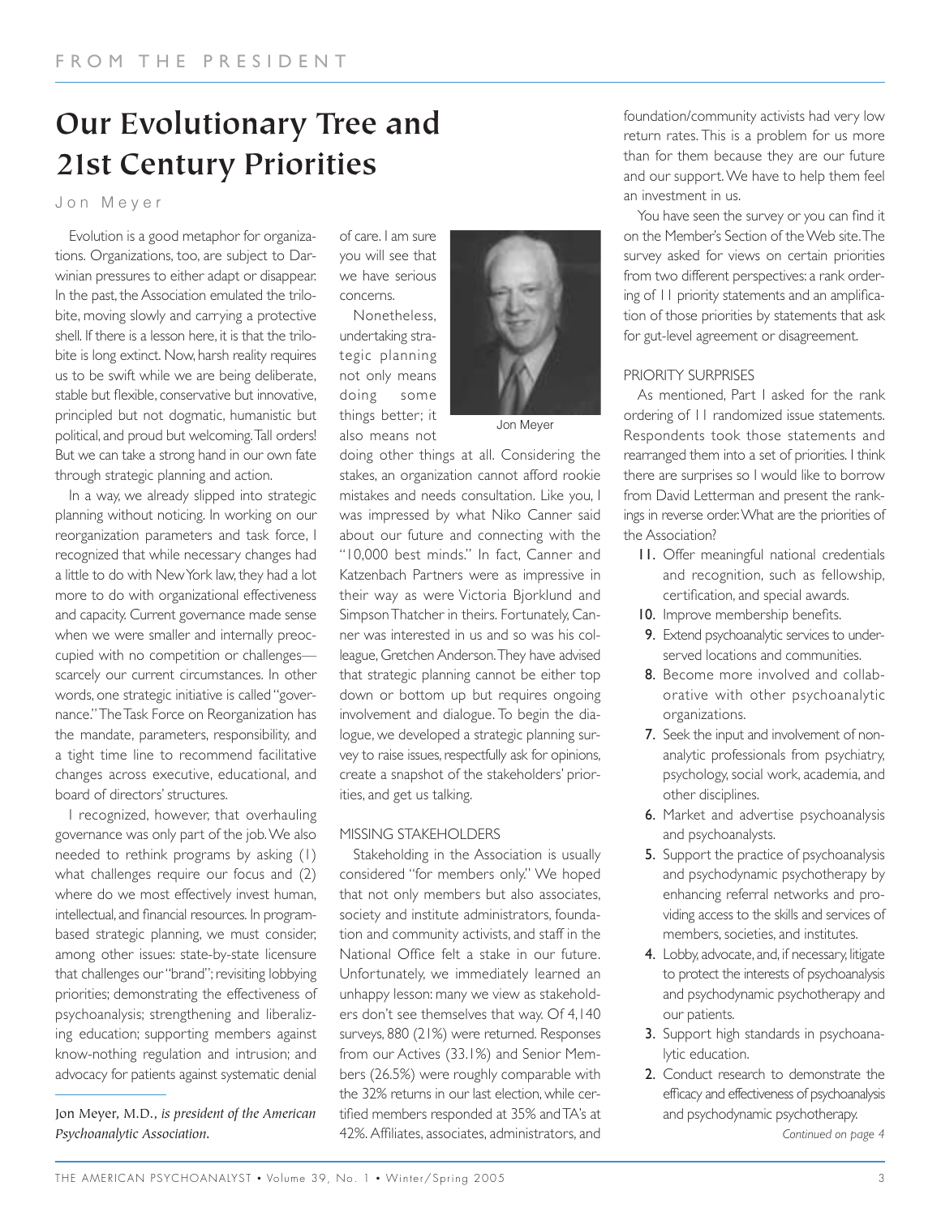FROM THE PRESIDENT

# Our Evolutionary Tree and 21st Century Priorities

Jon Meyer

Evolution is a good metaphor for organizations. Organizations, too, are subject to Darwinian pressures to either adapt or disappear. In the past, the Association emulated the trilobite, moving slowly and carrying a protective shell. If there is a lesson here, it is that the trilobite is long extinct. Now, harsh reality requires us to be swift while we are being deliberate, stable but flexible, conservative but innovative, principled but not dogmatic, humanistic but political, and proud but welcoming. Tall orders! But we can take a strong hand in our own fate through strategic planning and action.

In a way, we already slipped into strategic planning without noticing. In working on our reorganization parameters and task force, I recognized that while necessary changes had a little to do with New York law, they had a lot more to do with organizational effectiveness and capacity. Current governance made sense when we were smaller and internally preoccupied with no competition or challenges—scarcely our current circumstances. In other words, one strategic initiative is called "governance." The Task Force on Reorganization has the mandate, parameters, responsibility, and a tight time line to recommend facilitative changes across executive, educational, and board of directors' structures.

I recognized, however, that overhauling governance was only part of the job. We also needed to rethink programs by asking (1) what challenges require our focus and (2) where do we most effectively invest human, intellectual, and financial resources. In program-based strategic planning, we must consider, among other issues: state-by-state licensure that challenges our "brand"; revisiting lobbying priorities; demonstrating the effectiveness of psychoanalysis; strengthening and liberalizing education; supporting members against know-nothing regulation and intrusion; and advocacy for patients against systematic denial of care. I am sure you will see that we have serious concerns.

Jon Meyer

Nonetheless, undertaking strategic planning not only means doing some things better; it also means not doing other things at all. Considering the stakes, an organization cannot afford rookie mistakes and needs consultation. Like you, I was impressed by what Niko Canner said about our future and connecting with the "10,000 best minds." In fact, Canner and Katzenbach Partners were as impressive in their way as were Victoria Bjorklund and Simpson Thatcher in theirs. Fortunately, Canner was interested in us and so was his colleague, Gretchen Anderson. They have advised that strategic planning cannot be either top down or bottom up but requires ongoing involvement and dialogue. To begin the dialogue, we developed a strategic planning survey to raise issues, respectfully ask for opinions, create a snapshot of the stakeholders' priorities, and get us talking.

## MISSING STAKEHOLDERS

Stakeholding in the Association is usually considered "for members only." We hoped that not only members but also associates, society and institute administrators, foundation and community activists, and staff in the National Office felt a stake in our future. Unfortunately, we immediately learned an unhappy lesson: many we view as stakeholders don't see themselves that way. Of 4,140 surveys, 880 (21%) were returned. Responses from our Actives (33.1%) and Senior Members (26.5%) were roughly comparable with the 32% returns in our last election, while certified members responded at 35% and TA's at 42%. Affiliates, associates, administrators, and foundation/community activists had very low return rates. This is a problem for us more than for them because they are our future and our support. We have to help them feel an investment in us.

You have seen the survey or you can find it on the Member's Section of the Web site. The survey asked for views on certain priorities from two different perspectives: a rank ordering of 11 priority statements and an amplification of those priorities by statements that ask for gut-level agreement or disagreement.

## PRIORITY SURPRISES

As mentioned, Part I asked for the rank ordering of 11 randomized issue statements. Respondents took those statements and rearranged them into a set of priorities. I think there are surprises so I would like to borrow from David Letterman and present the rankings in reverse order. What are the priorities of the Association?

11. Offer meaningful national credentials and recognition, such as fellowship, certification, and special awards.
10. Improve membership benefits.
9. Extend psychoanalytic services to underserved locations and communities.
8. Become more involved and collaborative with other psychoanalytic organizations.
7. Seek the input and involvement of non-analytic professionals from psychiatry, psychology, social work, academia, and other disciplines.
6. Market and advertise psychoanalysis and psychoanalysts.
5. Support the practice of psychoanalysis and psychodynamic psychotherapy by enhancing referral networks and providing access to the skills and services of members, societies, and institutes.
4. Lobby, advocate, and, if necessary, litigate to protect the interests of psychoanalysis and psychodynamic psychotherapy and our patients.
3. Support high standards in psychoanalytic education.
2. Conduct research to demonstrate the efficacy and effectiveness of psychoanalysis and psychodynamic psychotherapy.

*Continued on page 4*

Jon Meyer, M.D., *is president of the American Psychoanalytic Association.*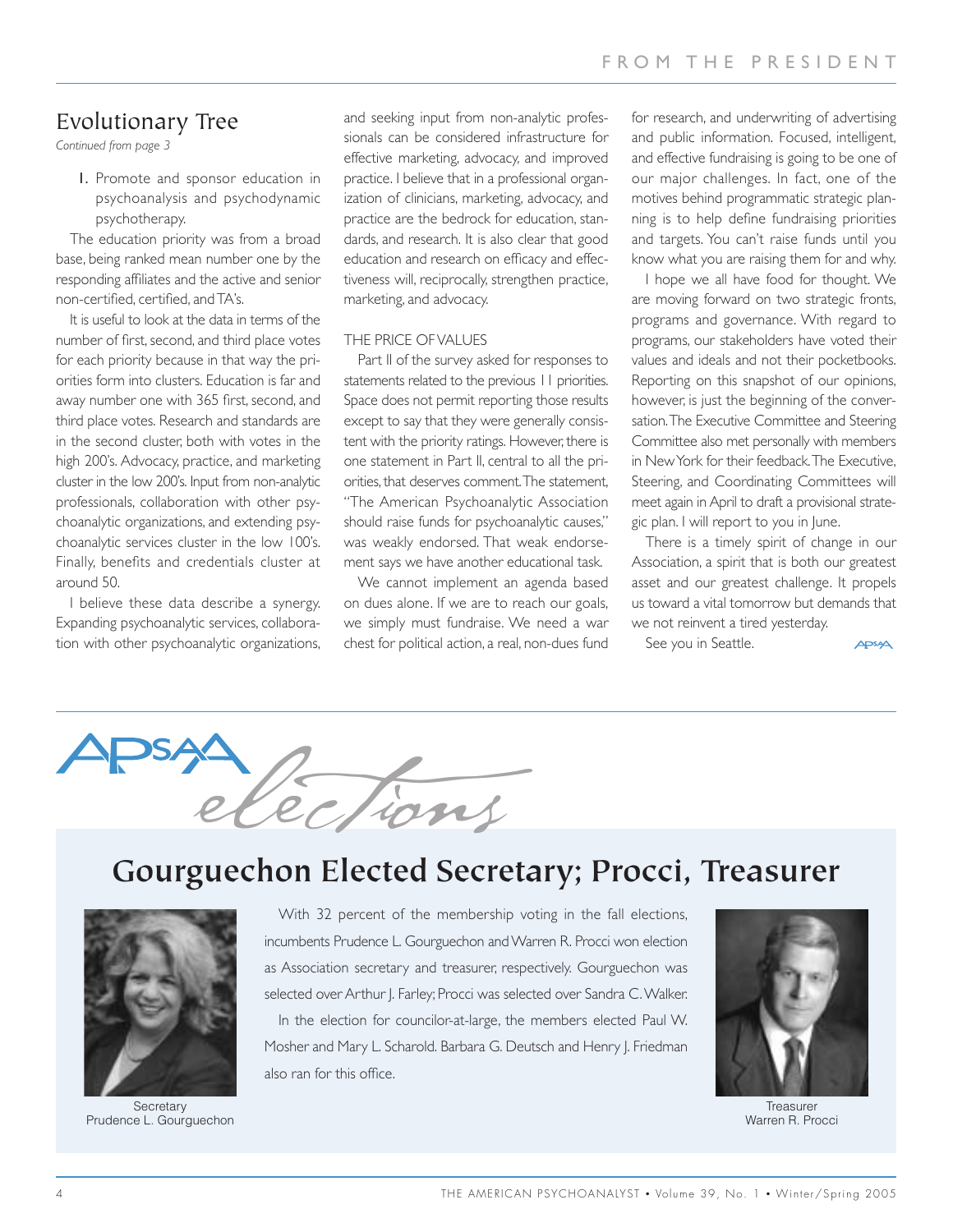## Evolutionary Tree

*Continued from page 3*

1. Promote and sponsor education in psychoanalysis and psychodynamic psychotherapy.

The education priority was from a broad base, being ranked mean number one by the responding affiliates and the active and senior non-certified, certified, and TA's.

It is useful to look at the data in terms of the number of first, second, and third place votes for each priority because in that way the priorities form into clusters. Education is far and away number one with 365 first, second, and third place votes. Research and standards are in the second cluster, both with votes in the high 200's. Advocacy, practice, and marketing cluster in the low 200's. Input from non-analytic professionals, collaboration with other psychoanalytic organizations, and extending psychoanalytic services cluster in the low 100's. Finally, benefits and credentials cluster at around 50.

I believe these data describe a synergy. Expanding psychoanalytic services, collaboration with other psychoanalytic organizations, and seeking input from non-analytic professionals can be considered infrastructure for effective marketing, advocacy, and improved practice. I believe that in a professional organization of clinicians, marketing, advocacy, and practice are the bedrock for education, standards, and research. It is also clear that good education and research on efficacy and effectiveness will, reciprocally, strengthen practice, marketing, and advocacy.

### THE PRICE OF VALUES

Part II of the survey asked for responses to statements related to the previous 11 priorities. Space does not permit reporting those results except to say that they were generally consistent with the priority ratings. However, there is one statement in Part II, central to all the priorities, that deserves comment. The statement, "The American Psychoanalytic Association should raise funds for psychoanalytic causes," was weakly endorsed. That weak endorsement says we have another educational task.

We cannot implement an agenda based on dues alone. If we are to reach our goals, we simply must fundraise. We need a war chest for political action, a real, non-dues fund for research, and underwriting of advertising and public information. Focused, intelligent, and effective fundraising is going to be one of our major challenges. In fact, one of the motives behind programmatic strategic planning is to help define fundraising priorities and targets. You can't raise funds until you know what you are raising them for and why.

I hope we all have food for thought. We are moving forward on two strategic fronts, programs and governance. With regard to programs, our stakeholders have voted their values and ideals and not their pocketbooks. Reporting on this snapshot of our opinions, however, is just the beginning of the conversation. The Executive Committee and Steering Committee also met personally with members in New York for their feedback. The Executive, Steering, and Coordinating Committees will meet again in April to draft a provisional strategic plan. I will report to you in June.

There is a timely spirit of change in our Association, a spirit that is both our greatest asset and our greatest challenge. It propels us toward a vital tomorrow but demands that we not reinvent a tired yesterday.

See you in Seattle.

# APsaA elections

## Gourguechon Elected Secretary; Procci, Treasurer

With 32 percent of the membership voting in the fall elections, incumbents Prudence L. Gourguechon and Warren R. Procci won election as Association secretary and treasurer, respectively. Gourguechon was selected over Arthur J. Farley; Procci was selected over Sandra C. Walker.

In the election for councilor-at-large, the members elected Paul W. Mosher and Mary L. Scharold. Barbara G. Deutsch and Henry J. Friedman also ran for this office.

Secretary
Prudence L. Gourguechon

Treasurer
Warren R. Procci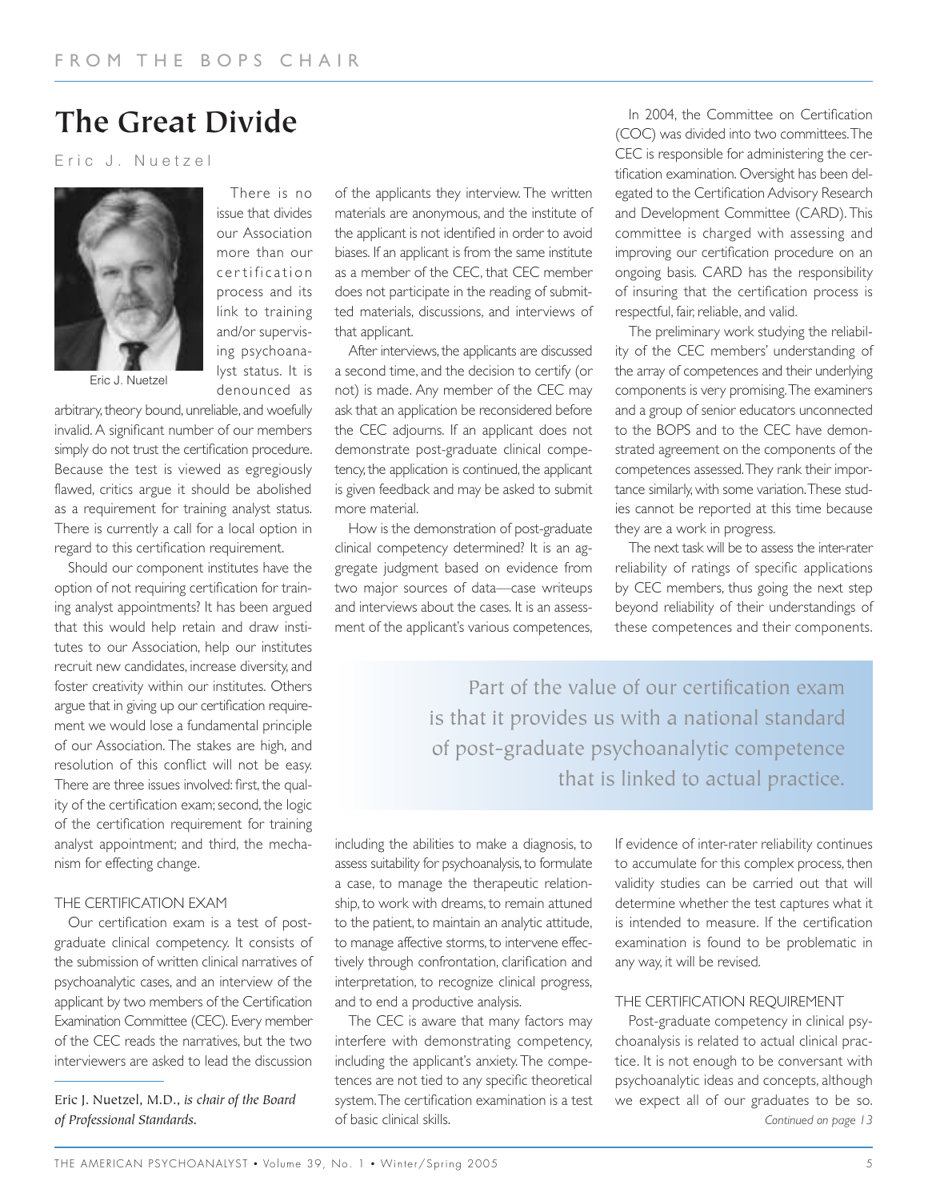FROM THE BOPS CHAIR

# The Great Divide

Eric J. Nuetzel

Eric J. Nuetzel

There is no issue that divides our Association more than our certification process and its link to training and/or supervising psychoanalyst status. It is denounced as arbitrary, theory bound, unreliable, and woefully invalid. A significant number of our members simply do not trust the certification procedure. Because the test is viewed as egregiously flawed, critics argue it should be abolished as a requirement for training analyst status. There is currently a call for a local option in regard to this certification requirement.

Should our component institutes have the option of not requiring certification for training analyst appointments? It has been argued that this would help retain and draw institutes to our Association, help our institutes recruit new candidates, increase diversity, and foster creativity within our institutes. Others argue that in giving up our certification requirement we would lose a fundamental principle of our Association. The stakes are high, and resolution of this conflict will not be easy. There are three issues involved: first, the quality of the certification exam; second, the logic of the certification requirement for training analyst appointment; and third, the mechanism for effecting change.

## THE CERTIFICATION EXAM

Our certification exam is a test of post-graduate clinical competency. It consists of the submission of written clinical narratives of psychoanalytic cases, and an interview of the applicant by two members of the Certification Examination Committee (CEC). Every member of the CEC reads the narratives, but the two interviewers are asked to lead the discussion of the applicants they interview. The written materials are anonymous, and the institute of the applicant is not identified in order to avoid biases. If an applicant is from the same institute as a member of the CEC, that CEC member does not participate in the reading of submitted materials, discussions, and interviews of that applicant.

After interviews, the applicants are discussed a second time, and the decision to certify (or not) is made. Any member of the CEC may ask that an application be reconsidered before the CEC adjourns. If an applicant does not demonstrate post-graduate clinical competency, the application is continued, the applicant is given feedback and may be asked to submit more material.

How is the demonstration of post-graduate clinical competency determined? It is an aggregate judgment based on evidence from two major sources of data—case writeups and interviews about the cases. It is an assessment of the applicant's various competences, including the abilities to make a diagnosis, to assess suitability for psychoanalysis, to formulate a case, to manage the therapeutic relationship, to work with dreams, to remain attuned to the patient, to maintain an analytic attitude, to manage affective storms, to intervene effectively through confrontation, clarification and interpretation, to recognize clinical progress, and to end a productive analysis.

The CEC is aware that many factors may interfere with demonstrating competency, including the applicant's anxiety. The competences are not tied to any specific theoretical system. The certification examination is a test of basic clinical skills.

In 2004, the Committee on Certification (COC) was divided into two committees. The CEC is responsible for administering the certification examination. Oversight has been delegated to the Certification Advisory Research and Development Committee (CARD). This committee is charged with assessing and improving our certification procedure on an ongoing basis. CARD has the responsibility of insuring that the certification process is respectful, fair, reliable, and valid.

The preliminary work studying the reliability of the CEC members' understanding of the array of competences and their underlying components is very promising. The examiners and a group of senior educators unconnected to the BOPS and to the CEC have demonstrated agreement on the components of the competences assessed. They rank their importance similarly, with some variation. These studies cannot be reported at this time because they are a work in progress.

The next task will be to assess the inter-rater reliability of ratings of specific applications by CEC members, thus going the next step beyond reliability of their understandings of these competences and their components. If evidence of inter-rater reliability continues to accumulate for this complex process, then validity studies can be carried out that will determine whether the test captures what it is intended to measure. If the certification examination is found to be problematic in any way, it will be revised.

> Part of the value of our certification exam is that it provides us with a national standard of post-graduate psychoanalytic competence that is linked to actual practice.

## THE CERTIFICATION REQUIREMENT

Post-graduate competency in clinical psychoanalysis is related to actual clinical practice. It is not enough to be conversant with psychoanalytic ideas and concepts, although we expect all of our graduates to be so.

*Continued on page 13*

---

Eric J. Nuetzel, M.D., *is chair of the Board of Professional Standards.*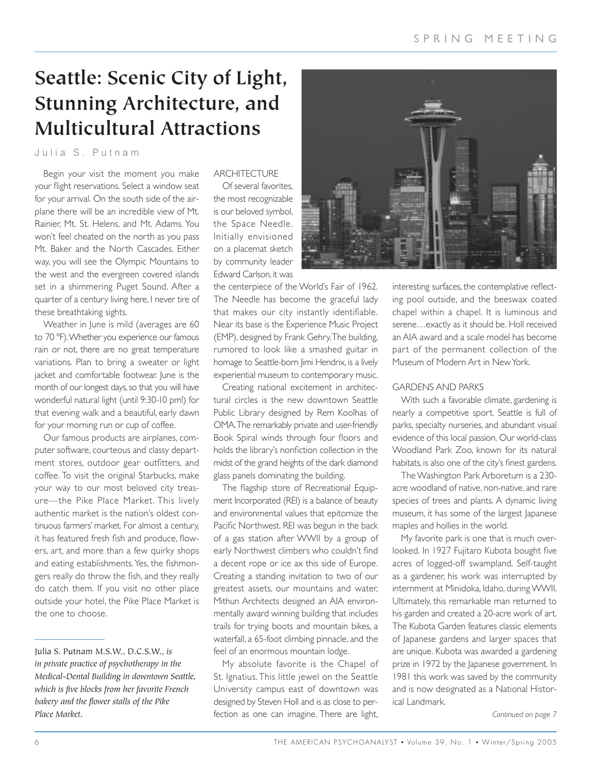# Seattle: Scenic City of Light, Stunning Architecture, and Multicultural Attractions

Julia S. Putnam

Begin your visit the moment you make your flight reservations. Select a window seat for your arrival. On the south side of the airplane there will be an incredible view of Mt. Rainier, Mt. St. Helens, and Mt. Adams. You won't feel cheated on the north as you pass Mt. Baker and the North Cascades. Either way, you will see the Olympic Mountains to the west and the evergreen covered islands set in a shimmering Puget Sound. After a quarter of a century living here, I never tire of these breathtaking sights.

Weather in June is mild (averages are 60 to 70 °F). Whether you experience our famous rain or not, there are no great temperature variations. Plan to bring a sweater or light jacket and comfortable footwear. June is the month of our longest days, so that you will have wonderful natural light (until 9:30-10 pm!) for that evening walk and a beautiful, early dawn for your morning run or cup of coffee.

Our famous products are airplanes, computer software, courteous and classy department stores, outdoor gear outfitters, and coffee. To visit the original Starbucks, make your way to our most beloved city treasure—the Pike Place Market. This lively authentic market is the nation's oldest continuous farmers' market. For almost a century, it has featured fresh fish and produce, flowers, art, and more than a few quirky shops and eating establishments. Yes, the fishmongers really do throw the fish, and they really do catch them. If you visit no other place outside your hotel, the Pike Place Market is the one to choose.

Julia S. Putnam M.S.W., D.C.S.W., *is in private practice of psychotherapy in the Medical–Dental Building in downtown Seattle, which is five blocks from her favorite French bakery and the flower stalls of the Pike Place Market.*

## ARCHITECTURE

Of several favorites, the most recognizable is our beloved symbol, the Space Needle. Initially envisioned on a placemat sketch by community leader Edward Carlson, it was the centerpiece of the World's Fair of 1962. The Needle has become the graceful lady that makes our city instantly identifiable. Near its base is the Experience Music Project (EMP), designed by Frank Gehry. The building, rumored to look like a smashed guitar in homage to Seattle-born Jimi Hendrix, is a lively experiential museum to contemporary music.

Creating national excitement in architectural circles is the new downtown Seattle Public Library designed by Rem Koolhas of OMA. The remarkably private and user-friendly Book Spiral winds through four floors and holds the library's nonfiction collection in the midst of the grand heights of the dark diamond glass panels dominating the building.

The flagship store of Recreational Equipment Incorporated (REI) is a balance of beauty and environmental values that epitomize the Pacific Northwest. REI was begun in the back of a gas station after WWII by a group of early Northwest climbers who couldn't find a decent rope or ice ax this side of Europe. Creating a standing invitation to two of our greatest assets, our mountains and water, Mithun Architects designed an AIA environmentally award winning building that includes trails for trying boots and mountain bikes, a waterfall, a 65-foot climbing pinnacle, and the feel of an enormous mountain lodge.

My absolute favorite is the Chapel of St. Ignatius. This little jewel on the Seattle University campus east of downtown was designed by Steven Holl and is as close to perfection as one can imagine. There are light, interesting surfaces, the contemplative reflecting pool outside, and the beeswax coated chapel within a chapel. It is luminous and serene…exactly as it should be. Holl received an AIA award and a scale model has become part of the permanent collection of the Museum of Modern Art in New York.

## GARDENS AND PARKS

With such a favorable climate, gardening is nearly a competitive sport. Seattle is full of parks, specialty nurseries, and abundant visual evidence of this local passion. Our world-class Woodland Park Zoo, known for its natural habitats, is also one of the city's finest gardens.

The Washington Park Arboretum is a 230-acre woodland of native, non-native, and rare species of trees and plants. A dynamic living museum, it has some of the largest Japanese maples and hollies in the world.

My favorite park is one that is much overlooked. In 1927 Fujitaro Kubota bought five acres of logged-off swampland. Self-taught as a gardener, his work was interrupted by internment at Minidoka, Idaho, during WWII. Ultimately, this remarkable man returned to his garden and created a 20-acre work of art. The Kubota Garden features classic elements of Japanese gardens and larger spaces that are unique. Kubota was awarded a gardening prize in 1972 by the Japanese government. In 1981 this work was saved by the community and is now designated as a National Historical Landmark.

*Continued on page 7*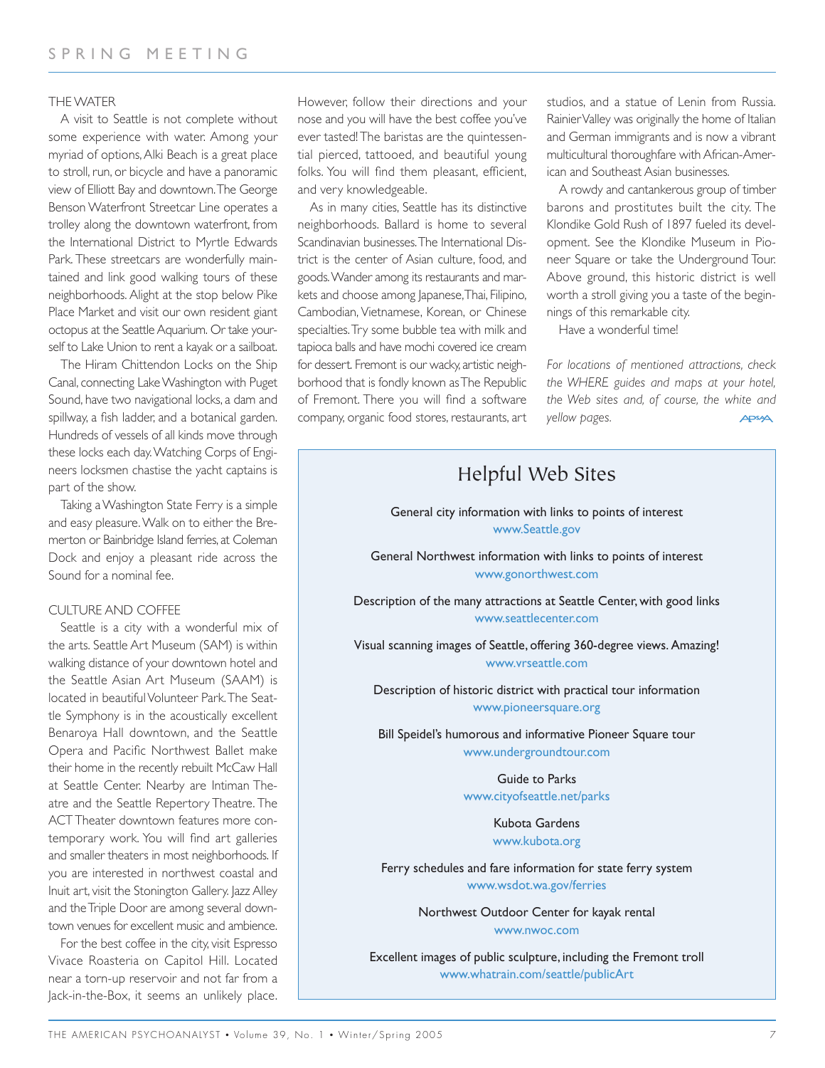### THE WATER

A visit to Seattle is not complete without some experience with water. Among your myriad of options, Alki Beach is a great place to stroll, run, or bicycle and have a panoramic view of Elliott Bay and downtown. The George Benson Waterfront Streetcar Line operates a trolley along the downtown waterfront, from the International District to Myrtle Edwards Park. These streetcars are wonderfully maintained and link good walking tours of these neighborhoods. Alight at the stop below Pike Place Market and visit our own resident giant octopus at the Seattle Aquarium. Or take yourself to Lake Union to rent a kayak or a sailboat.

The Hiram Chittendon Locks on the Ship Canal, connecting Lake Washington with Puget Sound, have two navigational locks, a dam and spillway, a fish ladder, and a botanical garden. Hundreds of vessels of all kinds move through these locks each day. Watching Corps of Engineers locksmen chastise the yacht captains is part of the show.

Taking a Washington State Ferry is a simple and easy pleasure. Walk on to either the Bremerton or Bainbridge Island ferries, at Coleman Dock and enjoy a pleasant ride across the Sound for a nominal fee.

### CULTURE AND COFFEE

Seattle is a city with a wonderful mix of the arts. Seattle Art Museum (SAM) is within walking distance of your downtown hotel and the Seattle Asian Art Museum (SAAM) is located in beautiful Volunteer Park. The Seattle Symphony is in the acoustically excellent Benaroya Hall downtown, and the Seattle Opera and Pacific Northwest Ballet make their home in the recently rebuilt McCaw Hall at Seattle Center. Nearby are Intiman Theatre and the Seattle Repertory Theatre. The ACT Theater downtown features more contemporary work. You will find art galleries and smaller theaters in most neighborhoods. If you are interested in northwest coastal and Inuit art, visit the Stonington Gallery. Jazz Alley and the Triple Door are among several downtown venues for excellent music and ambience.

For the best coffee in the city, visit Espresso Vivace Roasteria on Capitol Hill. Located near a torn-up reservoir and not far from a Jack-in-the-Box, it seems an unlikely place. However, follow their directions and your nose and you will have the best coffee you've ever tasted! The baristas are the quintessential pierced, tattooed, and beautiful young folks. You will find them pleasant, efficient, and very knowledgeable.

As in many cities, Seattle has its distinctive neighborhoods. Ballard is home to several Scandinavian businesses. The International District is the center of Asian culture, food, and goods. Wander among its restaurants and markets and choose among Japanese, Thai, Filipino, Cambodian, Vietnamese, Korean, or Chinese specialties. Try some bubble tea with milk and tapioca balls and have mochi covered ice cream for dessert. Fremont is our wacky, artistic neighborhood that is fondly known as The Republic of Fremont. There you will find a software company, organic food stores, restaurants, art studios, and a statue of Lenin from Russia. Rainier Valley was originally the home of Italian and German immigrants and is now a vibrant multicultural thoroughfare with African-American and Southeast Asian businesses.

A rowdy and cantankerous group of timber barons and prostitutes built the city. The Klondike Gold Rush of 1897 fueled its development. See the Klondike Museum in Pioneer Square or take the Underground Tour. Above ground, this historic district is well worth a stroll giving you a taste of the beginnings of this remarkable city.

Have a wonderful time!

*For locations of mentioned attractions, check the WHERE guides and maps at your hotel, the Web sites and, of course, the white and yellow pages.*

## Helpful Web Sites

General city information with links to points of interest
www.Seattle.gov

General Northwest information with links to points of interest
www.gonorthwest.com

Description of the many attractions at Seattle Center, with good links
www.seattlecenter.com

Visual scanning images of Seattle, offering 360-degree views. Amazing!
www.vrseattle.com

Description of historic district with practical tour information
www.pioneersquare.org

Bill Speidel's humorous and informative Pioneer Square tour
www.undergroundtour.com

Guide to Parks
www.cityofseattle.net/parks

Kubota Gardens
www.kubota.org

Ferry schedules and fare information for state ferry system
www.wsdot.wa.gov/ferries

Northwest Outdoor Center for kayak rental
www.nwoc.com

Excellent images of public sculpture, including the Fremont troll
www.whatrain.com/seattle/publicArt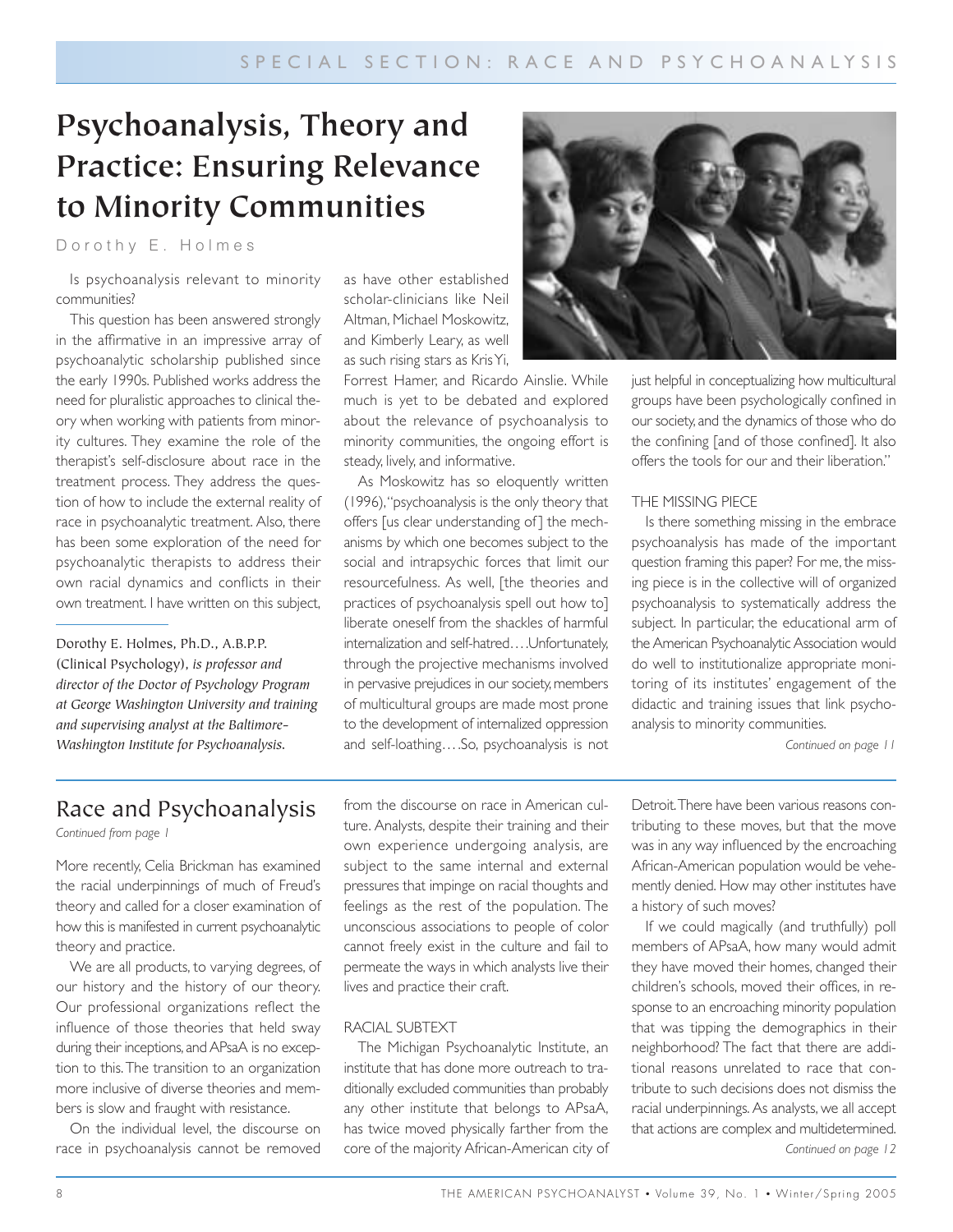# Psychoanalysis, Theory and Practice: Ensuring Relevance to Minority Communities

Dorothy E. Holmes

Is psychoanalysis relevant to minority communities?

This question has been answered strongly in the affirmative in an impressive array of psychoanalytic scholarship published since the early 1990s. Published works address the need for pluralistic approaches to clinical theory when working with patients from minority cultures. They examine the role of the therapist's self-disclosure about race in the treatment process. They address the question of how to include the external reality of race in psychoanalytic treatment. Also, there has been some exploration of the need for psychoanalytic therapists to address their own racial dynamics and conflicts in their own treatment. I have written on this subject, as have other established scholar-clinicians like Neil Altman, Michael Moskowitz, and Kimberly Leary, as well as such rising stars as Kris Yi, Forrest Hamer, and Ricardo Ainslie. While much is yet to be debated and explored about the relevance of psychoanalysis to minority communities, the ongoing effort is steady, lively, and informative.

As Moskowitz has so eloquently written (1996), "psychoanalysis is the only theory that offers [us clear understanding of] the mechanisms by which one becomes subject to the social and intrapsychic forces that limit our resourcefulness. As well, [the theories and practices of psychoanalysis spell out how to] liberate oneself from the shackles of harmful internalization and self-hatred….Unfortunately, through the projective mechanisms involved in pervasive prejudices in our society, members of multicultural groups are made most prone to the development of internalized oppression and self-loathing….So, psychoanalysis is not just helpful in conceptualizing how multicultural groups have been psychologically confined in our society, and the dynamics of those who do the confining [and of those confined]. It also offers the tools for our and their liberation."

### THE MISSING PIECE

Is there something missing in the embrace psychoanalysis has made of the important question framing this paper? For me, the missing piece is in the collective will of organized psychoanalysis to systematically address the subject. In particular, the educational arm of the American Psychoanalytic Association would do well to institutionalize appropriate monitoring of its institutes' engagement of the didactic and training issues that link psychoanalysis to minority communities.

*Continued on page 11*

Dorothy E. Holmes, Ph.D., A.B.P.P. (Clinical Psychology), *is professor and director of the Doctor of Psychology Program at George Washington University and training and supervising analyst at the Baltimore-Washington Institute for Psychoanalysis.*

---

## Race and Psychoanalysis

*Continued from page 1*

More recently, Celia Brickman has examined the racial underpinnings of much of Freud's theory and called for a closer examination of how this is manifested in current psychoanalytic theory and practice.

We are all products, to varying degrees, of our history and the history of our theory. Our professional organizations reflect the influence of those theories that held sway during their inceptions, and APsaA is no exception to this. The transition to an organization more inclusive of diverse theories and members is slow and fraught with resistance.

On the individual level, the discourse on race in psychoanalysis cannot be removed from the discourse on race in American culture. Analysts, despite their training and their own experience undergoing analysis, are subject to the same internal and external pressures that impinge on racial thoughts and feelings as the rest of the population. The unconscious associations to people of color cannot freely exist in the culture and fail to permeate the ways in which analysts live their lives and practice their craft.

### RACIAL SUBTEXT

The Michigan Psychoanalytic Institute, an institute that has done more outreach to traditionally excluded communities than probably any other institute that belongs to APsaA, has twice moved physically farther from the core of the majority African-American city of Detroit. There have been various reasons contributing to these moves, but that the move was in any way influenced by the encroaching African-American population would be vehemently denied. How may other institutes have a history of such moves?

If we could magically (and truthfully) poll members of APsaA, how many would admit they have moved their homes, changed their children's schools, moved their offices, in response to an encroaching minority population that was tipping the demographics in their neighborhood? The fact that there are additional reasons unrelated to race that contribute to such decisions does not dismiss the racial underpinnings. As analysts, we all accept that actions are complex and multidetermined.

*Continued on page 12*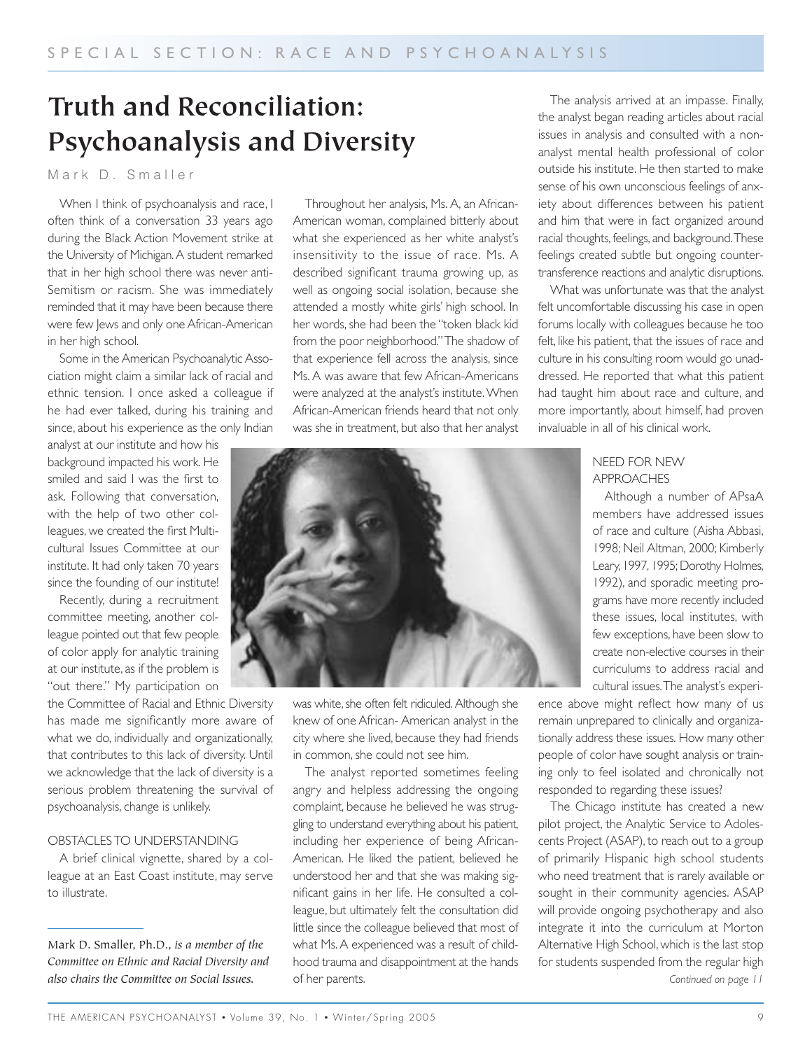SPECIAL SECTION: RACE AND PSYCHOANALYSIS

# Truth and Reconciliation: Psychoanalysis and Diversity

Mark D. Smaller

When I think of psychoanalysis and race, I often think of a conversation 33 years ago during the Black Action Movement strike at the University of Michigan. A student remarked that in her high school there was never anti-Semitism or racism. She was immediately reminded that it may have been because there were few Jews and only one African-American in her high school.

Some in the American Psychoanalytic Association might claim a similar lack of racial and ethnic tension. I once asked a colleague if he had ever talked, during his training and since, about his experience as the only Indian analyst at our institute and how his background impacted his work. He smiled and said I was the first to ask. Following that conversation, with the help of two other colleagues, we created the first Multicultural Issues Committee at our institute. It had only taken 70 years since the founding of our institute!

Recently, during a recruitment committee meeting, another colleague pointed out that few people of color apply for analytic training at our institute, as if the problem is "out there." My participation on the Committee of Racial and Ethnic Diversity has made me significantly more aware of what we do, individually and organizationally, that contributes to this lack of diversity. Until we acknowledge that the lack of diversity is a serious problem threatening the survival of psychoanalysis, change is unlikely.

## OBSTACLES TO UNDERSTANDING

A brief clinical vignette, shared by a colleague at an East Coast institute, may serve to illustrate.

Throughout her analysis, Ms. A, an African-American woman, complained bitterly about what she experienced as her white analyst's insensitivity to the issue of race. Ms. A described significant trauma growing up, as well as ongoing social isolation, because she attended a mostly white girls' high school. In her words, she had been the "token black kid from the poor neighborhood." The shadow of that experience fell across the analysis, since Ms. A was aware that few African-Americans were analyzed at the analyst's institute. When African-American friends heard that not only was she in treatment, but also that her analyst was white, she often felt ridiculed. Although she knew of one African- American analyst in the city where she lived, because they had friends in common, she could not see him.

The analyst reported sometimes feeling angry and helpless addressing the ongoing complaint, because he believed he was struggling to understand everything about his patient, including her experience of being African-American. He liked the patient, believed he understood her and that she was making significant gains in her life. He consulted a colleague, but ultimately felt the consultation did little since the colleague believed that most of what Ms. A experienced was a result of childhood trauma and disappointment at the hands of her parents.

The analysis arrived at an impasse. Finally, the analyst began reading articles about racial issues in analysis and consulted with a non-analyst mental health professional of color outside his institute. He then started to make sense of his own unconscious feelings of anxiety about differences between his patient and him that were in fact organized around racial thoughts, feelings, and background. These feelings created subtle but ongoing countertransference reactions and analytic disruptions.

What was unfortunate was that the analyst felt uncomfortable discussing his case in open forums locally with colleagues because he too felt, like his patient, that the issues of race and culture in his consulting room would go unaddressed. He reported that what this patient had taught him about race and culture, and more importantly, about himself, had proven invaluable in all of his clinical work.

## NEED FOR NEW APPROACHES

Although a number of APsaA members have addressed issues of race and culture (Aisha Abbasi, 1998; Neil Altman, 2000; Kimberly Leary, 1997, 1995; Dorothy Holmes, 1992), and sporadic meeting programs have more recently included these issues, local institutes, with few exceptions, have been slow to create non-elective courses in their curriculums to address racial and cultural issues. The analyst's experience above might reflect how many of us remain unprepared to clinically and organizationally address these issues. How many other people of color have sought analysis or training only to feel isolated and chronically not responded to regarding these issues?

The Chicago institute has created a new pilot project, the Analytic Service to Adolescents Project (ASAP), to reach out to a group of primarily Hispanic high school students who need treatment that is rarely available or sought in their community agencies. ASAP will provide ongoing psychotherapy and also integrate it into the curriculum at Morton Alternative High School, which is the last stop for students suspended from the regular high

*Continued on page 11*

---

Mark D. Smaller, Ph.D., *is a member of the Committee on Ethnic and Racial Diversity and also chairs the Committee on Social Issues.*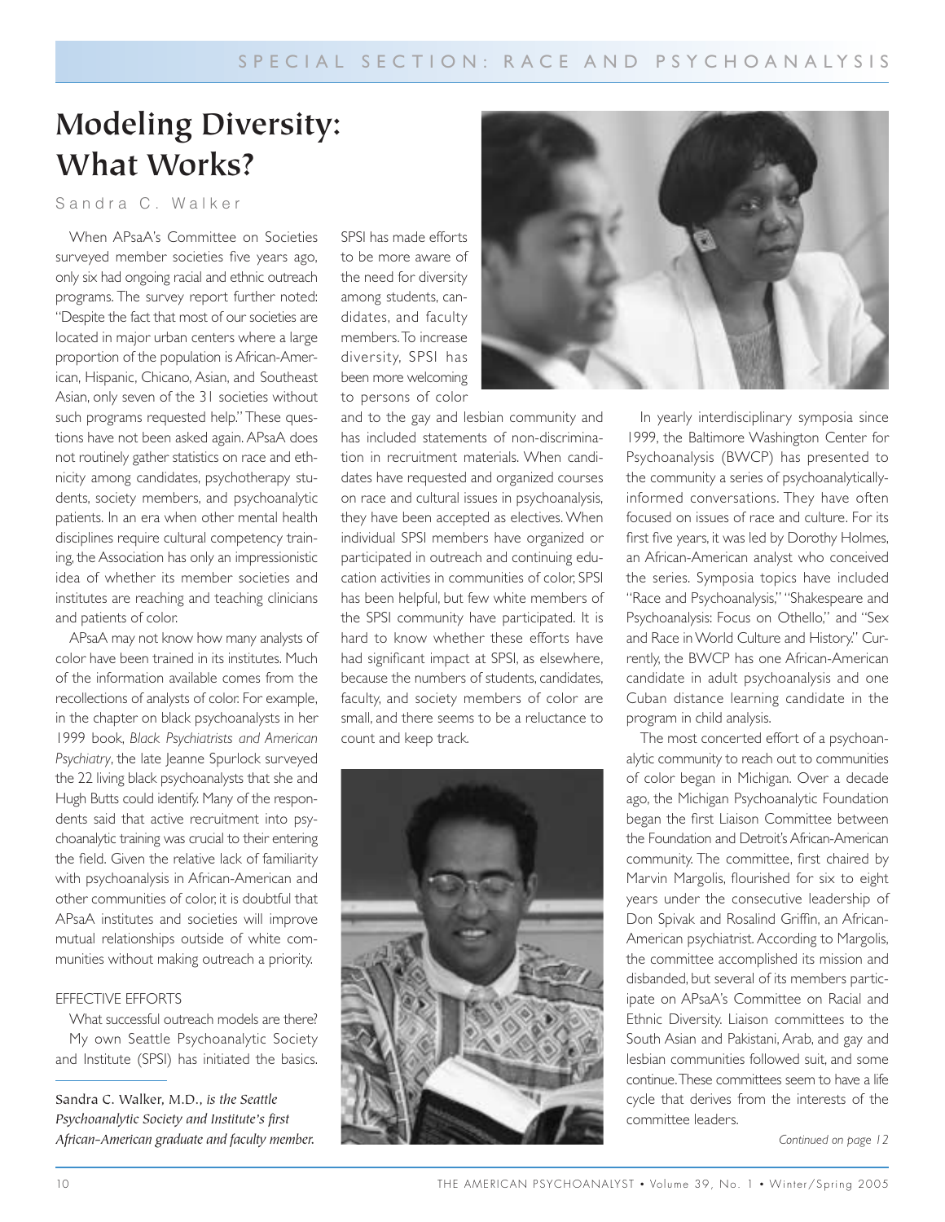# Modeling Diversity: What Works?

Sandra C. Walker

When APsaA's Committee on Societies surveyed member societies five years ago, only six had ongoing racial and ethnic outreach programs. The survey report further noted: "Despite the fact that most of our societies are located in major urban centers where a large proportion of the population is African-American, Hispanic, Chicano, Asian, and Southeast Asian, only seven of the 31 societies without such programs requested help." These questions have not been asked again. APsaA does not routinely gather statistics on race and ethnicity among candidates, psychotherapy students, society members, and psychoanalytic patients. In an era when other mental health disciplines require cultural competency training, the Association has only an impressionistic idea of whether its member societies and institutes are reaching and teaching clinicians and patients of color.

APsaA may not know how many analysts of color have been trained in its institutes. Much of the information available comes from the recollections of analysts of color. For example, in the chapter on black psychoanalysts in her 1999 book, *Black Psychiatrists and American Psychiatry*, the late Jeanne Spurlock surveyed the 22 living black psychoanalysts that she and Hugh Butts could identify. Many of the respondents said that active recruitment into psychoanalytic training was crucial to their entering the field. Given the relative lack of familiarity with psychoanalysis in African-American and other communities of color, it is doubtful that APsaA institutes and societies will improve mutual relationships outside of white communities without making outreach a priority.

## EFFECTIVE EFFORTS

What successful outreach models are there? My own Seattle Psychoanalytic Society and Institute (SPSI) has initiated the basics. SPSI has made efforts to be more aware of the need for diversity among students, candidates, and faculty members. To increase diversity, SPSI has been more welcoming to persons of color and to the gay and lesbian community and has included statements of non-discrimination in recruitment materials. When candidates have requested and organized courses on race and cultural issues in psychoanalysis, they have been accepted as electives. When individual SPSI members have organized or participated in outreach and continuing education activities in communities of color, SPSI has been helpful, but few white members of the SPSI community have participated. It is hard to know whether these efforts have had significant impact at SPSI, as elsewhere, because the numbers of students, candidates, faculty, and society members of color are small, and there seems to be a reluctance to count and keep track.

In yearly interdisciplinary symposia since 1999, the Baltimore Washington Center for Psychoanalysis (BWCP) has presented to the community a series of psychoanalytically-informed conversations. They have often focused on issues of race and culture. For its first five years, it was led by Dorothy Holmes, an African-American analyst who conceived the series. Symposia topics have included "Race and Psychoanalysis," "Shakespeare and Psychoanalysis: Focus on Othello," and "Sex and Race in World Culture and History." Currently, the BWCP has one African-American candidate in adult psychoanalysis and one Cuban distance learning candidate in the program in child analysis.

The most concerted effort of a psychoanalytic community to reach out to communities of color began in Michigan. Over a decade ago, the Michigan Psychoanalytic Foundation began the first Liaison Committee between the Foundation and Detroit's African-American community. The committee, first chaired by Marvin Margolis, flourished for six to eight years under the consecutive leadership of Don Spivak and Rosalind Griffin, an African-American psychiatrist. According to Margolis, the committee accomplished its mission and disbanded, but several of its members participate on APsaA's Committee on Racial and Ethnic Diversity. Liaison committees to the South Asian and Pakistani, Arab, and gay and lesbian communities followed suit, and some continue. These committees seem to have a life cycle that derives from the interests of the committee leaders.

*Continued on page 12*

---

Sandra C. Walker, M.D., *is the Seattle Psychoanalytic Society and Institute's first African-American graduate and faculty member.*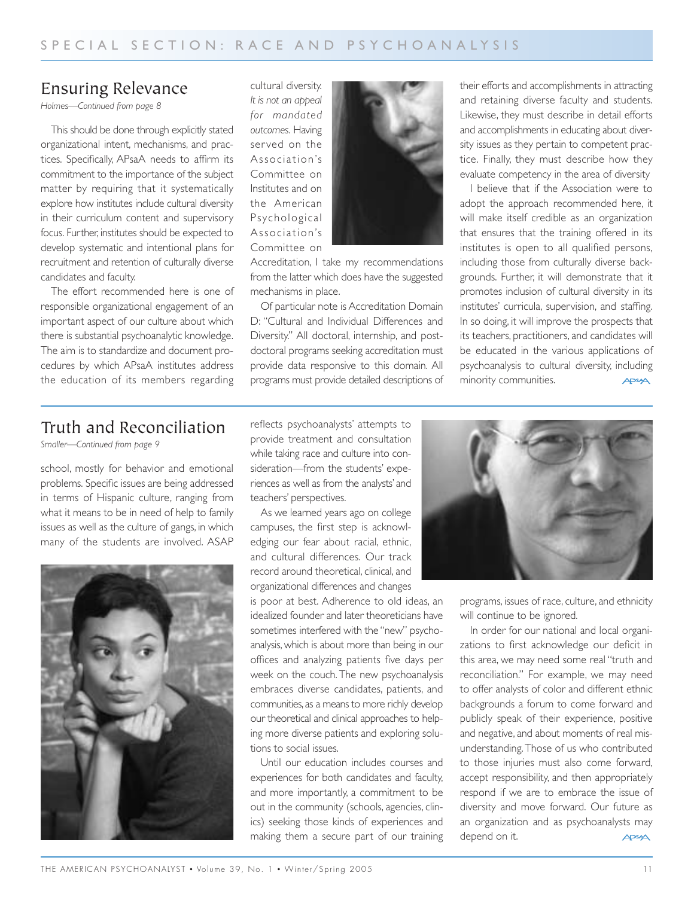## Ensuring Relevance

*Holmes—Continued from page 8*

This should be done through explicitly stated organizational intent, mechanisms, and practices. Specifically, APsaA needs to affirm its commitment to the importance of the subject matter by requiring that it systematically explore how institutes include cultural diversity in their curriculum content and supervisory focus. Further, institutes should be expected to develop systematic and intentional plans for recruitment and retention of culturally diverse candidates and faculty.

The effort recommended here is one of responsible organizational engagement of an important aspect of our culture about which there is substantial psychoanalytic knowledge. The aim is to standardize and document procedures by which APsaA institutes address the education of its members regarding cultural diversity. *It is not an appeal for mandated outcomes.* Having served on the Association's Committee on Institutes and on the American Psychological Association's Committee on Accreditation, I take my recommendations from the latter which does have the suggested mechanisms in place.

Of particular note is Accreditation Domain D: "Cultural and Individual Differences and Diversity." All doctoral, internship, and postdoctoral programs seeking accreditation must provide data responsive to this domain. All programs must provide detailed descriptions of their efforts and accomplishments in attracting and retaining diverse faculty and students. Likewise, they must describe in detail efforts and accomplishments in educating about diversity issues as they pertain to competent practice. Finally, they must describe how they evaluate competency in the area of diversity

I believe that if the Association were to adopt the approach recommended here, it will make itself credible as an organization that ensures that the training offered in its institutes is open to all qualified persons, including those from culturally diverse backgrounds. Further, it will demonstrate that it promotes inclusion of cultural diversity in its institutes' curricula, supervision, and staffing. In so doing, it will improve the prospects that its teachers, practitioners, and candidates will be educated in the various applications of psychoanalysis to cultural diversity, including minority communities.

## Truth and Reconciliation

*Smaller—Continued from page 9*

school, mostly for behavior and emotional problems. Specific issues are being addressed in terms of Hispanic culture, ranging from what it means to be in need of help to family issues as well as the culture of gangs, in which many of the students are involved. ASAP reflects psychoanalysts' attempts to provide treatment and consultation while taking race and culture into consideration—from the students' experiences as well as from the analysts' and teachers' perspectives.

As we learned years ago on college campuses, the first step is acknowledging our fear about racial, ethnic, and cultural differences. Our track record around theoretical, clinical, and organizational differences and changes is poor at best. Adherence to old ideas, an idealized founder and later theoreticians have sometimes interfered with the "new" psychoanalysis, which is about more than being in our offices and analyzing patients five days per week on the couch. The new psychoanalysis embraces diverse candidates, patients, and communities, as a means to more richly develop our theoretical and clinical approaches to helping more diverse patients and exploring solutions to social issues.

Until our education includes courses and experiences for both candidates and faculty, and more importantly, a commitment to be out in the community (schools, agencies, clinics) seeking those kinds of experiences and making them a secure part of our training programs, issues of race, culture, and ethnicity will continue to be ignored.

In order for our national and local organizations to first acknowledge our deficit in this area, we may need some real "truth and reconciliation." For example, we may need to offer analysts of color and different ethnic backgrounds a forum to come forward and publicly speak of their experience, positive and negative, and about moments of real misunderstanding. Those of us who contributed to those injuries must also come forward, accept responsibility, and then appropriately respond if we are to embrace the issue of diversity and move forward. Our future as an organization and as psychoanalysts may depend on it.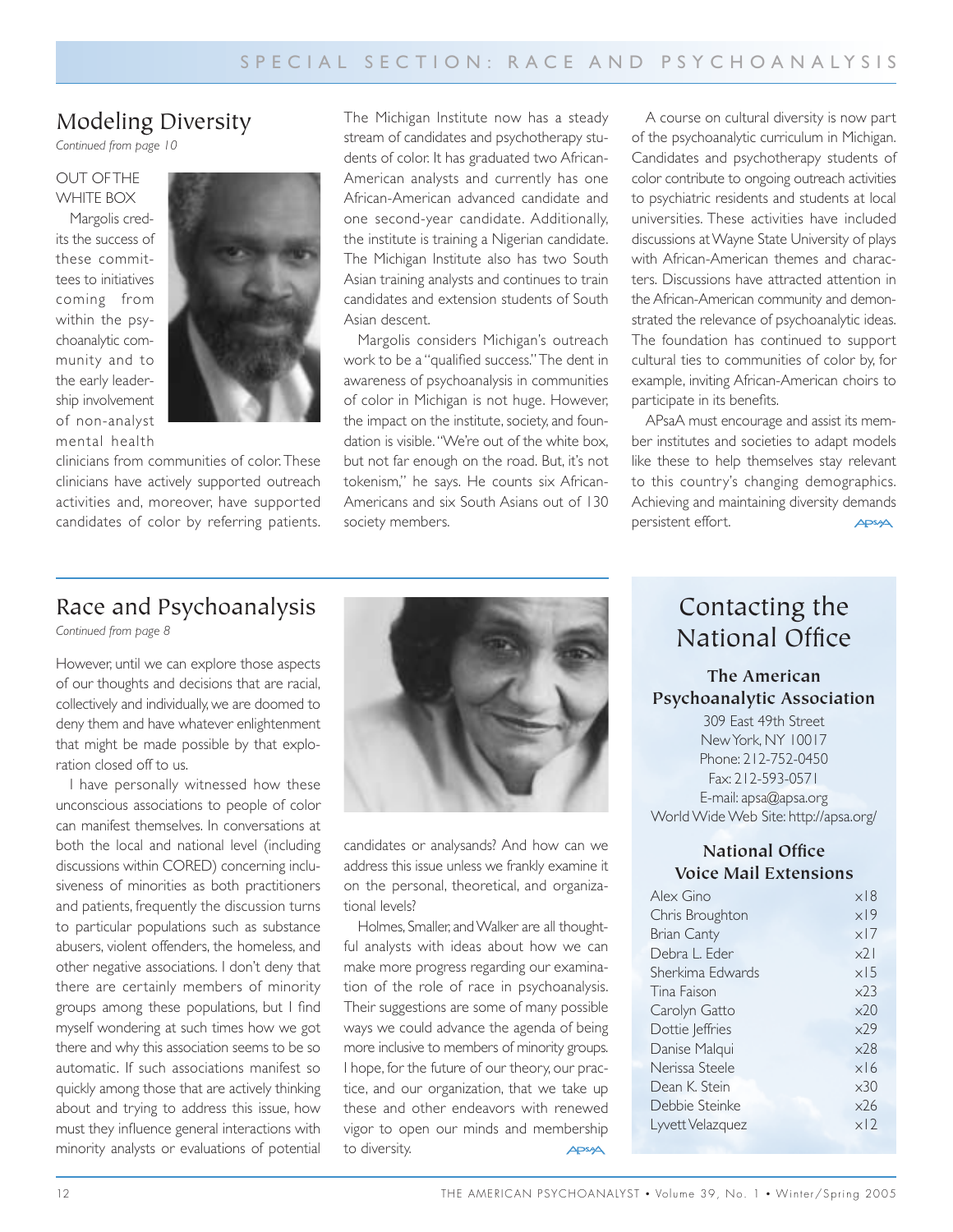## Modeling Diversity

*Continued from page 10*

OUT OF THE WHITE BOX

Margolis credits the success of these committees to initiatives coming from within the psychoanalytic community and to the early leadership involvement of non-analyst mental health clinicians from communities of color. These clinicians have actively supported outreach activities and, moreover, have supported candidates of color by referring patients.

The Michigan Institute now has a steady stream of candidates and psychotherapy students of color. It has graduated two African-American analysts and currently has one African-American advanced candidate and one second-year candidate. Additionally, the institute is training a Nigerian candidate. The Michigan Institute also has two South Asian training analysts and continues to train candidates and extension students of South Asian descent.

Margolis considers Michigan's outreach work to be a "qualified success." The dent in awareness of psychoanalysis in communities of color in Michigan is not huge. However, the impact on the institute, society, and foundation is visible. "We're out of the white box, but not far enough on the road. But, it's not tokenism," he says. He counts six African-Americans and six South Asians out of 130 society members.

A course on cultural diversity is now part of the psychoanalytic curriculum in Michigan. Candidates and psychotherapy students of color contribute to ongoing outreach activities to psychiatric residents and students at local universities. These activities have included discussions at Wayne State University of plays with African-American themes and characters. Discussions have attracted attention in the African-American community and demonstrated the relevance of psychoanalytic ideas. The foundation has continued to support cultural ties to communities of color by, for example, inviting African-American choirs to participate in its benefits.

APsaA must encourage and assist its member institutes and societies to adapt models like these to help themselves stay relevant to this country's changing demographics. Achieving and maintaining diversity demands persistent effort.

## Race and Psychoanalysis

*Continued from page 8*

However, until we can explore those aspects of our thoughts and decisions that are racial, collectively and individually, we are doomed to deny them and have whatever enlightenment that might be made possible by that exploration closed off to us.

I have personally witnessed how these unconscious associations to people of color can manifest themselves. In conversations at both the local and national level (including discussions within CORED) concerning inclusiveness of minorities as both practitioners and patients, frequently the discussion turns to particular populations such as substance abusers, violent offenders, the homeless, and other negative associations. I don't deny that there are certainly members of minority groups among these populations, but I find myself wondering at such times how we got there and why this association seems to be so automatic. If such associations manifest so quickly among those that are actively thinking about and trying to address this issue, how must they influence general interactions with minority analysts or evaluations of potential candidates or analysands? And how can we address this issue unless we frankly examine it on the personal, theoretical, and organizational levels?

Holmes, Smaller, and Walker are all thoughtful analysts with ideas about how we can make more progress regarding our examination of the role of race in psychoanalysis. Their suggestions are some of many possible ways we could advance the agenda of being more inclusive to members of minority groups. I hope, for the future of our theory, our practice, and our organization, that we take up these and other endeavors with renewed vigor to open our minds and membership to diversity.

## Contacting the National Office

### The American Psychoanalytic Association

309 East 49th Street
New York, NY 10017
Phone: 212-752-0450
Fax: 212-593-0571
E-mail: apsa@apsa.org
World Wide Web Site: http://apsa.org/

### National Office Voice Mail Extensions

| Name | Extension |
|---|---|
| Alex Gino | x18 |
| Chris Broughton | x19 |
| Brian Canty | x17 |
| Debra L. Eder | x21 |
| Sherkima Edwards | x15 |
| Tina Faison | x23 |
| Carolyn Gatto | x20 |
| Dottie Jeffries | x29 |
| Danise Malqui | x28 |
| Nerissa Steele | x16 |
| Dean K. Stein | x30 |
| Debbie Steinke | x26 |
| Lyvett Velazquez | x12 |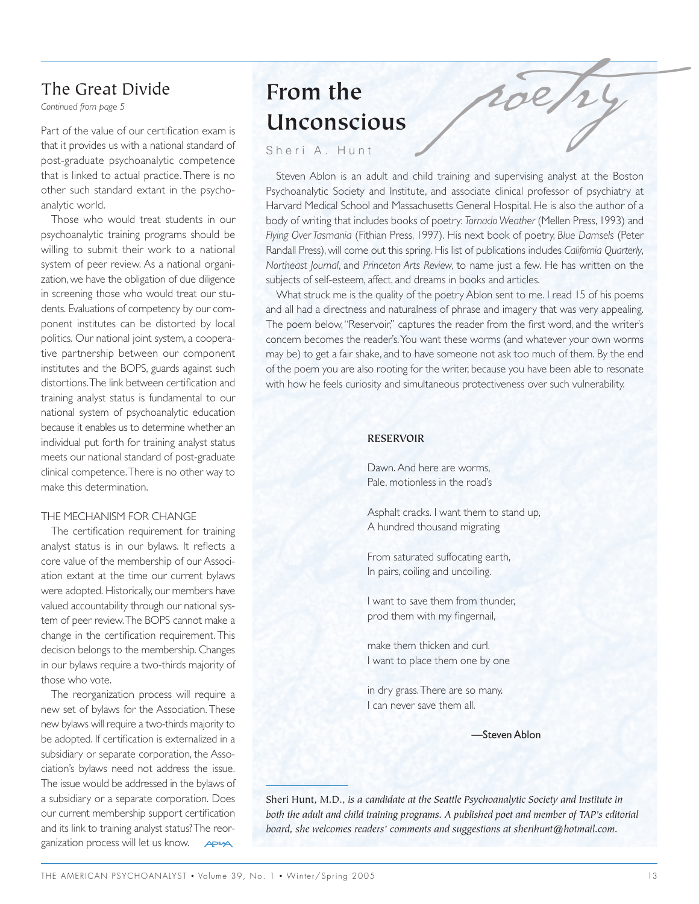## The Great Divide

*Continued from page 5*

Part of the value of our certification exam is that it provides us with a national standard of post-graduate psychoanalytic competence that is linked to actual practice. There is no other such standard extant in the psychoanalytic world.

Those who would treat students in our psychoanalytic training programs should be willing to submit their work to a national system of peer review. As a national organization, we have the obligation of due diligence in screening those who would treat our students. Evaluations of competency by our component institutes can be distorted by local politics. Our national joint system, a cooperative partnership between our component institutes and the BOPS, guards against such distortions. The link between certification and training analyst status is fundamental to our national system of psychoanalytic education because it enables us to determine whether an individual put forth for training analyst status meets our national standard of post-graduate clinical competence. There is no other way to make this determination.

### THE MECHANISM FOR CHANGE

The certification requirement for training analyst status is in our bylaws. It reflects a core value of the membership of our Association extant at the time our current bylaws were adopted. Historically, our members have valued accountability through our national system of peer review. The BOPS cannot make a change in the certification requirement. This decision belongs to the membership. Changes in our bylaws require a two-thirds majority of those who vote.

The reorganization process will require a new set of bylaws for the Association. These new bylaws will require a two-thirds majority to be adopted. If certification is externalized in a subsidiary or separate corporation, the Association's bylaws need not address the issue. The issue would be addressed in the bylaws of a subsidiary or a separate corporation. Does our current membership support certification and its link to training analyst status? The reorganization process will let us know.

# From the Unconscious

poetry

Sheri A. Hunt

Steven Ablon is an adult and child training and supervising analyst at the Boston Psychoanalytic Society and Institute, and associate clinical professor of psychiatry at Harvard Medical School and Massachusetts General Hospital. He is also the author of a body of writing that includes books of poetry: *Tornado Weather* (Mellen Press, 1993) and *Flying Over Tasmania* (Fithian Press, 1997). His next book of poetry, *Blue Damsels* (Peter Randall Press), will come out this spring. His list of publications includes *California Quarterly*, *Northeast Journal*, and *Princeton Arts Review*, to name just a few. He has written on the subjects of self-esteem, affect, and dreams in books and articles.

What struck me is the quality of the poetry Ablon sent to me. I read 15 of his poems and all had a directness and naturalness of phrase and imagery that was very appealing. The poem below, "Reservoir," captures the reader from the first word, and the writer's concern becomes the reader's. You want these worms (and whatever your own worms may be) to get a fair shake, and to have someone not ask too much of them. By the end of the poem you are also rooting for the writer, because you have been able to resonate with how he feels curiosity and simultaneous protectiveness over such vulnerability.

**RESERVOIR**

Dawn. And here are worms,
Pale, motionless in the road's

Asphalt cracks. I want them to stand up,
A hundred thousand migrating

From saturated suffocating earth,
In pairs, coiling and uncoiling.

I want to save them from thunder,
prod them with my fingernail,

make them thicken and curl.
I want to place them one by one

in dry grass. There are so many.
I can never save them all.

—Steven Ablon

---

Sheri Hunt, M.D., *is a candidate at the Seattle Psychoanalytic Society and Institute in both the adult and child training programs. A published poet and member of TAP's editorial board, she welcomes readers' comments and suggestions at sherihunt@hotmail.com.*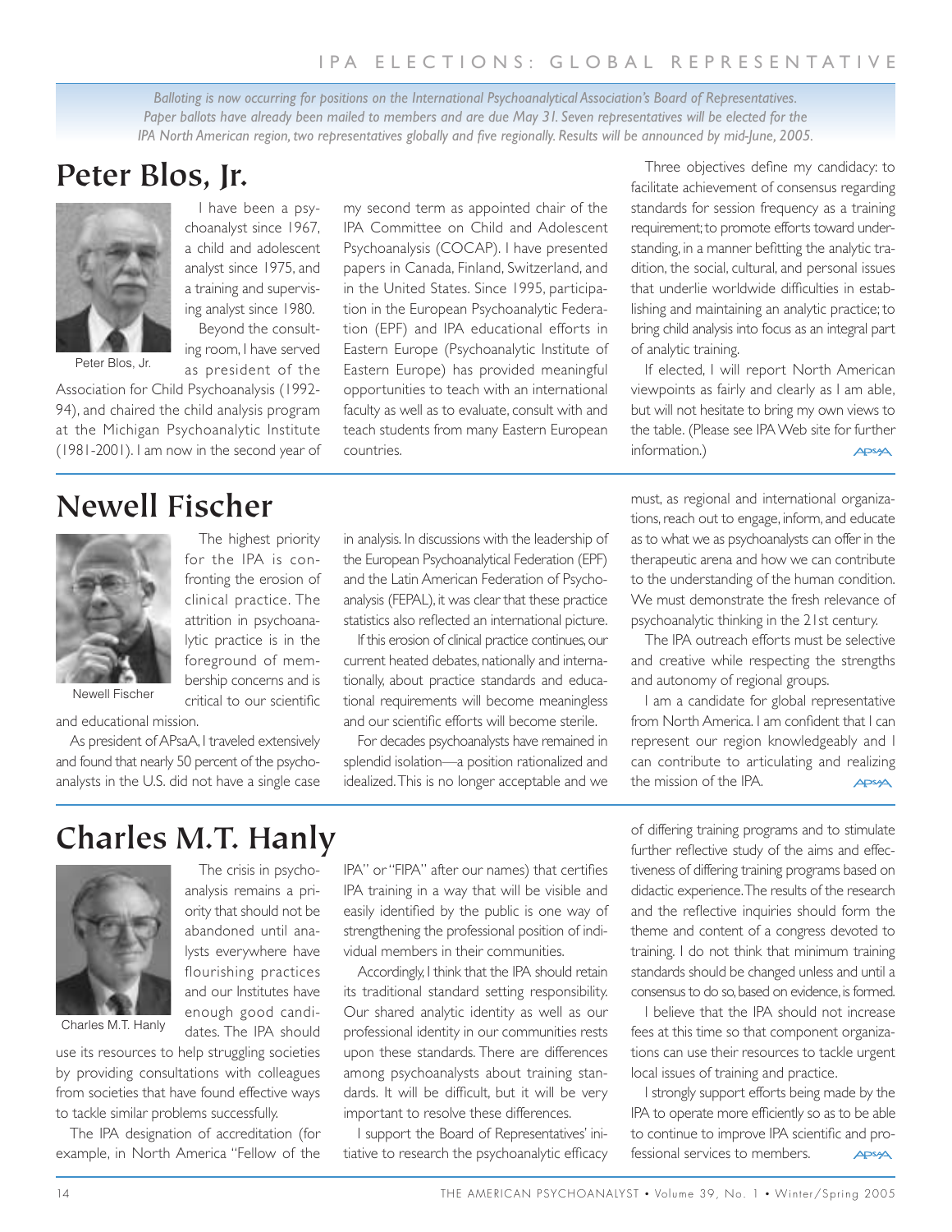IPA ELECTIONS: GLOBAL REPRESENTATIVE

*Balloting is now occurring for positions on the International Psychoanalytical Association's Board of Representatives. Paper ballots have already been mailed to members and are due May 31. Seven representatives will be elected for the IPA North American region, two representatives globally and five regionally. Results will be announced by mid-June, 2005.*

# Peter Blos, Jr.

Peter Blos, Jr.

I have been a psychoanalyst since 1967, a child and adolescent analyst since 1975, and a training and supervising analyst since 1980.

Beyond the consulting room, I have served as president of the Association for Child Psychoanalysis (1992-94), and chaired the child analysis program at the Michigan Psychoanalytic Institute (1981-2001). I am now in the second year of my second term as appointed chair of the IPA Committee on Child and Adolescent Psychoanalysis (COCAP). I have presented papers in Canada, Finland, Switzerland, and in the United States. Since 1995, participation in the European Psychoanalytic Federation (EPF) and IPA educational efforts in Eastern Europe (Psychoanalytic Institute of Eastern Europe) has provided meaningful opportunities to teach with an international faculty as well as to evaluate, consult with and teach students from many Eastern European countries.

Three objectives define my candidacy: to facilitate achievement of consensus regarding standards for session frequency as a training requirement; to promote efforts toward understanding, in a manner befitting the analytic tradition, the social, cultural, and personal issues that underlie worldwide difficulties in establishing and maintaining an analytic practice; to bring child analysis into focus as an integral part of analytic training.

If elected, I will report North American viewpoints as fairly and clearly as I am able, but will not hesitate to bring my own views to the table. (Please see IPA Web site for further information.)

# Newell Fischer

Newell Fischer

The highest priority for the IPA is confronting the erosion of clinical practice. The attrition in psychoanalytic practice is in the foreground of membership concerns and is critical to our scientific and educational mission.

As president of APsaA, I traveled extensively and found that nearly 50 percent of the psychoanalysts in the U.S. did not have a single case in analysis. In discussions with the leadership of the European Psychoanalytical Federation (EPF) and the Latin American Federation of Psychoanalysis (FEPAL), it was clear that these practice statistics also reflected an international picture.

If this erosion of clinical practice continues, our current heated debates, nationally and internationally, about practice standards and educational requirements will become meaningless and our scientific efforts will become sterile.

For decades psychoanalysts have remained in splendid isolation—a position rationalized and idealized. This is no longer acceptable and we must, as regional and international organizations, reach out to engage, inform, and educate as to what we as psychoanalysts can offer in the therapeutic arena and how we can contribute to the understanding of the human condition. We must demonstrate the fresh relevance of psychoanalytic thinking in the 21st century.

The IPA outreach efforts must be selective and creative while respecting the strengths and autonomy of regional groups.

I am a candidate for global representative from North America. I am confident that I can represent our region knowledgeably and I can contribute to articulating and realizing the mission of the IPA.

# Charles M.T. Hanly

Charles M.T. Hanly

The crisis in psychoanalysis remains a priority that should not be abandoned until analysts everywhere have flourishing practices and our Institutes have enough good candidates. The IPA should use its resources to help struggling societies by providing consultations with colleagues from societies that have found effective ways to tackle similar problems successfully.

The IPA designation of accreditation (for example, in North America "Fellow of the IPA" or "FIPA" after our names) that certifies IPA training in a way that will be visible and easily identified by the public is one way of strengthening the professional position of individual members in their communities.

Accordingly, I think that the IPA should retain its traditional standard setting responsibility. Our shared analytic identity as well as our professional identity in our communities rests upon these standards. There are differences among psychoanalysts about training standards. It will be difficult, but it will be very important to resolve these differences.

I support the Board of Representatives' initiative to research the psychoanalytic efficacy of differing training programs and to stimulate further reflective study of the aims and effectiveness of differing training programs based on didactic experience. The results of the research and the reflective inquiries should form the theme and content of a congress devoted to training. I do not think that minimum training standards should be changed unless and until a consensus to do so, based on evidence, is formed.

I believe that the IPA should not increase fees at this time so that component organizations can use their resources to tackle urgent local issues of training and practice.

I strongly support efforts being made by the IPA to operate more efficiently so as to be able to continue to improve IPA scientific and professional services to members.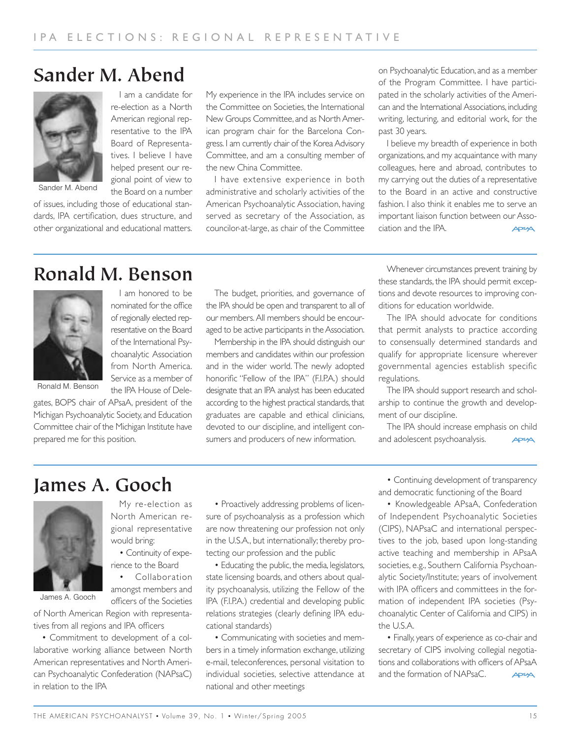# IPA ELECTIONS: REGIONAL REPRESENTATIVE

## Sander M. Abend

Sander M. Abend

I am a candidate for re-election as a North American regional representative to the IPA Board of Representatives. I believe I have helped present our regional point of view to the Board on a number of issues, including those of educational standards, IPA certification, dues structure, and other organizational and educational matters.

My experience in the IPA includes service on the Committee on Societies, the International New Groups Committee, and as North American program chair for the Barcelona Congress. I am currently chair of the Korea Advisory Committee, and am a consulting member of the new China Committee.

I have extensive experience in both administrative and scholarly activities of the American Psychoanalytic Association, having served as secretary of the Association, as councilor-at-large, as chair of the Committee on Psychoanalytic Education, and as a member of the Program Committee. I have participated in the scholarly activities of the American and the International Associations, including writing, lecturing, and editorial work, for the past 30 years.

I believe my breadth of experience in both organizations, and my acquaintance with many colleagues, here and abroad, contributes to my carrying out the duties of a representative to the Board in an active and constructive fashion. I also think it enables me to serve an important liaison function between our Association and the IPA.

## Ronald M. Benson

Ronald M. Benson

I am honored to be nominated for the office of regionally elected representative on the Board of the International Psychoanalytic Association from North America. Service as a member of the IPA House of Delegates, BOPS chair of APsaA, president of the Michigan Psychoanalytic Society, and Education Committee chair of the Michigan Institute have prepared me for this position.

The budget, priorities, and governance of the IPA should be open and transparent to all of our members. All members should be encouraged to be active participants in the Association.

Membership in the IPA should distinguish our members and candidates within our profession and in the wider world. The newly adopted honorific "Fellow of the IPA" (F.I.P.A.) should designate that an IPA analyst has been educated according to the highest practical standards, that graduates are capable and ethical clinicians, devoted to our discipline, and intelligent consumers and producers of new information.

Whenever circumstances prevent training by these standards, the IPA should permit exceptions and devote resources to improving conditions for education worldwide.

The IPA should advocate for conditions that permit analysts to practice according to consensually determined standards and qualify for appropriate licensure wherever governmental agencies establish specific regulations.

The IPA should support research and scholarship to continue the growth and development of our discipline.

The IPA should increase emphasis on child and adolescent psychoanalysis.

## James A. Gooch

James A. Gooch

My re-election as North American regional representative would bring:

- Continuity of experience to the Board
- Collaboration amongst members and officers of the Societies of North American Region with representatives from all regions and IPA officers
- Commitment to development of a collaborative working alliance between North American representatives and North American Psychoanalytic Confederation (NAPsaC) in relation to the IPA
- Proactively addressing problems of licensure of psychoanalysis as a profession which are now threatening our profession not only in the U.S.A., but internationally; thereby protecting our profession and the public
- Educating the public, the media, legislators, state licensing boards, and others about quality psychoanalysis, utilizing the Fellow of the IPA (F.I.P.A.) credential and developing public relations strategies (clearly defining IPA educational standards)
- Communicating with societies and members in a timely information exchange, utilizing e-mail, teleconferences, personal visitation to individual societies, selective attendance at national and other meetings
- Continuing development of transparency and democratic functioning of the Board
- Knowledgeable APsaA, Confederation of Independent Psychoanalytic Societies (CIPS), NAPsaC and international perspectives to the job, based upon long-standing active teaching and membership in APsaA societies, e.g., Southern California Psychoanalytic Society/Institute; years of involvement with IPA officers and committees in the formation of independent IPA societies (Psychoanalytic Center of California and CIPS) in the U.S.A.
- Finally, years of experience as co-chair and secretary of CIPS involving collegial negotiations and collaborations with officers of APsaA and the formation of NAPsaC.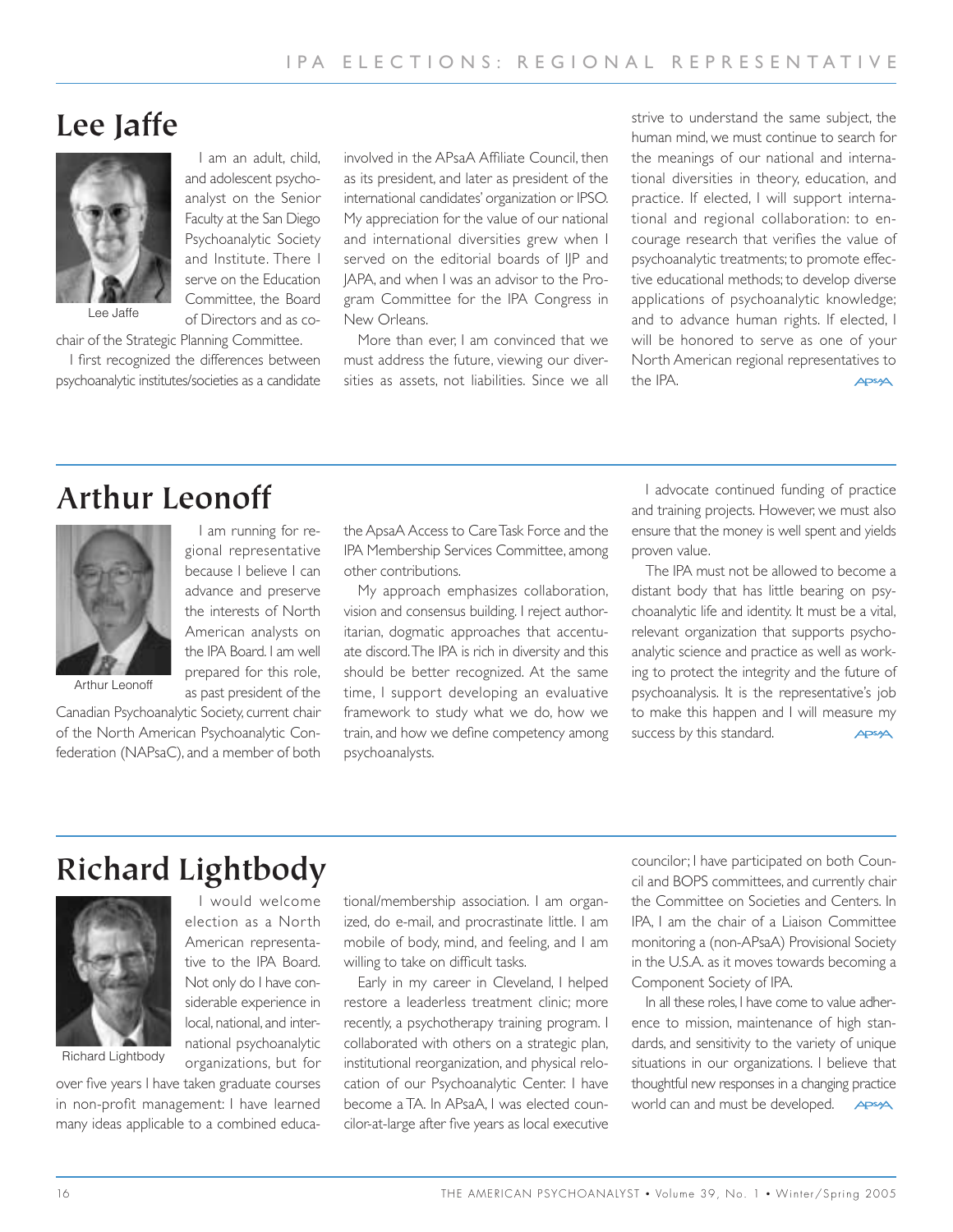## Lee Jaffe

Lee Jaffe

I am an adult, child, and adolescent psychoanalyst on the Senior Faculty at the San Diego Psychoanalytic Society and Institute. There I serve on the Education Committee, the Board of Directors and as co-chair of the Strategic Planning Committee.

I first recognized the differences between psychoanalytic institutes/societies as a candidate involved in the APsaA Affiliate Council, then as its president, and later as president of the international candidates' organization or IPSO. My appreciation for the value of our national and international diversities grew when I served on the editorial boards of IJP and JAPA, and when I was an advisor to the Program Committee for the IPA Congress in New Orleans.

More than ever, I am convinced that we must address the future, viewing our diversities as assets, not liabilities. Since we all strive to understand the same subject, the human mind, we must continue to search for the meanings of our national and international diversities in theory, education, and practice. If elected, I will support international and regional collaboration: to encourage research that verifies the value of psychoanalytic treatments; to promote effective educational methods; to develop diverse applications of psychoanalytic knowledge; and to advance human rights. If elected, I will be honored to serve as one of your North American regional representatives to the IPA.

## Arthur Leonoff

Arthur Leonoff

I am running for regional representative because I believe I can advance and preserve the interests of North American analysts on the IPA Board. I am well prepared for this role, as past president of the Canadian Psychoanalytic Society, current chair of the North American Psychoanalytic Confederation (NAPsaC), and a member of both the ApsaA Access to Care Task Force and the IPA Membership Services Committee, among other contributions.

My approach emphasizes collaboration, vision and consensus building. I reject authoritarian, dogmatic approaches that accentuate discord. The IPA is rich in diversity and this should be better recognized. At the same time, I support developing an evaluative framework to study what we do, how we train, and how we define competency among psychoanalysts.

I advocate continued funding of practice and training projects. However, we must also ensure that the money is well spent and yields proven value.

The IPA must not be allowed to become a distant body that has little bearing on psychoanalytic life and identity. It must be a vital, relevant organization that supports psychoanalytic science and practice as well as working to protect the integrity and the future of psychoanalysis. It is the representative's job to make this happen and I will measure my success by this standard.

## Richard Lightbody

Richard Lightbody

I would welcome election as a North American representative to the IPA Board. Not only do I have considerable experience in local, national, and international psychoanalytic organizations, but for over five years I have taken graduate courses in non-profit management: I have learned many ideas applicable to a combined educational/membership association. I am organized, do e-mail, and procrastinate little. I am mobile of body, mind, and feeling, and I am willing to take on difficult tasks.

Early in my career in Cleveland, I helped restore a leaderless treatment clinic; more recently, a psychotherapy training program. I collaborated with others on a strategic plan, institutional reorganization, and physical relocation of our Psychoanalytic Center. I have become a TA. In APsaA, I was elected councilor-at-large after five years as local executive councilor; I have participated on both Council and BOPS committees, and currently chair the Committee on Societies and Centers. In IPA, I am the chair of a Liaison Committee monitoring a (non-APsaA) Provisional Society in the U.S.A. as it moves towards becoming a Component Society of IPA.

In all these roles, I have come to value adherence to mission, maintenance of high standards, and sensitivity to the variety of unique situations in our organizations. I believe that thoughtful new responses in a changing practice world can and must be developed.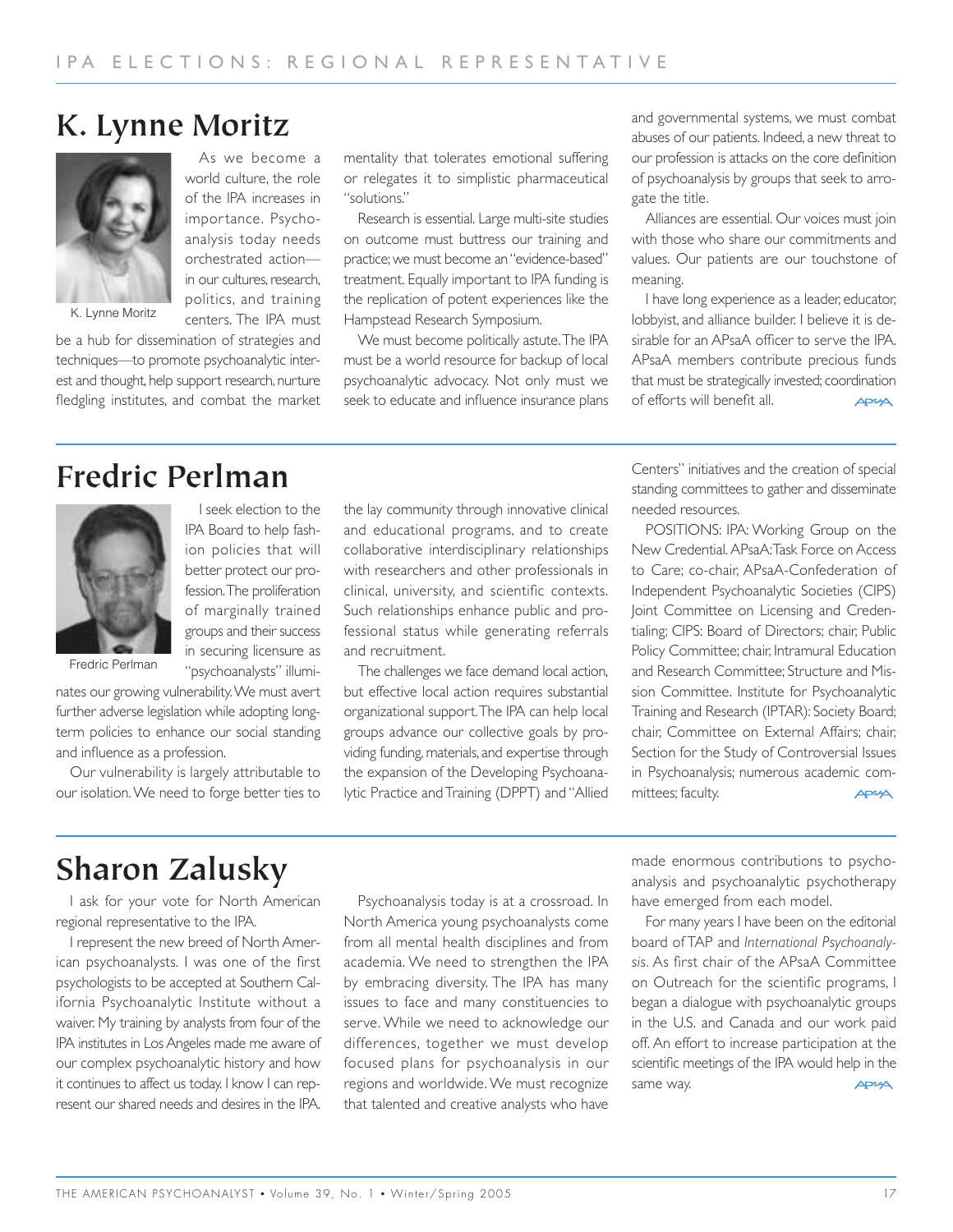# K. Lynne Moritz

K. Lynne Moritz

As we become a world culture, the role of the IPA increases in importance. Psychoanalysis today needs orchestrated action—in our cultures, research, politics, and training centers. The IPA must be a hub for dissemination of strategies and techniques—to promote psychoanalytic interest and thought, help support research, nurture fledgling institutes, and combat the market mentality that tolerates emotional suffering or relegates it to simplistic pharmaceutical "solutions."

Research is essential. Large multi-site studies on outcome must buttress our training and practice; we must become an "evidence-based" treatment. Equally important to IPA funding is the replication of potent experiences like the Hampstead Research Symposium.

We must become politically astute. The IPA must be a world resource for backup of local psychoanalytic advocacy. Not only must we seek to educate and influence insurance plans and governmental systems, we must combat abuses of our patients. Indeed, a new threat to our profession is attacks on the core definition of psychoanalysis by groups that seek to arrogate the title.

Alliances are essential. Our voices must join with those who share our commitments and values. Our patients are our touchstone of meaning.

I have long experience as a leader, educator, lobbyist, and alliance builder. I believe it is desirable for an APsaA officer to serve the IPA. APsaA members contribute precious funds that must be strategically invested; coordination of efforts will benefit all.

# Fredric Perlman

Fredric Perlman

I seek election to the IPA Board to help fashion policies that will better protect our profession. The proliferation of marginally trained groups and their success in securing licensure as "psychoanalysts" illuminates our growing vulnerability. We must avert further adverse legislation while adopting long-term policies to enhance our social standing and influence as a profession.

Our vulnerability is largely attributable to our isolation. We need to forge better ties to the lay community through innovative clinical and educational programs, and to create collaborative interdisciplinary relationships with researchers and other professionals in clinical, university, and scientific contexts. Such relationships enhance public and professional status while generating referrals and recruitment.

The challenges we face demand local action, but effective local action requires substantial organizational support. The IPA can help local groups advance our collective goals by providing funding, materials, and expertise through the expansion of the Developing Psychoanalytic Practice and Training (DPPT) and "Allied Centers" initiatives and the creation of special standing committees to gather and disseminate needed resources.

POSITIONS: IPA: Working Group on the New Credential. APsaA: Task Force on Access to Care; co-chair, APsaA-Confederation of Independent Psychoanalytic Societies (CIPS) Joint Committee on Licensing and Credentialing; CIPS: Board of Directors; chair, Public Policy Committee; chair, Intramural Education and Research Committee; Structure and Mission Committee. Institute for Psychoanalytic Training and Research (IPTAR): Society Board; chair, Committee on External Affairs; chair, Section for the Study of Controversial Issues in Psychoanalysis; numerous academic committees; faculty.

# Sharon Zalusky

I ask for your vote for North American regional representative to the IPA.

I represent the new breed of North American psychoanalysts. I was one of the first psychologists to be accepted at Southern California Psychoanalytic Institute without a waiver. My training by analysts from four of the IPA institutes in Los Angeles made me aware of our complex psychoanalytic history and how it continues to affect us today. I know I can represent our shared needs and desires in the IPA.

Psychoanalysis today is at a crossroad. In North America young psychoanalysts come from all mental health disciplines and from academia. We need to strengthen the IPA by embracing diversity. The IPA has many issues to face and many constituencies to serve. While we need to acknowledge our differences, together we must develop focused plans for psychoanalysis in our regions and worldwide. We must recognize that talented and creative analysts who have made enormous contributions to psychoanalysis and psychoanalytic psychotherapy have emerged from each model.

For many years I have been on the editorial board of TAP and *International Psychoanalysis*. As first chair of the APsaA Committee on Outreach for the scientific programs, I began a dialogue with psychoanalytic groups in the U.S. and Canada and our work paid off. An effort to increase participation at the scientific meetings of the IPA would help in the same way.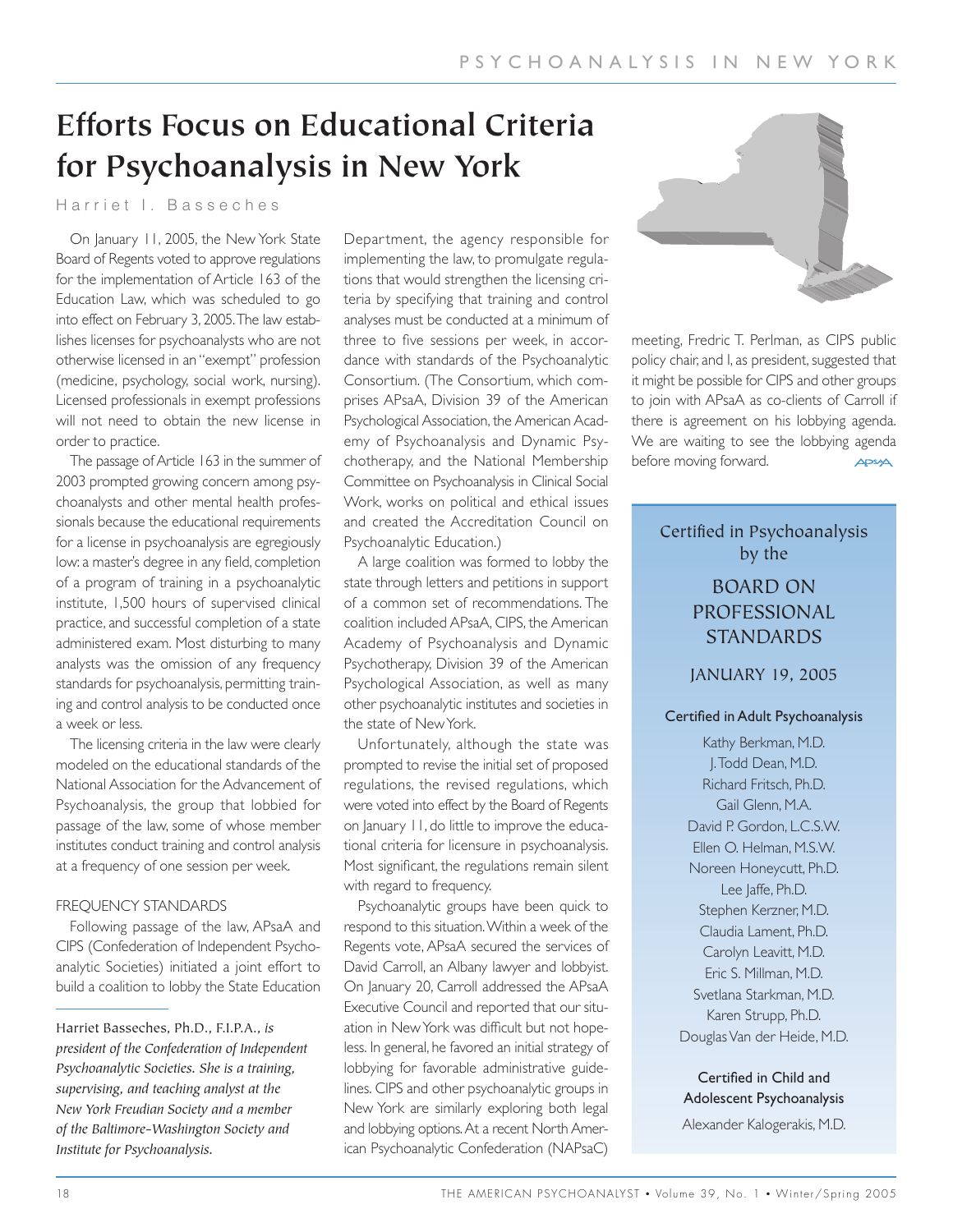# Efforts Focus on Educational Criteria for Psychoanalysis in New York

Harriet I. Basseches

On January 11, 2005, the New York State Board of Regents voted to approve regulations for the implementation of Article 163 of the Education Law, which was scheduled to go into effect on February 3, 2005. The law establishes licenses for psychoanalysts who are not otherwise licensed in an "exempt" profession (medicine, psychology, social work, nursing). Licensed professionals in exempt professions will not need to obtain the new license in order to practice.

The passage of Article 163 in the summer of 2003 prompted growing concern among psychoanalysts and other mental health professionals because the educational requirements for a license in psychoanalysis are egregiously low: a master's degree in any field, completion of a program of training in a psychoanalytic institute, 1,500 hours of supervised clinical practice, and successful completion of a state administered exam. Most disturbing to many analysts was the omission of any frequency standards for psychoanalysis, permitting training and control analysis to be conducted once a week or less.

The licensing criteria in the law were clearly modeled on the educational standards of the National Association for the Advancement of Psychoanalysis, the group that lobbied for passage of the law, some of whose member institutes conduct training and control analysis at a frequency of one session per week.

## FREQUENCY STANDARDS

Following passage of the law, APsaA and CIPS (Confederation of Independent Psychoanalytic Societies) initiated a joint effort to build a coalition to lobby the State Education Department, the agency responsible for implementing the law, to promulgate regulations that would strengthen the licensing criteria by specifying that training and control analyses must be conducted at a minimum of three to five sessions per week, in accordance with standards of the Psychoanalytic Consortium. (The Consortium, which comprises APsaA, Division 39 of the American Psychological Association, the American Academy of Psychoanalysis and Dynamic Psychotherapy, and the National Membership Committee on Psychoanalysis in Clinical Social Work, works on political and ethical issues and created the Accreditation Council on Psychoanalytic Education.)

A large coalition was formed to lobby the state through letters and petitions in support of a common set of recommendations. The coalition included APsaA, CIPS, the American Academy of Psychoanalysis and Dynamic Psychotherapy, Division 39 of the American Psychological Association, as well as many other psychoanalytic institutes and societies in the state of New York.

Unfortunately, although the state was prompted to revise the initial set of proposed regulations, the revised regulations, which were voted into effect by the Board of Regents on January 11, do little to improve the educational criteria for licensure in psychoanalysis. Most significant, the regulations remain silent with regard to frequency.

Psychoanalytic groups have been quick to respond to this situation. Within a week of the Regents vote, APsaA secured the services of David Carroll, an Albany lawyer and lobbyist. On January 20, Carroll addressed the APsaA Executive Council and reported that our situation in New York was difficult but not hopeless. In general, he favored an initial strategy of lobbying for favorable administrative guidelines. CIPS and other psychoanalytic groups in New York are similarly exploring both legal and lobbying options. At a recent North American Psychoanalytic Confederation (NAPsaC) meeting, Fredric T. Perlman, as CIPS public policy chair, and I, as president, suggested that it might be possible for CIPS and other groups to join with APsaA as co-clients of Carroll if there is agreement on his lobbying agenda. We are waiting to see the lobbying agenda before moving forward.

---

Harriet Basseches, Ph.D., F.I.P.A., *is president of the Confederation of Independent Psychoanalytic Societies. She is a training, supervising, and teaching analyst at the New York Freudian Society and a member of the Baltimore-Washington Society and Institute for Psychoanalysis.*

---

## Certified in Psychoanalysis by the BOARD ON PROFESSIONAL STANDARDS

### JANUARY 19, 2005

**Certified in Adult Psychoanalysis**

Kathy Berkman, M.D.
J. Todd Dean, M.D.
Richard Fritsch, Ph.D.
Gail Glenn, M.A.
David P. Gordon, L.C.S.W.
Ellen O. Helman, M.S.W.
Noreen Honeycutt, Ph.D.
Lee Jaffe, Ph.D.
Stephen Kerzner, M.D.
Claudia Lament, Ph.D.
Carolyn Leavitt, M.D.
Eric S. Millman, M.D.
Svetlana Starkman, M.D.
Karen Strupp, Ph.D.
Douglas Van der Heide, M.D.

**Certified in Child and Adolescent Psychoanalysis**

Alexander Kalogerakis, M.D.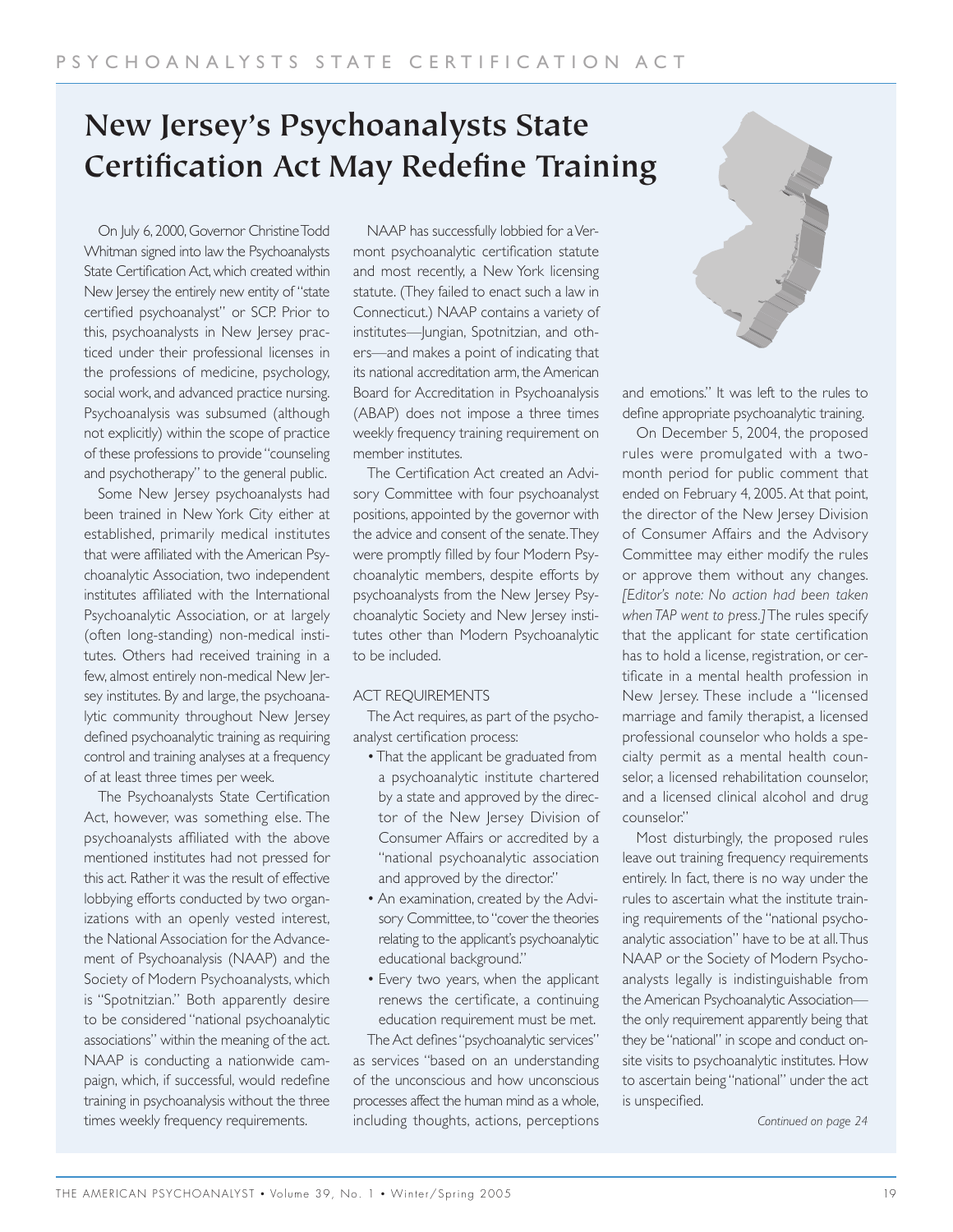# New Jersey's Psychoanalysts State Certification Act May Redefine Training

On July 6, 2000, Governor Christine Todd Whitman signed into law the Psychoanalysts State Certification Act, which created within New Jersey the entirely new entity of "state certified psychoanalyst" or SCP. Prior to this, psychoanalysts in New Jersey practiced under their professional licenses in the professions of medicine, psychology, social work, and advanced practice nursing. Psychoanalysis was subsumed (although not explicitly) within the scope of practice of these professions to provide "counseling and psychotherapy" to the general public.

Some New Jersey psychoanalysts had been trained in New York City either at established, primarily medical institutes that were affiliated with the American Psychoanalytic Association, two independent institutes affiliated with the International Psychoanalytic Association, or at largely (often long-standing) non-medical institutes. Others had received training in a few, almost entirely non-medical New Jersey institutes. By and large, the psychoanalytic community throughout New Jersey defined psychoanalytic training as requiring control and training analyses at a frequency of at least three times per week.

The Psychoanalysts State Certification Act, however, was something else. The psychoanalysts affiliated with the above mentioned institutes had not pressed for this act. Rather it was the result of effective lobbying efforts conducted by two organizations with an openly vested interest, the National Association for the Advancement of Psychoanalysis (NAAP) and the Society of Modern Psychoanalysts, which is "Spotnitzian." Both apparently desire to be considered "national psychoanalytic associations" within the meaning of the act. NAAP is conducting a nationwide campaign, which, if successful, would redefine training in psychoanalysis without the three times weekly frequency requirements.

NAAP has successfully lobbied for a Vermont psychoanalytic certification statute and most recently, a New York licensing statute. (They failed to enact such a law in Connecticut.) NAAP contains a variety of institutes—Jungian, Spotnitzian, and others—and makes a point of indicating that its national accreditation arm, the American Board for Accreditation in Psychoanalysis (ABAP) does not impose a three times weekly frequency training requirement on member institutes.

The Certification Act created an Advisory Committee with four psychoanalyst positions, appointed by the governor with the advice and consent of the senate. They were promptly filled by four Modern Psychoanalytic members, despite efforts by psychoanalysts from the New Jersey Psychoanalytic Society and New Jersey institutes other than Modern Psychoanalytic to be included.

## ACT REQUIREMENTS

The Act requires, as part of the psychoanalyst certification process:

- That the applicant be graduated from a psychoanalytic institute chartered by a state and approved by the director of the New Jersey Division of Consumer Affairs or accredited by a "national psychoanalytic association and approved by the director."
- An examination, created by the Advisory Committee, to "cover the theories relating to the applicant's psychoanalytic educational background."
- Every two years, when the applicant renews the certificate, a continuing education requirement must be met.

The Act defines "psychoanalytic services" as services "based on an understanding of the unconscious and how unconscious processes affect the human mind as a whole, including thoughts, actions, perceptions and emotions." It was left to the rules to define appropriate psychoanalytic training.

On December 5, 2004, the proposed rules were promulgated with a two-month period for public comment that ended on February 4, 2005. At that point, the director of the New Jersey Division of Consumer Affairs and the Advisory Committee may either modify the rules or approve them without any changes. *[Editor's note: No action had been taken when TAP went to press.]* The rules specify that the applicant for state certification has to hold a license, registration, or certificate in a mental health profession in New Jersey. These include a "licensed marriage and family therapist, a licensed professional counselor who holds a specialty permit as a mental health counselor, a licensed rehabilitation counselor, and a licensed clinical alcohol and drug counselor."

Most disturbingly, the proposed rules leave out training frequency requirements entirely. In fact, there is no way under the rules to ascertain what the institute training requirements of the "national psychoanalytic association" have to be at all. Thus NAAP or the Society of Modern Psychoanalysts legally is indistinguishable from the American Psychoanalytic Association—the only requirement apparently being that they be "national" in scope and conduct onsite visits to psychoanalytic institutes. How to ascertain being "national" under the act is unspecified.

*Continued on page 24*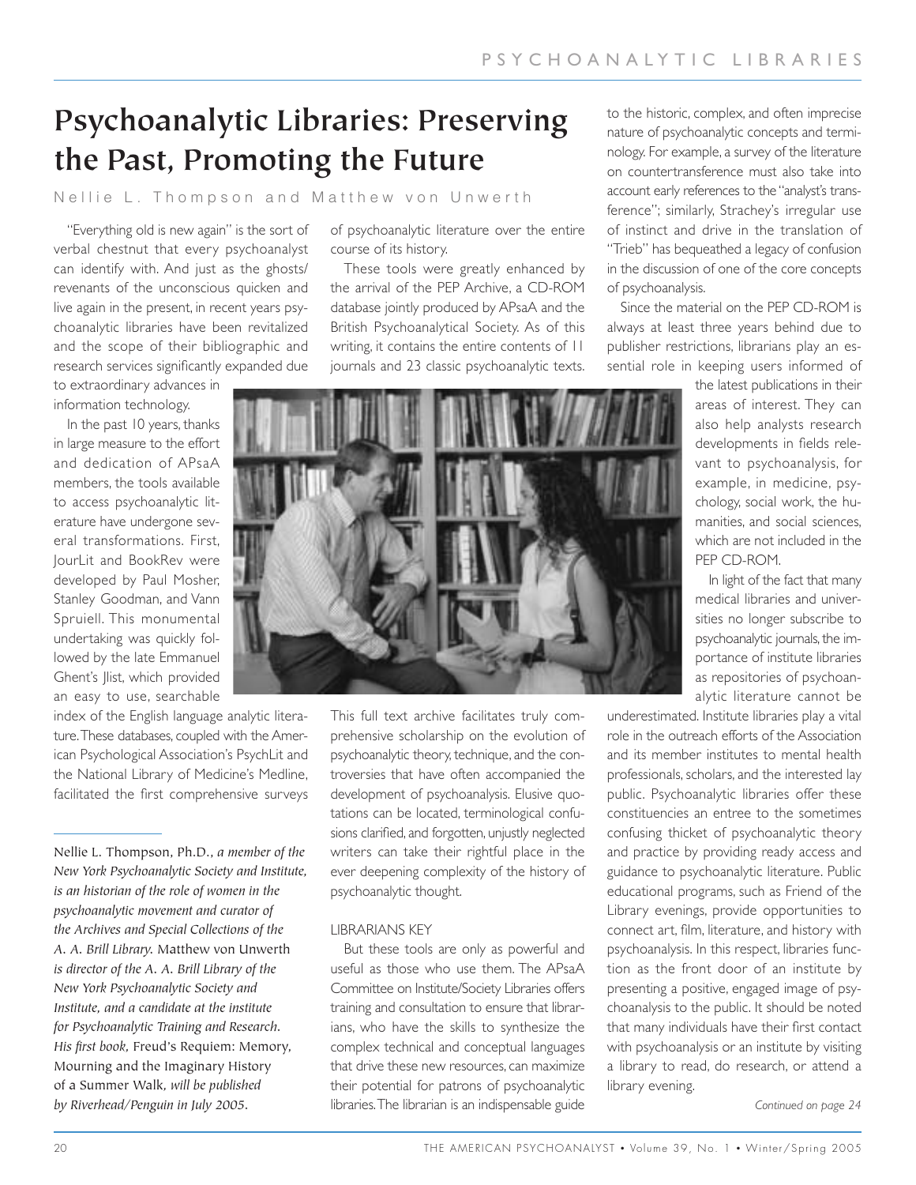# Psychoanalytic Libraries: Preserving the Past, Promoting the Future

Nellie L. Thompson and Matthew von Unwerth

"Everything old is new again" is the sort of verbal chestnut that every psychoanalyst can identify with. And just as the ghosts/revenants of the unconscious quicken and live again in the present, in recent years psychoanalytic libraries have been revitalized and the scope of their bibliographic and research services significantly expanded due to extraordinary advances in information technology.

In the past 10 years, thanks in large measure to the effort and dedication of APsaA members, the tools available to access psychoanalytic literature have undergone several transformations. First, JourLit and BookRev were developed by Paul Mosher, Stanley Goodman, and Vann Spruiell. This monumental undertaking was quickly followed by the late Emmanuel Ghent's Jlist, which provided an easy to use, searchable index of the English language analytic literature. These databases, coupled with the American Psychological Association's PsychLit and the National Library of Medicine's Medline, facilitated the first comprehensive surveys of psychoanalytic literature over the entire course of its history.

These tools were greatly enhanced by the arrival of the PEP Archive, a CD-ROM database jointly produced by APsaA and the British Psychoanalytical Society. As of this writing, it contains the entire contents of 11 journals and 23 classic psychoanalytic texts. This full text archive facilitates truly comprehensive scholarship on the evolution of psychoanalytic theory, technique, and the controversies that have often accompanied the development of psychoanalysis. Elusive quotations can be located, terminological confusions clarified, and forgotten, unjustly neglected writers can take their rightful place in the ever deepening complexity of the history of psychoanalytic thought.

## LIBRARIANS KEY

But these tools are only as powerful and useful as those who use them. The APsaA Committee on Institute/Society Libraries offers training and consultation to ensure that librarians, who have the skills to synthesize the complex technical and conceptual languages that drive these new resources, can maximize their potential for patrons of psychoanalytic libraries. The librarian is an indispensable guide to the historic, complex, and often imprecise nature of psychoanalytic concepts and terminology. For example, a survey of the literature on countertransference must also take into account early references to the "analyst's transference"; similarly, Strachey's irregular use of instinct and drive in the translation of "Trieb" has bequeathed a legacy of confusion in the discussion of one of the core concepts of psychoanalysis.

Since the material on the PEP CD-ROM is always at least three years behind due to publisher restrictions, librarians play an essential role in keeping users informed of the latest publications in their areas of interest. They can also help analysts research developments in fields relevant to psychoanalysis, for example, in medicine, psychology, social work, the humanities, and social sciences, which are not included in the PEP CD-ROM.

In light of the fact that many medical libraries and universities no longer subscribe to psychoanalytic journals, the importance of institute libraries as repositories of psychoanalytic literature cannot be underestimated. Institute libraries play a vital role in the outreach efforts of the Association and its member institutes to mental health professionals, scholars, and the interested lay public. Psychoanalytic libraries offer these constituencies an entree to the sometimes confusing thicket of psychoanalytic theory and practice by providing ready access and guidance to psychoanalytic literature. Public educational programs, such as Friend of the Library evenings, provide opportunities to connect art, film, literature, and history with psychoanalysis. In this respect, libraries function as the front door of an institute by presenting a positive, engaged image of psychoanalysis to the public. It should be noted that many individuals have their first contact with psychoanalysis or an institute by visiting a library to read, do research, or attend a library evening.

*Continued on page 24*

---

Nellie L. Thompson, Ph.D., *a member of the New York Psychoanalytic Society and Institute, is an historian of the role of women in the psychoanalytic movement and curator of the Archives and Special Collections of the A. A. Brill Library.* Matthew von Unwerth *is director of the A. A. Brill Library of the New York Psychoanalytic Society and Institute, and a candidate at the institute for Psychoanalytic Training and Research. His first book,* Freud's Requiem: Memory, Mourning and the Imaginary History of a Summer Walk, *will be published by Riverhead/Penguin in July 2005.*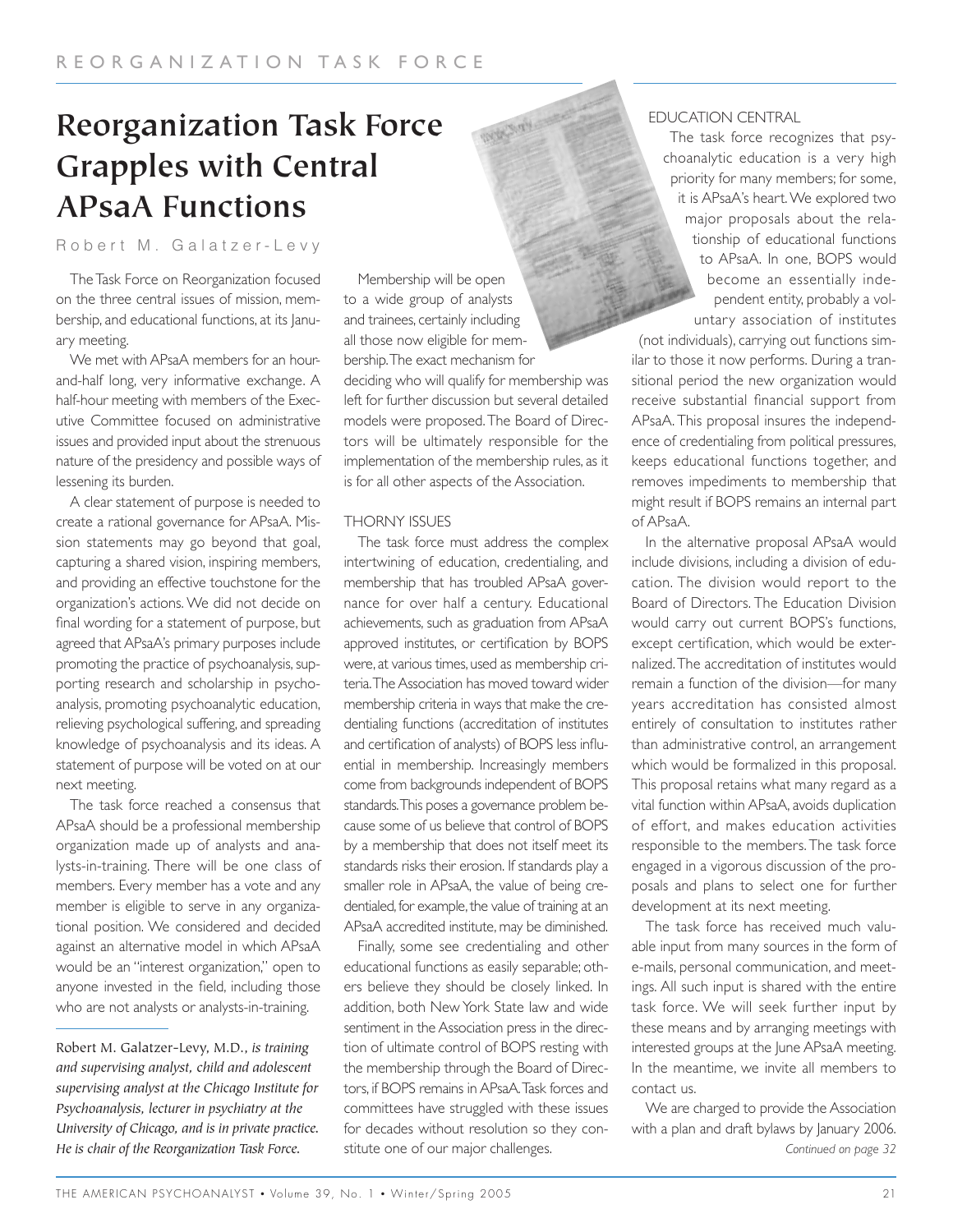# Reorganization Task Force Grapples with Central APsaA Functions

Robert M. Galatzer-Levy

The Task Force on Reorganization focused on the three central issues of mission, membership, and educational functions, at its January meeting.

We met with APsaA members for an hour-and-half long, very informative exchange. A half-hour meeting with members of the Executive Committee focused on administrative issues and provided input about the strenuous nature of the presidency and possible ways of lessening its burden.

A clear statement of purpose is needed to create a rational governance for APsaA. Mission statements may go beyond that goal, capturing a shared vision, inspiring members, and providing an effective touchstone for the organization's actions. We did not decide on final wording for a statement of purpose, but agreed that APsaA's primary purposes include promoting the practice of psychoanalysis, supporting research and scholarship in psychoanalysis, promoting psychoanalytic education, relieving psychological suffering, and spreading knowledge of psychoanalysis and its ideas. A statement of purpose will be voted on at our next meeting.

The task force reached a consensus that APsaA should be a professional membership organization made up of analysts and analysts-in-training. There will be one class of members. Every member has a vote and any member is eligible to serve in any organizational position. We considered and decided against an alternative model in which APsaA would be an "interest organization," open to anyone invested in the field, including those who are not analysts or analysts-in-training.

*Robert M. Galatzer-Levy, M.D., is training and supervising analyst, child and adolescent supervising analyst at the Chicago Institute for Psychoanalysis, lecturer in psychiatry at the University of Chicago, and is in private practice. He is chair of the Reorganization Task Force.*

Membership will be open to a wide group of analysts and trainees, certainly including all those now eligible for membership. The exact mechanism for deciding who will qualify for membership was left for further discussion but several detailed models were proposed. The Board of Directors will be ultimately responsible for the implementation of the membership rules, as it is for all other aspects of the Association.

## THORNY ISSUES

The task force must address the complex intertwining of education, credentialing, and membership that has troubled APsaA governance for over half a century. Educational achievements, such as graduation from APsaA approved institutes, or certification by BOPS were, at various times, used as membership criteria. The Association has moved toward wider membership criteria in ways that make the credentialing functions (accreditation of institutes and certification of analysts) of BOPS less influential in membership. Increasingly members come from backgrounds independent of BOPS standards. This poses a governance problem because some of us believe that control of BOPS by a membership that does not itself meet its standards risks their erosion. If standards play a smaller role in APsaA, the value of being credentialed, for example, the value of training at an APsaA accredited institute, may be diminished.

Finally, some see credentialing and other educational functions as easily separable; others believe they should be closely linked. In addition, both New York State law and wide sentiment in the Association press in the direction of ultimate control of BOPS resting with the membership through the Board of Directors, if BOPS remains in APsaA. Task forces and committees have struggled with these issues for decades without resolution so they constitute one of our major challenges.

## EDUCATION CENTRAL

The task force recognizes that psychoanalytic education is a very high priority for many members; for some, it is APsaA's heart. We explored two major proposals about the relationship of educational functions to APsaA. In one, BOPS would become an essentially independent entity, probably a voluntary association of institutes (not individuals), carrying out functions similar to those it now performs. During a transitional period the new organization would receive substantial financial support from APsaA. This proposal insures the independence of credentialing from political pressures, keeps educational functions together, and removes impediments to membership that might result if BOPS remains an internal part of APsaA.

In the alternative proposal APsaA would include divisions, including a division of education. The division would report to the Board of Directors. The Education Division would carry out current BOPS's functions, except certification, which would be externalized. The accreditation of institutes would remain a function of the division—for many years accreditation has consisted almost entirely of consultation to institutes rather than administrative control, an arrangement which would be formalized in this proposal. This proposal retains what many regard as a vital function within APsaA, avoids duplication of effort, and makes education activities responsible to the members. The task force engaged in a vigorous discussion of the proposals and plans to select one for further development at its next meeting.

The task force has received much valuable input from many sources in the form of e-mails, personal communication, and meetings. All such input is shared with the entire task force. We will seek further input by these means and by arranging meetings with interested groups at the June APsaA meeting. In the meantime, we invite all members to contact us.

We are charged to provide the Association with a plan and draft bylaws by January 2006.

*Continued on page 32*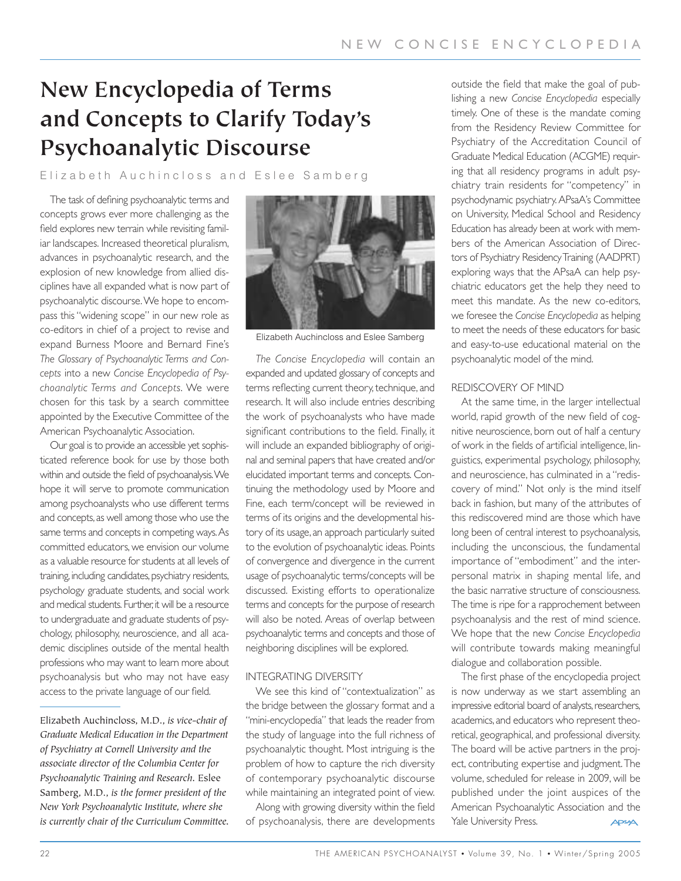# New Encyclopedia of Terms and Concepts to Clarify Today's Psychoanalytic Discourse

Elizabeth Auchincloss and Eslee Samberg

The task of defining psychoanalytic terms and concepts grows ever more challenging as the field explores new terrain while revisiting familiar landscapes. Increased theoretical pluralism, advances in psychoanalytic research, and the explosion of new knowledge from allied disciplines have all expanded what is now part of psychoanalytic discourse. We hope to encompass this "widening scope" in our new role as co-editors in chief of a project to revise and expand Burness Moore and Bernard Fine's *The Glossary of Psychoanalytic Terms and Concepts* into a new *Concise Encyclopedia of Psychoanalytic Terms and Concepts*. We were chosen for this task by a search committee appointed by the Executive Committee of the American Psychoanalytic Association.

Our goal is to provide an accessible yet sophisticated reference book for use by those both within and outside the field of psychoanalysis. We hope it will serve to promote communication among psychoanalysts who use different terms and concepts, as well among those who use the same terms and concepts in competing ways. As committed educators, we envision our volume as a valuable resource for students at all levels of training, including candidates, psychiatry residents, psychology graduate students, and social work and medical students. Further, it will be a resource to undergraduate and graduate students of psychology, philosophy, neuroscience, and all academic disciplines outside of the mental health professions who may want to learn more about psychoanalysis but who may not have easy access to the private language of our field.

Elizabeth Auchincloss, M.D., *is vice-chair of Graduate Medical Education in the Department of Psychiatry at Cornell University and the associate director of the Columbia Center for Psychoanalytic Training and Research.* Eslee Samberg, M.D., *is the former president of the New York Psychoanalytic Institute, where she is currently chair of the Curriculum Committee.*

Elizabeth Auchincloss and Eslee Samberg

*The Concise Encyclopedia* will contain an expanded and updated glossary of concepts and terms reflecting current theory, technique, and research. It will also include entries describing the work of psychoanalysts who have made significant contributions to the field. Finally, it will include an expanded bibliography of original and seminal papers that have created and/or elucidated important terms and concepts. Continuing the methodology used by Moore and Fine, each term/concept will be reviewed in terms of its origins and the developmental history of its usage, an approach particularly suited to the evolution of psychoanalytic ideas. Points of convergence and divergence in the current usage of psychoanalytic terms/concepts will be discussed. Existing efforts to operationalize terms and concepts for the purpose of research will also be noted. Areas of overlap between psychoanalytic terms and concepts and those of neighboring disciplines will be explored.

## INTEGRATING DIVERSITY

We see this kind of "contextualization" as the bridge between the glossary format and a "mini-encyclopedia" that leads the reader from the study of language into the full richness of psychoanalytic thought. Most intriguing is the problem of how to capture the rich diversity of contemporary psychoanalytic discourse while maintaining an integrated point of view.

Along with growing diversity within the field of psychoanalysis, there are developments outside the field that make the goal of publishing a new *Concise Encyclopedia* especially timely. One of these is the mandate coming from the Residency Review Committee for Psychiatry of the Accreditation Council of Graduate Medical Education (ACGME) requiring that all residency programs in adult psychiatry train residents for "competency" in psychodynamic psychiatry. APsaA's Committee on University, Medical School and Residency Education has already been at work with members of the American Association of Directors of Psychiatry Residency Training (AADPRT) exploring ways that the APsaA can help psychiatric educators get the help they need to meet this mandate. As the new co-editors, we foresee the *Concise Encyclopedia* as helping to meet the needs of these educators for basic and easy-to-use educational material on the psychoanalytic model of the mind.

## REDISCOVERY OF MIND

At the same time, in the larger intellectual world, rapid growth of the new field of cognitive neuroscience, born out of half a century of work in the fields of artificial intelligence, linguistics, experimental psychology, philosophy, and neuroscience, has culminated in a "rediscovery of mind." Not only is the mind itself back in fashion, but many of the attributes of this rediscovered mind are those which have long been of central interest to psychoanalysis, including the unconscious, the fundamental importance of "embodiment" and the interpersonal matrix in shaping mental life, and the basic narrative structure of consciousness. The time is ripe for a rapprochement between psychoanalysis and the rest of mind science. We hope that the new *Concise Encyclopedia* will contribute towards making meaningful dialogue and collaboration possible.

The first phase of the encyclopedia project is now underway as we start assembling an impressive editorial board of analysts, researchers, academics, and educators who represent theoretical, geographical, and professional diversity. The board will be active partners in the project, contributing expertise and judgment. The volume, scheduled for release in 2009, will be published under the joint auspices of the American Psychoanalytic Association and the Yale University Press.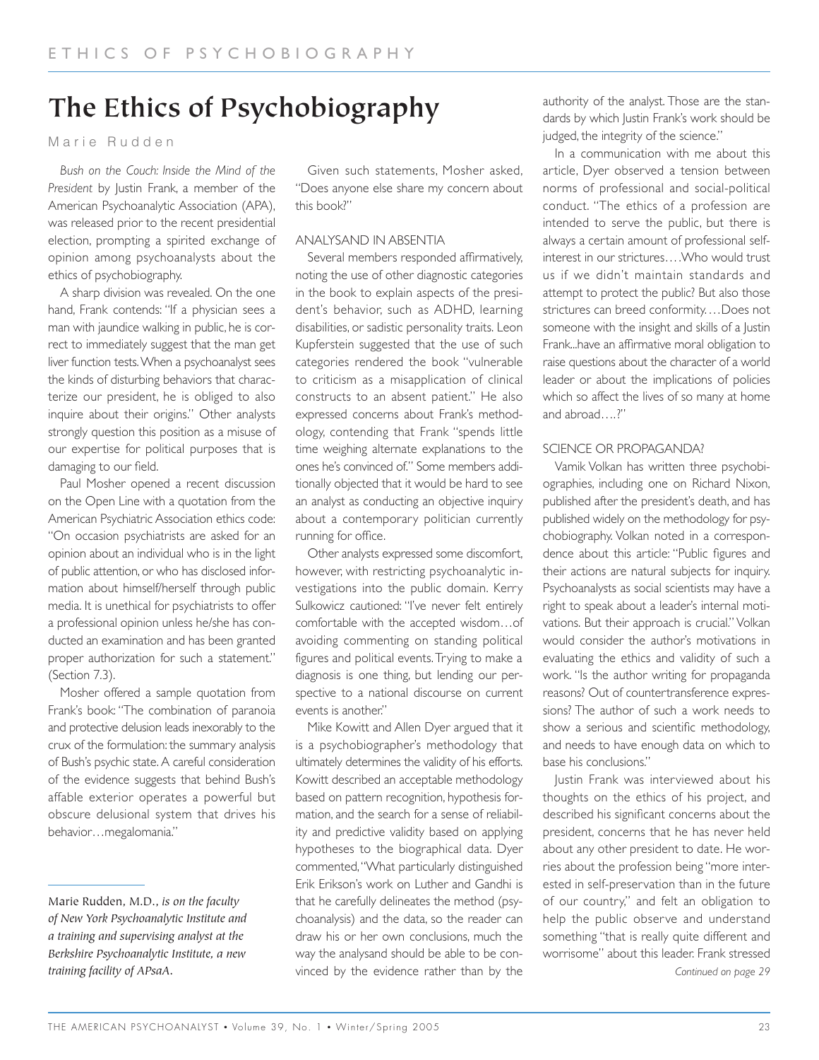# The Ethics of Psychobiography

Marie Rudden

*Bush on the Couch: Inside the Mind of the President* by Justin Frank, a member of the American Psychoanalytic Association (APA), was released prior to the recent presidential election, prompting a spirited exchange of opinion among psychoanalysts about the ethics of psychobiography.

A sharp division was revealed. On the one hand, Frank contends: "If a physician sees a man with jaundice walking in public, he is correct to immediately suggest that the man get liver function tests. When a psychoanalyst sees the kinds of disturbing behaviors that characterize our president, he is obliged to also inquire about their origins." Other analysts strongly question this position as a misuse of our expertise for political purposes that is damaging to our field.

Paul Mosher opened a recent discussion on the Open Line with a quotation from the American Psychiatric Association ethics code: "On occasion psychiatrists are asked for an opinion about an individual who is in the light of public attention, or who has disclosed information about himself/herself through public media. It is unethical for psychiatrists to offer a professional opinion unless he/she has conducted an examination and has been granted proper authorization for such a statement." (Section 7.3).

Mosher offered a sample quotation from Frank's book: "The combination of paranoia and protective delusion leads inexorably to the crux of the formulation: the summary analysis of Bush's psychic state. A careful consideration of the evidence suggests that behind Bush's affable exterior operates a powerful but obscure delusional system that drives his behavior…megalomania."

Given such statements, Mosher asked, "Does anyone else share my concern about this book?"

## ANALYSAND IN ABSENTIA

Several members responded affirmatively, noting the use of other diagnostic categories in the book to explain aspects of the president's behavior, such as ADHD, learning disabilities, or sadistic personality traits. Leon Kupferstein suggested that the use of such categories rendered the book "vulnerable to criticism as a misapplication of clinical constructs to an absent patient." He also expressed concerns about Frank's methodology, contending that Frank "spends little time weighing alternate explanations to the ones he's convinced of." Some members additionally objected that it would be hard to see an analyst as conducting an objective inquiry about a contemporary politician currently running for office.

Other analysts expressed some discomfort, however, with restricting psychoanalytic investigations into the public domain. Kerry Sulkowicz cautioned: "I've never felt entirely comfortable with the accepted wisdom…of avoiding commenting on standing political figures and political events. Trying to make a diagnosis is one thing, but lending our perspective to a national discourse on current events is another."

Mike Kowitt and Allen Dyer argued that it is a psychobiographer's methodology that ultimately determines the validity of his efforts. Kowitt described an acceptable methodology based on pattern recognition, hypothesis formation, and the search for a sense of reliability and predictive validity based on applying hypotheses to the biographical data. Dyer commented, "What particularly distinguished Erik Erikson's work on Luther and Gandhi is that he carefully delineates the method (psychoanalysis) and the data, so the reader can draw his or her own conclusions, much the way the analysand should be able to be convinced by the evidence rather than by the authority of the analyst. Those are the standards by which Justin Frank's work should be judged, the integrity of the science."

In a communication with me about this article, Dyer observed a tension between norms of professional and social-political conduct. "The ethics of a profession are intended to serve the public, but there is always a certain amount of professional self-interest in our strictures….Who would trust us if we didn't maintain standards and attempt to protect the public? But also those strictures can breed conformity.…Does not someone with the insight and skills of a Justin Frank...have an affirmative moral obligation to raise questions about the character of a world leader or about the implications of policies which so affect the lives of so many at home and abroad….?"

## SCIENCE OR PROPAGANDA?

Vamik Volkan has written three psychobiographies, including one on Richard Nixon, published after the president's death, and has published widely on the methodology for psychobiography. Volkan noted in a correspondence about this article: "Public figures and their actions are natural subjects for inquiry. Psychoanalysts as social scientists may have a right to speak about a leader's internal motivations. But their approach is crucial." Volkan would consider the author's motivations in evaluating the ethics and validity of such a work. "Is the author writing for propaganda reasons? Out of countertransference expressions? The author of such a work needs to show a serious and scientific methodology, and needs to have enough data on which to base his conclusions."

Justin Frank was interviewed about his thoughts on the ethics of his project, and described his significant concerns about the president, concerns that he has never held about any other president to date. He worries about the profession being "more interested in self-preservation than in the future of our country," and felt an obligation to help the public observe and understand something "that is really quite different and worrisome" about this leader. Frank stressed

*Continued on page 29*

---

Marie Rudden, M.D., *is on the faculty of New York Psychoanalytic Institute and a training and supervising analyst at the Berkshire Psychoanalytic Institute, a new training facility of APsaA.*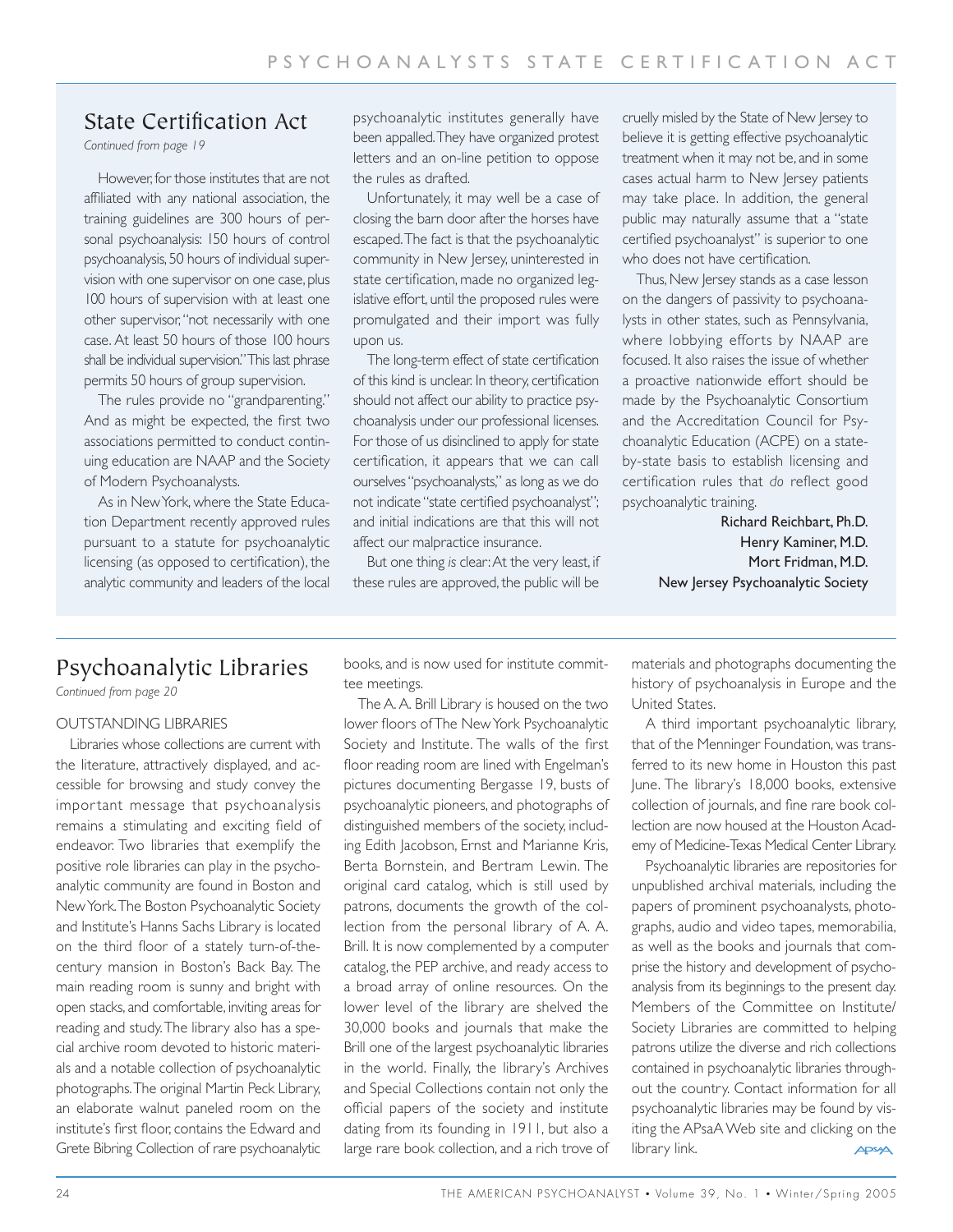## State Certification Act

*Continued from page 19*

However, for those institutes that are not affiliated with any national association, the training guidelines are 300 hours of personal psychoanalysis: 150 hours of control psychoanalysis, 50 hours of individual supervision with one supervisor on one case, plus 100 hours of supervision with at least one other supervisor, "not necessarily with one case. At least 50 hours of those 100 hours shall be individual supervision." This last phrase permits 50 hours of group supervision.

The rules provide no "grandparenting." And as might be expected, the first two associations permitted to conduct continuing education are NAAP and the Society of Modern Psychoanalysts.

As in New York, where the State Education Department recently approved rules pursuant to a statute for psychoanalytic licensing (as opposed to certification), the analytic community and leaders of the local psychoanalytic institutes generally have been appalled. They have organized protest letters and an on-line petition to oppose the rules as drafted.

Unfortunately, it may well be a case of closing the barn door after the horses have escaped. The fact is that the psychoanalytic community in New Jersey, uninterested in state certification, made no organized legislative effort, until the proposed rules were promulgated and their import was fully upon us.

The long-term effect of state certification of this kind is unclear. In theory, certification should not affect our ability to practice psychoanalysis under our professional licenses. For those of us disinclined to apply for state certification, it appears that we can call ourselves "psychoanalysts," as long as we do not indicate "state certified psychoanalyst"; and initial indications are that this will not affect our malpractice insurance.

But one thing *is* clear: At the very least, if these rules are approved, the public will be cruelly misled by the State of New Jersey to believe it is getting effective psychoanalytic treatment when it may not be, and in some cases actual harm to New Jersey patients may take place. In addition, the general public may naturally assume that a "state certified psychoanalyst" is superior to one who does not have certification.

Thus, New Jersey stands as a case lesson on the dangers of passivity to psychoanalysts in other states, such as Pennsylvania, where lobbying efforts by NAAP are focused. It also raises the issue of whether a proactive nationwide effort should be made by the Psychoanalytic Consortium and the Accreditation Council for Psychoanalytic Education (ACPE) on a state-by-state basis to establish licensing and certification rules that *do* reflect good psychoanalytic training.

Richard Reichbart, Ph.D.
Henry Kaminer, M.D.
Mort Fridman, M.D.
New Jersey Psychoanalytic Society

## Psychoanalytic Libraries

*Continued from page 20*

OUTSTANDING LIBRARIES

Libraries whose collections are current with the literature, attractively displayed, and accessible for browsing and study convey the important message that psychoanalysis remains a stimulating and exciting field of endeavor. Two libraries that exemplify the positive role libraries can play in the psychoanalytic community are found in Boston and New York. The Boston Psychoanalytic Society and Institute's Hanns Sachs Library is located on the third floor of a stately turn-of-the-century mansion in Boston's Back Bay. The main reading room is sunny and bright with open stacks, and comfortable, inviting areas for reading and study. The library also has a special archive room devoted to historic materials and a notable collection of psychoanalytic photographs. The original Martin Peck Library, an elaborate walnut paneled room on the institute's first floor, contains the Edward and Grete Bibring Collection of rare psychoanalytic books, and is now used for institute committee meetings.

The A. A. Brill Library is housed on the two lower floors of The New York Psychoanalytic Society and Institute. The walls of the first floor reading room are lined with Engelman's pictures documenting Bergasse 19, busts of psychoanalytic pioneers, and photographs of distinguished members of the society, including Edith Jacobson, Ernst and Marianne Kris, Berta Bornstein, and Bertram Lewin. The original card catalog, which is still used by patrons, documents the growth of the collection from the personal library of A. A. Brill. It is now complemented by a computer catalog, the PEP archive, and ready access to a broad array of online resources. On the lower level of the library are shelved the 30,000 books and journals that make the Brill one of the largest psychoanalytic libraries in the world. Finally, the library's Archives and Special Collections contain not only the official papers of the society and institute dating from its founding in 1911, but also a large rare book collection, and a rich trove of materials and photographs documenting the history of psychoanalysis in Europe and the United States.

A third important psychoanalytic library, that of the Menninger Foundation, was transferred to its new home in Houston this past June. The library's 18,000 books, extensive collection of journals, and fine rare book collection are now housed at the Houston Academy of Medicine-Texas Medical Center Library.

Psychoanalytic libraries are repositories for unpublished archival materials, including the papers of prominent psychoanalysts, photographs, audio and video tapes, memorabilia, as well as the books and journals that comprise the history and development of psychoanalysis from its beginnings to the present day. Members of the Committee on Institute/Society Libraries are committed to helping patrons utilize the diverse and rich collections contained in psychoanalytic libraries throughout the country. Contact information for all psychoanalytic libraries may be found by visiting the APsaA Web site and clicking on the library link.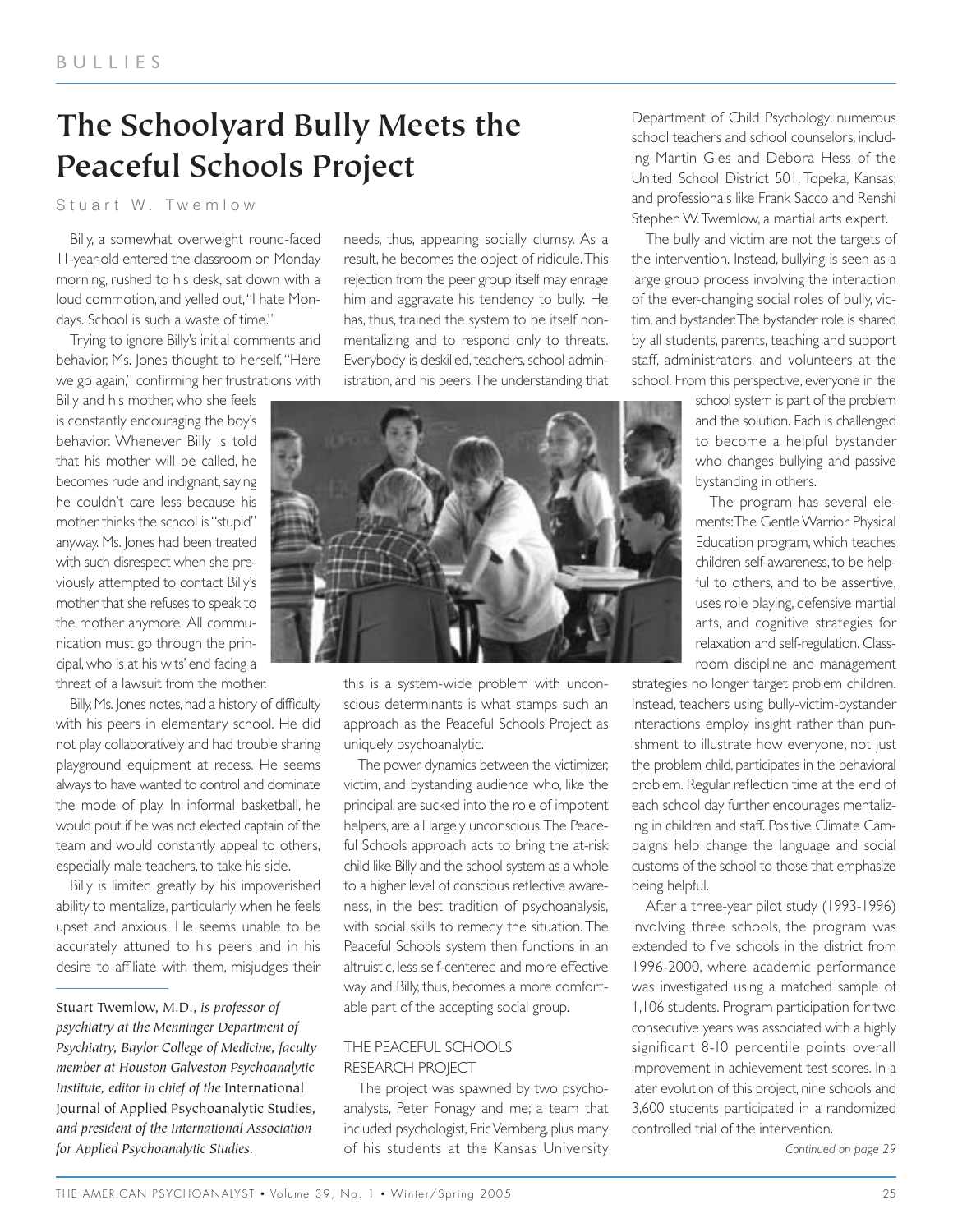# The Schoolyard Bully Meets the Peaceful Schools Project

Stuart W. Twemlow

Billy, a somewhat overweight round-faced 11-year-old entered the classroom on Monday morning, rushed to his desk, sat down with a loud commotion, and yelled out, "I hate Mondays. School is such a waste of time."

Trying to ignore Billy's initial comments and behavior, Ms. Jones thought to herself, "Here we go again," confirming her frustrations with Billy and his mother, who she feels is constantly encouraging the boy's behavior. Whenever Billy is told that his mother will be called, he becomes rude and indignant, saying he couldn't care less because his mother thinks the school is "stupid" anyway. Ms. Jones had been treated with such disrespect when she previously attempted to contact Billy's mother that she refuses to speak to the mother anymore. All communication must go through the principal, who is at his wits' end facing a threat of a lawsuit from the mother.

Billy, Ms. Jones notes, had a history of difficulty with his peers in elementary school. He did not play collaboratively and had trouble sharing playground equipment at recess. He seems always to have wanted to control and dominate the mode of play. In informal basketball, he would pout if he was not elected captain of the team and would constantly appeal to others, especially male teachers, to take his side.

Billy is limited greatly by his impoverished ability to mentalize, particularly when he feels upset and anxious. He seems unable to be accurately attuned to his peers and in his desire to affiliate with them, misjudges their needs, thus, appearing socially clumsy. As a result, he becomes the object of ridicule. This rejection from the peer group itself may enrage him and aggravate his tendency to bully. He has, thus, trained the system to be itself non-mentalizing and to respond only to threats. Everybody is deskilled, teachers, school administration, and his peers. The understanding that this is a system-wide problem with unconscious determinants is what stamps such an approach as the Peaceful Schools Project as uniquely psychoanalytic.

The power dynamics between the victimizer, victim, and bystanding audience who, like the principal, are sucked into the role of impotent helpers, are all largely unconscious. The Peaceful Schools approach acts to bring the at-risk child like Billy and the school system as a whole to a higher level of conscious reflective awareness, in the best tradition of psychoanalysis, with social skills to remedy the situation. The Peaceful Schools system then functions in an altruistic, less self-centered and more effective way and Billy, thus, becomes a more comfortable part of the accepting social group.

## THE PEACEFUL SCHOOLS RESEARCH PROJECT

The project was spawned by two psychoanalysts, Peter Fonagy and me; a team that included psychologist, Eric Vernberg, plus many of his students at the Kansas University Department of Child Psychology; numerous school teachers and school counselors, including Martin Gies and Debora Hess of the United School District 501, Topeka, Kansas; and professionals like Frank Sacco and Renshi Stephen W. Twemlow, a martial arts expert.

The bully and victim are not the targets of the intervention. Instead, bullying is seen as a large group process involving the interaction of the ever-changing social roles of bully, victim, and bystander. The bystander role is shared by all students, parents, teaching and support staff, administrators, and volunteers at the school. From this perspective, everyone in the school system is part of the problem and the solution. Each is challenged to become a helpful bystander who changes bullying and passive bystanding in others.

The program has several elements: The Gentle Warrior Physical Education program, which teaches children self-awareness, to be helpful to others, and to be assertive, uses role playing, defensive martial arts, and cognitive strategies for relaxation and self-regulation. Classroom discipline and management strategies no longer target problem children. Instead, teachers using bully-victim-bystander interactions employ insight rather than punishment to illustrate how everyone, not just the problem child, participates in the behavioral problem. Regular reflection time at the end of each school day further encourages mentalizing in children and staff. Positive Climate Campaigns help change the language and social customs of the school to those that emphasize being helpful.

After a three-year pilot study (1993-1996) involving three schools, the program was extended to five schools in the district from 1996-2000, where academic performance was investigated using a matched sample of 1,106 students. Program participation for two consecutive years was associated with a highly significant 8-10 percentile points overall improvement in achievement test scores. In a later evolution of this project, nine schools and 3,600 students participated in a randomized controlled trial of the intervention.

*Continued on page 29*

---

Stuart Twemlow, M.D., *is professor of psychiatry at the Menninger Department of Psychiatry, Baylor College of Medicine, faculty member at Houston Galveston Psychoanalytic Institute, editor in chief of the* International Journal of Applied Psychoanalytic Studies, *and president of the International Association for Applied Psychoanalytic Studies.*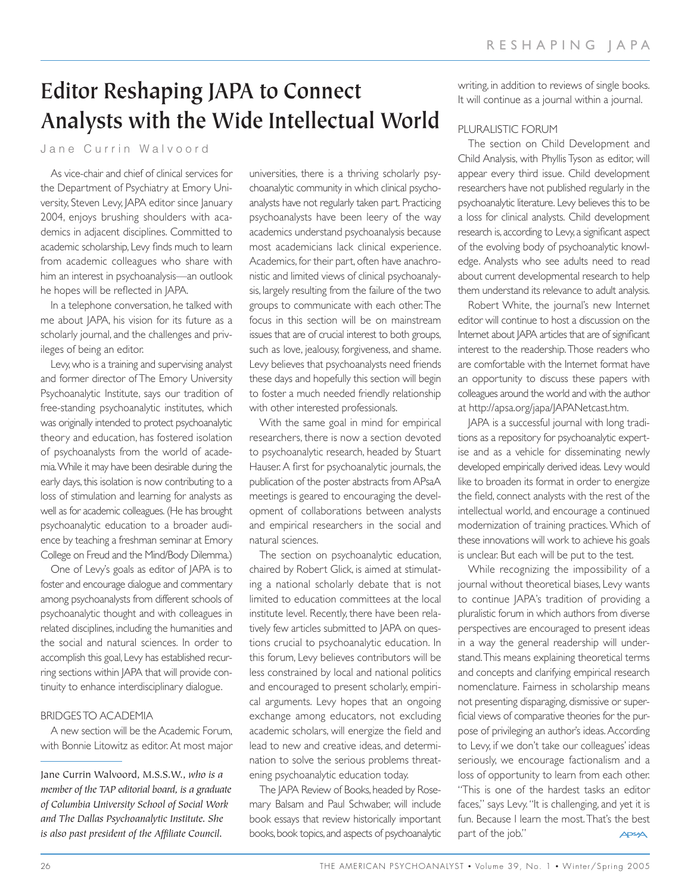# Editor Reshaping JAPA to Connect Analysts with the Wide Intellectual World

Jane Currin Walvoord

As vice-chair and chief of clinical services for the Department of Psychiatry at Emory University, Steven Levy, JAPA editor since January 2004, enjoys brushing shoulders with academics in adjacent disciplines. Committed to academic scholarship, Levy finds much to learn from academic colleagues who share with him an interest in psychoanalysis—an outlook he hopes will be reflected in JAPA.

In a telephone conversation, he talked with me about JAPA, his vision for its future as a scholarly journal, and the challenges and privileges of being an editor.

Levy, who is a training and supervising analyst and former director of The Emory University Psychoanalytic Institute, says our tradition of free-standing psychoanalytic institutes, which was originally intended to protect psychoanalytic theory and education, has fostered isolation of psychoanalysts from the world of academia. While it may have been desirable during the early days, this isolation is now contributing to a loss of stimulation and learning for analysts as well as for academic colleagues. (He has brought psychoanalytic education to a broader audience by teaching a freshman seminar at Emory College on Freud and the Mind/Body Dilemma.)

One of Levy's goals as editor of JAPA is to foster and encourage dialogue and commentary among psychoanalysts from different schools of psychoanalytic thought and with colleagues in related disciplines, including the humanities and the social and natural sciences. In order to accomplish this goal, Levy has established recurring sections within JAPA that will provide continuity to enhance interdisciplinary dialogue.

## BRIDGES TO ACADEMIA

A new section will be the Academic Forum, with Bonnie Litowitz as editor. At most major universities, there is a thriving scholarly psychoanalytic community in which clinical psychoanalysts have not regularly taken part. Practicing psychoanalysts have been leery of the way academics understand psychoanalysis because most academicians lack clinical experience. Academics, for their part, often have anachronistic and limited views of clinical psychoanalysis, largely resulting from the failure of the two groups to communicate with each other. The focus in this section will be on mainstream issues that are of crucial interest to both groups, such as love, jealousy, forgiveness, and shame. Levy believes that psychoanalysts need friends these days and hopefully this section will begin to foster a much needed friendly relationship with other interested professionals.

With the same goal in mind for empirical researchers, there is now a section devoted to psychoanalytic research, headed by Stuart Hauser. A first for psychoanalytic journals, the publication of the poster abstracts from APsaA meetings is geared to encouraging the development of collaborations between analysts and empirical researchers in the social and natural sciences.

The section on psychoanalytic education, chaired by Robert Glick, is aimed at stimulating a national scholarly debate that is not limited to education committees at the local institute level. Recently, there have been relatively few articles submitted to JAPA on questions crucial to psychoanalytic education. In this forum, Levy believes contributors will be less constrained by local and national politics and encouraged to present scholarly, empirical arguments. Levy hopes that an ongoing exchange among educators, not excluding academic scholars, will energize the field and lead to new and creative ideas, and determination to solve the serious problems threatening psychoanalytic education today.

The JAPA Review of Books, headed by Rosemary Balsam and Paul Schwaber, will include book essays that review historically important books, book topics, and aspects of psychoanalytic writing, in addition to reviews of single books. It will continue as a journal within a journal.

## PLURALISTIC FORUM

The section on Child Development and Child Analysis, with Phyllis Tyson as editor, will appear every third issue. Child development researchers have not published regularly in the psychoanalytic literature. Levy believes this to be a loss for clinical analysts. Child development research is, according to Levy, a significant aspect of the evolving body of psychoanalytic knowledge. Analysts who see adults need to read about current developmental research to help them understand its relevance to adult analysis.

Robert White, the journal's new Internet editor will continue to host a discussion on the Internet about JAPA articles that are of significant interest to the readership. Those readers who are comfortable with the Internet format have an opportunity to discuss these papers with colleagues around the world and with the author at http://apsa.org/japa/JAPANetcast.htm.

JAPA is a successful journal with long traditions as a repository for psychoanalytic expertise and as a vehicle for disseminating newly developed empirically derived ideas. Levy would like to broaden its format in order to energize the field, connect analysts with the rest of the intellectual world, and encourage a continued modernization of training practices. Which of these innovations will work to achieve his goals is unclear. But each will be put to the test.

While recognizing the impossibility of a journal without theoretical biases, Levy wants to continue JAPA's tradition of providing a pluralistic forum in which authors from diverse perspectives are encouraged to present ideas in a way the general readership will understand. This means explaining theoretical terms and concepts and clarifying empirical research nomenclature. Fairness in scholarship means not presenting disparaging, dismissive or superficial views of comparative theories for the purpose of privileging an author's ideas. According to Levy, if we don't take our colleagues' ideas seriously, we encourage factionalism and a loss of opportunity to learn from each other. "This is one of the hardest tasks an editor faces," says Levy. "It is challenging, and yet it is fun. Because I learn the most. That's the best part of the job."

---

Jane Currin Walvoord, M.S.S.W., *who is a member of the TAP editorial board, is a graduate of Columbia University School of Social Work and The Dallas Psychoanalytic Institute. She is also past president of the Affiliate Council.*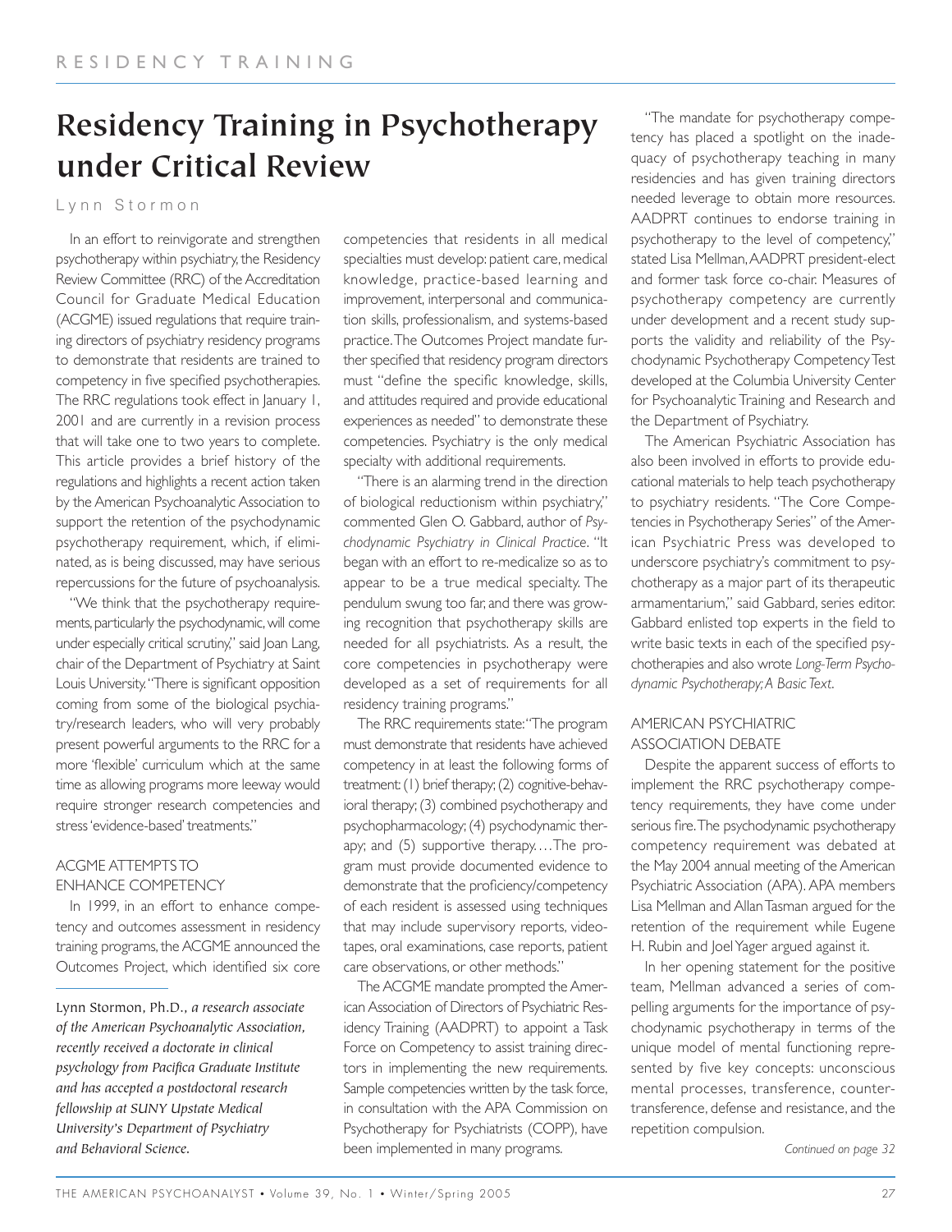# Residency Training in Psychotherapy under Critical Review

Lynn Stormon

In an effort to reinvigorate and strengthen psychotherapy within psychiatry, the Residency Review Committee (RRC) of the Accreditation Council for Graduate Medical Education (ACGME) issued regulations that require training directors of psychiatry residency programs to demonstrate that residents are trained to competency in five specified psychotherapies. The RRC regulations took effect in January 1, 2001 and are currently in a revision process that will take one to two years to complete. This article provides a brief history of the regulations and highlights a recent action taken by the American Psychoanalytic Association to support the retention of the psychodynamic psychotherapy requirement, which, if eliminated, as is being discussed, may have serious repercussions for the future of psychoanalysis.

"We think that the psychotherapy requirements, particularly the psychodynamic, will come under especially critical scrutiny," said Joan Lang, chair of the Department of Psychiatry at Saint Louis University. "There is significant opposition coming from some of the biological psychiatry/research leaders, who will very probably present powerful arguments to the RRC for a more 'flexible' curriculum which at the same time as allowing programs more leeway would require stronger research competencies and stress 'evidence-based' treatments."

## ACGME ATTEMPTS TO ENHANCE COMPETENCY

In 1999, in an effort to enhance competency and outcomes assessment in residency training programs, the ACGME announced the Outcomes Project, which identified six core competencies that residents in all medical specialties must develop: patient care, medical knowledge, practice-based learning and improvement, interpersonal and communication skills, professionalism, and systems-based practice. The Outcomes Project mandate further specified that residency program directors must "define the specific knowledge, skills, and attitudes required and provide educational experiences as needed" to demonstrate these competencies. Psychiatry is the only medical specialty with additional requirements.

"There is an alarming trend in the direction of biological reductionism within psychiatry," commented Glen O. Gabbard, author of *Psychodynamic Psychiatry in Clinical Practice*. "It began with an effort to re-medicalize so as to appear to be a true medical specialty. The pendulum swung too far, and there was growing recognition that psychotherapy skills are needed for all psychiatrists. As a result, the core competencies in psychotherapy were developed as a set of requirements for all residency training programs."

The RRC requirements state: "The program must demonstrate that residents have achieved competency in at least the following forms of treatment: (1) brief therapy; (2) cognitive-behavioral therapy; (3) combined psychotherapy and psychopharmacology; (4) psychodynamic therapy; and (5) supportive therapy.… The program must provide documented evidence to demonstrate that the proficiency/competency of each resident is assessed using techniques that may include supervisory reports, videotapes, oral examinations, case reports, patient care observations, or other methods."

The ACGME mandate prompted the American Association of Directors of Psychiatric Residency Training (AADPRT) to appoint a Task Force on Competency to assist training directors in implementing the new requirements. Sample competencies written by the task force, in consultation with the APA Commission on Psychotherapy for Psychiatrists (COPP), have been implemented in many programs.

"The mandate for psychotherapy competency has placed a spotlight on the inadequacy of psychotherapy teaching in many residencies and has given training directors needed leverage to obtain more resources. AADPRT continues to endorse training in psychotherapy to the level of competency," stated Lisa Mellman, AADPRT president-elect and former task force co-chair. Measures of psychotherapy competency are currently under development and a recent study supports the validity and reliability of the Psychodynamic Psychotherapy Competency Test developed at the Columbia University Center for Psychoanalytic Training and Research and the Department of Psychiatry.

The American Psychiatric Association has also been involved in efforts to provide educational materials to help teach psychotherapy to psychiatry residents. "The Core Competencies in Psychotherapy Series" of the American Psychiatric Press was developed to underscore psychiatry's commitment to psychotherapy as a major part of its therapeutic armamentarium," said Gabbard, series editor. Gabbard enlisted top experts in the field to write basic texts in each of the specified psychotherapies and also wrote *Long-Term Psychodynamic Psychotherapy; A Basic Text*.

## AMERICAN PSYCHIATRIC ASSOCIATION DEBATE

Despite the apparent success of efforts to implement the RRC psychotherapy competency requirements, they have come under serious fire. The psychodynamic psychotherapy competency requirement was debated at the May 2004 annual meeting of the American Psychiatric Association (APA). APA members Lisa Mellman and Allan Tasman argued for the retention of the requirement while Eugene H. Rubin and Joel Yager argued against it.

In her opening statement for the positive team, Mellman advanced a series of compelling arguments for the importance of psychodynamic psychotherapy in terms of the unique model of mental functioning represented by five key concepts: unconscious mental processes, transference, countertransference, defense and resistance, and the repetition compulsion.

*Continued on page 32*

---

Lynn Stormon, Ph.D., *a research associate of the American Psychoanalytic Association, recently received a doctorate in clinical psychology from Pacifica Graduate Institute and has accepted a postdoctoral research fellowship at SUNY Upstate Medical University's Department of Psychiatry and Behavioral Science.*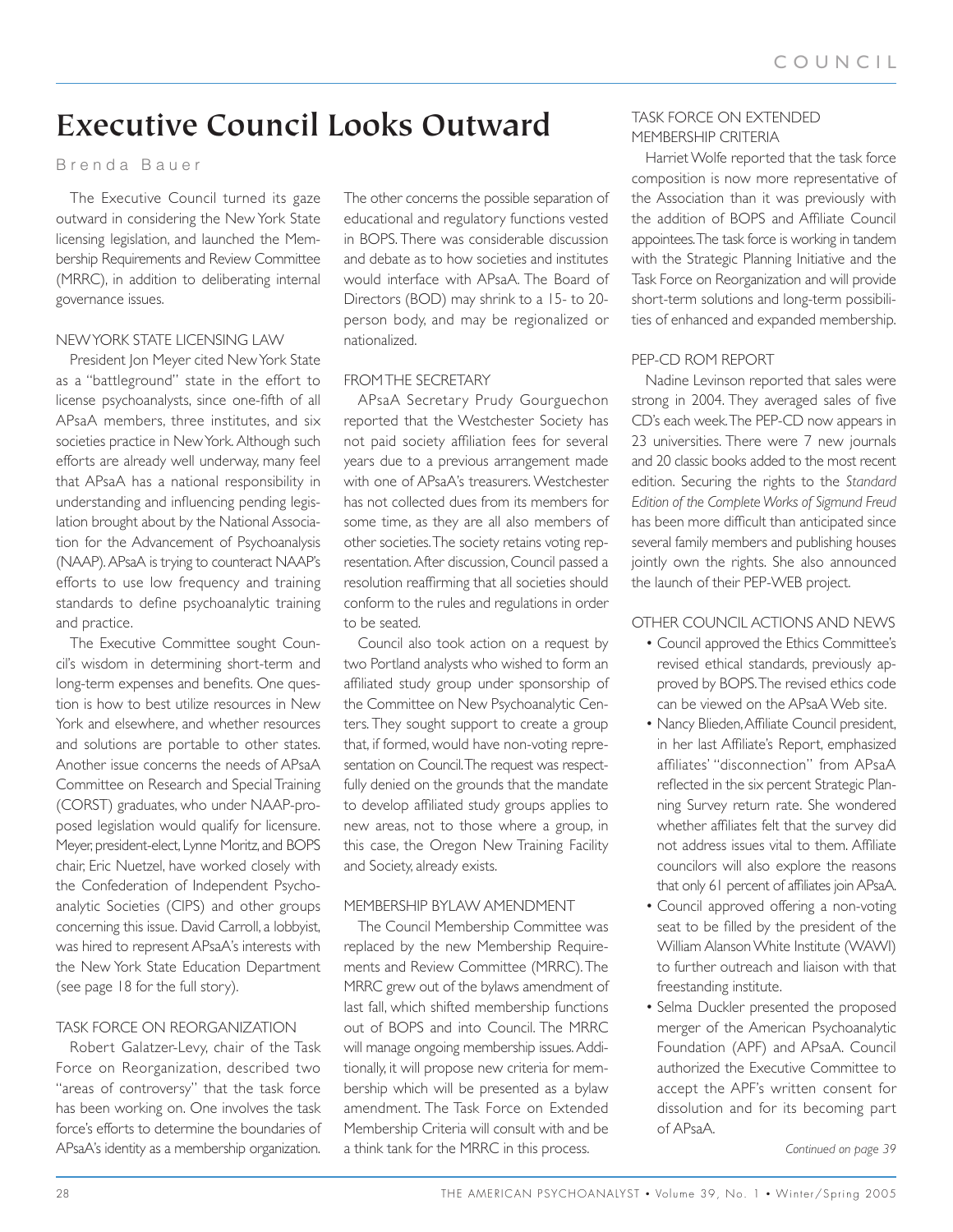# Executive Council Looks Outward

Brenda Bauer

The Executive Council turned its gaze outward in considering the New York State licensing legislation, and launched the Membership Requirements and Review Committee (MRRC), in addition to deliberating internal governance issues.

## NEW YORK STATE LICENSING LAW

President Jon Meyer cited New York State as a "battleground" state in the effort to license psychoanalysts, since one-fifth of all APsaA members, three institutes, and six societies practice in New York. Although such efforts are already well underway, many feel that APsaA has a national responsibility in understanding and influencing pending legislation brought about by the National Association for the Advancement of Psychoanalysis (NAAP). APsaA is trying to counteract NAAP's efforts to use low frequency and training standards to define psychoanalytic training and practice.

The Executive Committee sought Council's wisdom in determining short-term and long-term expenses and benefits. One question is how to best utilize resources in New York and elsewhere, and whether resources and solutions are portable to other states. Another issue concerns the needs of APsaA Committee on Research and Special Training (CORST) graduates, who under NAAP-proposed legislation would qualify for licensure. Meyer, president-elect, Lynne Moritz, and BOPS chair, Eric Nuetzel, have worked closely with the Confederation of Independent Psychoanalytic Societies (CIPS) and other groups concerning this issue. David Carroll, a lobbyist, was hired to represent APsaA's interests with the New York State Education Department (see page 18 for the full story).

## TASK FORCE ON REORGANIZATION

Robert Galatzer-Levy, chair of the Task Force on Reorganization, described two "areas of controversy" that the task force has been working on. One involves the task force's efforts to determine the boundaries of APsaA's identity as a membership organization. The other concerns the possible separation of educational and regulatory functions vested in BOPS. There was considerable discussion and debate as to how societies and institutes would interface with APsaA. The Board of Directors (BOD) may shrink to a 15- to 20-person body, and may be regionalized or nationalized.

## FROM THE SECRETARY

APsaA Secretary Prudy Gourguechon reported that the Westchester Society has not paid society affiliation fees for several years due to a previous arrangement made with one of APsaA's treasurers. Westchester has not collected dues from its members for some time, as they are all also members of other societies. The society retains voting representation. After discussion, Council passed a resolution reaffirming that all societies should conform to the rules and regulations in order to be seated.

Council also took action on a request by two Portland analysts who wished to form an affiliated study group under sponsorship of the Committee on New Psychoanalytic Centers. They sought support to create a group that, if formed, would have non-voting representation on Council. The request was respectfully denied on the grounds that the mandate to develop affiliated study groups applies to new areas, not to those where a group, in this case, the Oregon New Training Facility and Society, already exists.

## MEMBERSHIP BYLAW AMENDMENT

The Council Membership Committee was replaced by the new Membership Requirements and Review Committee (MRRC). The MRRC grew out of the bylaws amendment of last fall, which shifted membership functions out of BOPS and into Council. The MRRC will manage ongoing membership issues. Additionally, it will propose new criteria for membership which will be presented as a bylaw amendment. The Task Force on Extended Membership Criteria will consult with and be a think tank for the MRRC in this process.

## TASK FORCE ON EXTENDED MEMBERSHIP CRITERIA

Harriet Wolfe reported that the task force composition is now more representative of the Association than it was previously with the addition of BOPS and Affiliate Council appointees. The task force is working in tandem with the Strategic Planning Initiative and the Task Force on Reorganization and will provide short-term solutions and long-term possibilities of enhanced and expanded membership.

## PEP-CD ROM REPORT

Nadine Levinson reported that sales were strong in 2004. They averaged sales of five CD's each week. The PEP-CD now appears in 23 universities. There were 7 new journals and 20 classic books added to the most recent edition. Securing the rights to the *Standard Edition of the Complete Works of Sigmund Freud* has been more difficult than anticipated since several family members and publishing houses jointly own the rights. She also announced the launch of their PEP-WEB project.

## OTHER COUNCIL ACTIONS AND NEWS

- Council approved the Ethics Committee's revised ethical standards, previously approved by BOPS. The revised ethics code can be viewed on the APsaA Web site.
- Nancy Blieden, Affiliate Council president, in her last Affiliate's Report, emphasized affiliates' "disconnection" from APsaA reflected in the six percent Strategic Planning Survey return rate. She wondered whether affiliates felt that the survey did not address issues vital to them. Affiliate councilors will also explore the reasons that only 61 percent of affiliates join APsaA.
- Council approved offering a non-voting seat to be filled by the president of the William Alanson White Institute (WAWI) to further outreach and liaison with that freestanding institute.
- Selma Duckler presented the proposed merger of the American Psychoanalytic Foundation (APF) and APsaA. Council authorized the Executive Committee to accept the APF's written consent for dissolution and for its becoming part of APsaA.

*Continued on page 39*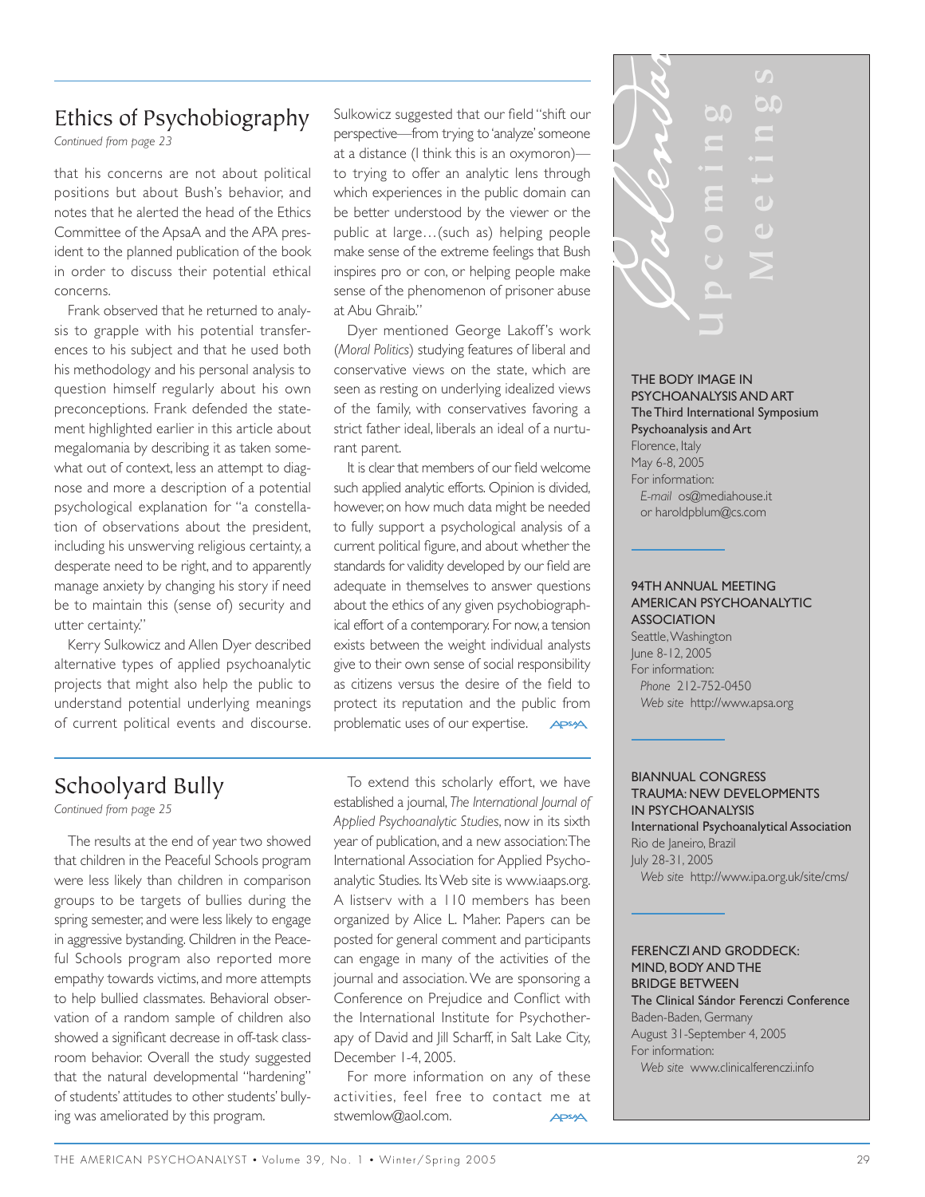## Ethics of Psychobiography

*Continued from page 23*

that his concerns are not about political positions but about Bush's behavior, and notes that he alerted the head of the Ethics Committee of the ApsaA and the APA president to the planned publication of the book in order to discuss their potential ethical concerns.

Frank observed that he returned to analysis to grapple with his potential transferences to his subject and that he used both his methodology and his personal analysis to question himself regularly about his own preconceptions. Frank defended the statement highlighted earlier in this article about megalomania by describing it as taken somewhat out of context, less an attempt to diagnose and more a description of a potential psychological explanation for "a constellation of observations about the president, including his unswerving religious certainty, a desperate need to be right, and to apparently manage anxiety by changing his story if need be to maintain this (sense of) security and utter certainty."

Kerry Sulkowicz and Allen Dyer described alternative types of applied psychoanalytic projects that might also help the public to understand potential underlying meanings of current political events and discourse. Sulkowicz suggested that our field "shift our perspective—from trying to 'analyze' someone at a distance (I think this is an oxymoron)—to trying to offer an analytic lens through which experiences in the public domain can be better understood by the viewer or the public at large…(such as) helping people make sense of the extreme feelings that Bush inspires pro or con, or helping people make sense of the phenomenon of prisoner abuse at Abu Ghraib."

Dyer mentioned George Lakoff's work (*Moral Politics*) studying features of liberal and conservative views on the state, which are seen as resting on underlying idealized views of the family, with conservatives favoring a strict father ideal, liberals an ideal of a nurturant parent.

It is clear that members of our field welcome such applied analytic efforts. Opinion is divided, however, on how much data might be needed to fully support a psychological analysis of a current political figure, and about whether the standards for validity developed by our field are adequate in themselves to answer questions about the ethics of any given psychobiographical effort of a contemporary. For now, a tension exists between the weight individual analysts give to their own sense of social responsibility as citizens versus the desire of the field to protect its reputation and the public from problematic uses of our expertise.

## Schoolyard Bully

*Continued from page 25*

The results at the end of year two showed that children in the Peaceful Schools program were less likely than children in comparison groups to be targets of bullies during the spring semester, and were less likely to engage in aggressive bystanding. Children in the Peaceful Schools program also reported more empathy towards victims, and more attempts to help bullied classmates. Behavioral observation of a random sample of children also showed a significant decrease in off-task classroom behavior. Overall the study suggested that the natural developmental "hardening" of students' attitudes to other students' bullying was ameliorated by this program.

To extend this scholarly effort, we have established a journal, *The International Journal of Applied Psychoanalytic Studies*, now in its sixth year of publication, and a new association: The International Association for Applied Psychoanalytic Studies. Its Web site is www.iaaps.org. A listserv with a 110 members has been organized by Alice L. Maher. Papers can be posted for general comment and participants can engage in many of the activities of the journal and association. We are sponsoring a Conference on Prejudice and Conflict with the International Institute for Psychotherapy of David and Jill Scharff, in Salt Lake City, December 1-4, 2005.

For more information on any of these activities, feel free to contact me at stwemlow@aol.com.

## Calendar — Upcoming Meetings

**THE BODY IMAGE IN PSYCHOANALYSIS AND ART**
**The Third International Symposium Psychoanalysis and Art**
Florence, Italy
May 6-8, 2005
For information:
*E-mail* os@mediahouse.it
or haroldpblum@cs.com

**94TH ANNUAL MEETING AMERICAN PSYCHOANALYTIC ASSOCIATION**
Seattle, Washington
June 8-12, 2005
For information:
*Phone* 212-752-0450
*Web site* http://www.apsa.org

**BIANNUAL CONGRESS TRAUMA: NEW DEVELOPMENTS IN PSYCHOANALYSIS**
**International Psychoanalytical Association**
Rio de Janeiro, Brazil
July 28-31, 2005
*Web site* http://www.ipa.org.uk/site/cms/

**FERENCZI AND GRODDECK: MIND, BODY AND THE BRIDGE BETWEEN**
**The Clinical Sándor Ferenczi Conference**
Baden-Baden, Germany
August 31-September 4, 2005
For information:
*Web site* www.clinicalferenczi.info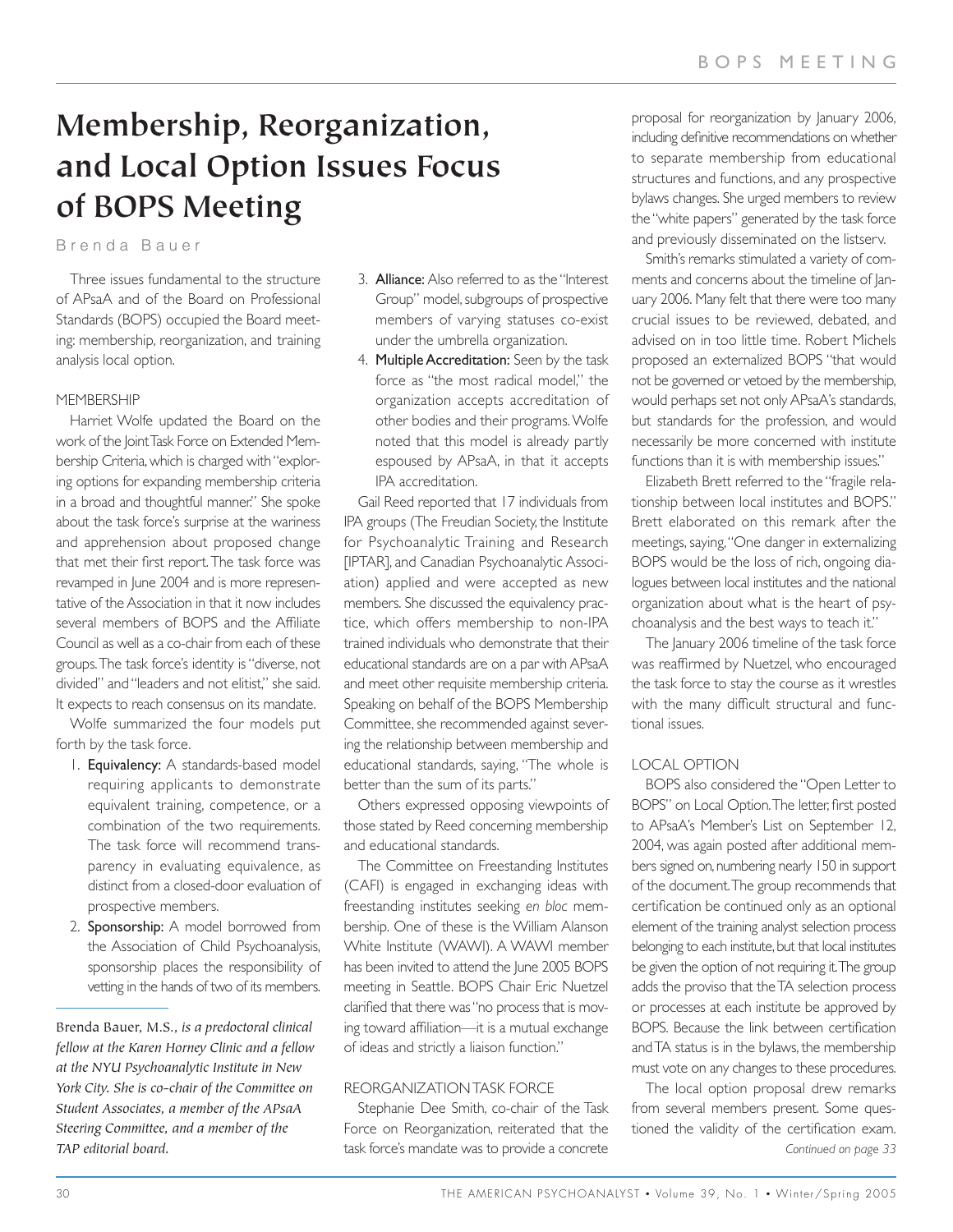# Membership, Reorganization, and Local Option Issues Focus of BOPS Meeting

Brenda Bauer

Three issues fundamental to the structure of APsaA and of the Board on Professional Standards (BOPS) occupied the Board meeting: membership, reorganization, and training analysis local option.

## MEMBERSHIP

Harriet Wolfe updated the Board on the work of the Joint Task Force on Extended Membership Criteria, which is charged with "exploring options for expanding membership criteria in a broad and thoughtful manner." She spoke about the task force's surprise at the wariness and apprehension about proposed change that met their first report. The task force was revamped in June 2004 and is more representative of the Association in that it now includes several members of BOPS and the Affiliate Council as well as a co-chair from each of these groups. The task force's identity is "diverse, not divided" and "leaders and not elitist," she said. It expects to reach consensus on its mandate.

Wolfe summarized the four models put forth by the task force.

1. **Equivalency:** A standards-based model requiring applicants to demonstrate equivalent training, competence, or a combination of the two requirements. The task force will recommend transparency in evaluating equivalence, as distinct from a closed-door evaluation of prospective members.
2. **Sponsorship:** A model borrowed from the Association of Child Psychoanalysis, sponsorship places the responsibility of vetting in the hands of two of its members.
3. **Alliance:** Also referred to as the "Interest Group" model, subgroups of prospective members of varying statuses co-exist under the umbrella organization.
4. **Multiple Accreditation:** Seen by the task force as "the most radical model," the organization accepts accreditation of other bodies and their programs. Wolfe noted that this model is already partly espoused by APsaA, in that it accepts IPA accreditation.

Gail Reed reported that 17 individuals from IPA groups (The Freudian Society, the Institute for Psychoanalytic Training and Research [IPTAR], and Canadian Psychoanalytic Association) applied and were accepted as new members. She discussed the equivalency practice, which offers membership to non-IPA trained individuals who demonstrate that their educational standards are on a par with APsaA and meet other requisite membership criteria. Speaking on behalf of the BOPS Membership Committee, she recommended against severing the relationship between membership and educational standards, saying, "The whole is better than the sum of its parts."

Others expressed opposing viewpoints of those stated by Reed concerning membership and educational standards.

The Committee on Freestanding Institutes (CAFI) is engaged in exchanging ideas with freestanding institutes seeking *en bloc* membership. One of these is the William Alanson White Institute (WAWI). A WAWI member has been invited to attend the June 2005 BOPS meeting in Seattle. BOPS Chair Eric Nuetzel clarified that there was "no process that is moving toward affiliation—it is a mutual exchange of ideas and strictly a liaison function."

## REORGANIZATION TASK FORCE

Stephanie Dee Smith, co-chair of the Task Force on Reorganization, reiterated that the task force's mandate was to provide a concrete proposal for reorganization by January 2006, including definitive recommendations on whether to separate membership from educational structures and functions, and any prospective bylaws changes. She urged members to review the "white papers" generated by the task force and previously disseminated on the listserv.

Smith's remarks stimulated a variety of comments and concerns about the timeline of January 2006. Many felt that there were too many crucial issues to be reviewed, debated, and advised on in too little time. Robert Michels proposed an externalized BOPS "that would not be governed or vetoed by the membership, would perhaps set not only APsaA's standards, but standards for the profession, and would necessarily be more concerned with institute functions than it is with membership issues."

Elizabeth Brett referred to the "fragile relationship between local institutes and BOPS." Brett elaborated on this remark after the meetings, saying, "One danger in externalizing BOPS would be the loss of rich, ongoing dialogues between local institutes and the national organization about what is the heart of psychoanalysis and the best ways to teach it."

The January 2006 timeline of the task force was reaffirmed by Nuetzel, who encouraged the task force to stay the course as it wrestles with the many difficult structural and functional issues.

## LOCAL OPTION

BOPS also considered the "Open Letter to BOPS" on Local Option. The letter, first posted to APsaA's Member's List on September 12, 2004, was again posted after additional members signed on, numbering nearly 150 in support of the document. The group recommends that certification be continued only as an optional element of the training analyst selection process belonging to each institute, but that local institutes be given the option of not requiring it. The group adds the proviso that the TA selection process or processes at each institute be approved by BOPS. Because the link between certification and TA status is in the bylaws, the membership must vote on any changes to these procedures.

The local option proposal drew remarks from several members present. Some questioned the validity of the certification exam.

*Continued on page 33*

---

Brenda Bauer, M.S., *is a predoctoral clinical fellow at the Karen Horney Clinic and a fellow at the NYU Psychoanalytic Institute in New York City. She is co-chair of the Committee on Student Associates, a member of the APsaA Steering Committee, and a member of the TAP editorial board.*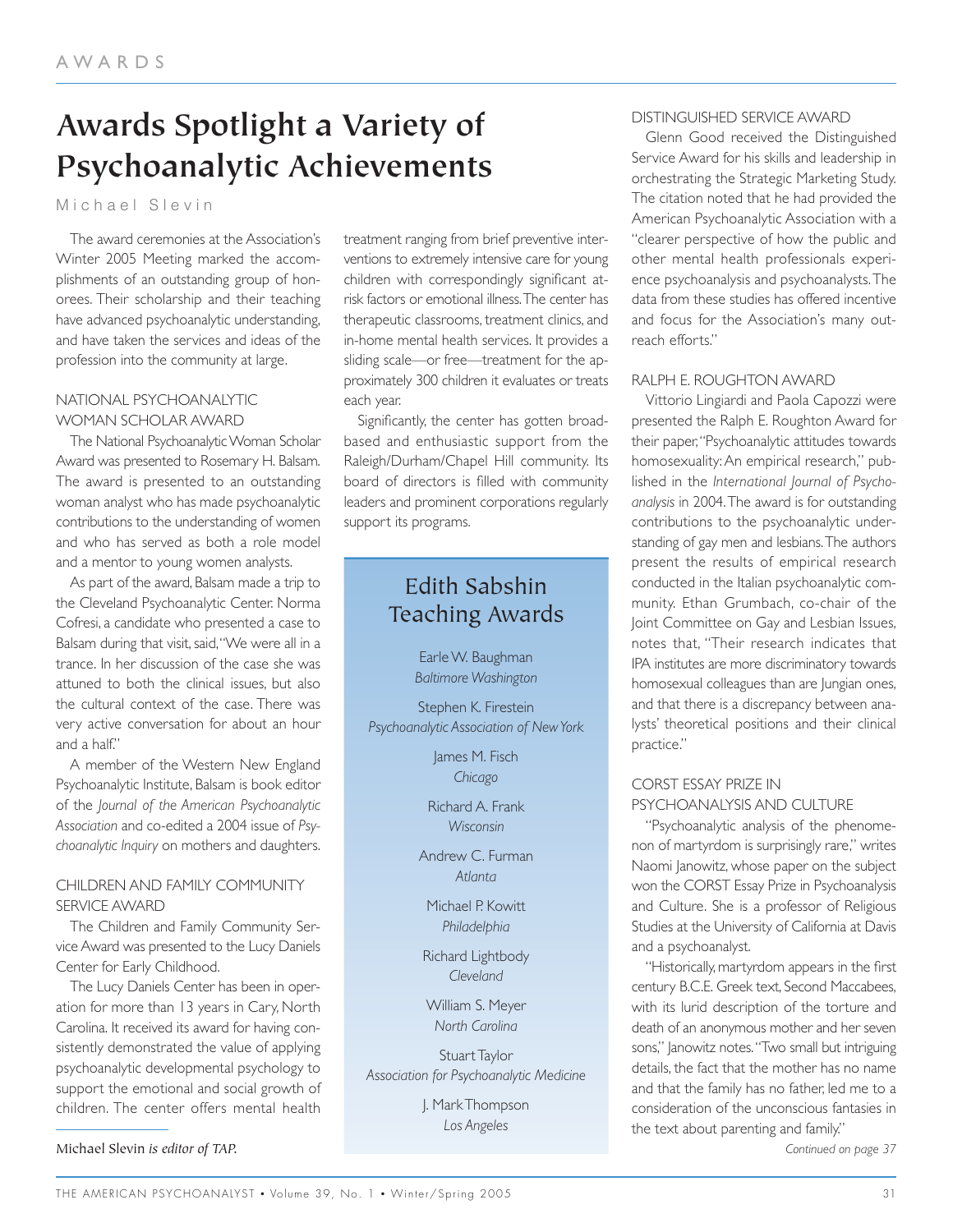# Awards Spotlight a Variety of Psychoanalytic Achievements

Michael Slevin

The award ceremonies at the Association's Winter 2005 Meeting marked the accomplishments of an outstanding group of honorees. Their scholarship and their teaching have advanced psychoanalytic understanding, and have taken the services and ideas of the profession into the community at large.

### NATIONAL PSYCHOANALYTIC WOMAN SCHOLAR AWARD

The National Psychoanalytic Woman Scholar Award was presented to Rosemary H. Balsam. The award is presented to an outstanding woman analyst who has made psychoanalytic contributions to the understanding of women and who has served as both a role model and a mentor to young women analysts.

As part of the award, Balsam made a trip to the Cleveland Psychoanalytic Center. Norma Cofresi, a candidate who presented a case to Balsam during that visit, said, "We were all in a trance. In her discussion of the case she was attuned to both the clinical issues, but also the cultural context of the case. There was very active conversation for about an hour and a half."

A member of the Western New England Psychoanalytic Institute, Balsam is book editor of the *Journal of the American Psychoanalytic Association* and co-edited a 2004 issue of *Psychoanalytic Inquiry* on mothers and daughters.

### CHILDREN AND FAMILY COMMUNITY SERVICE AWARD

The Children and Family Community Service Award was presented to the Lucy Daniels Center for Early Childhood.

The Lucy Daniels Center has been in operation for more than 13 years in Cary, North Carolina. It received its award for having consistently demonstrated the value of applying psychoanalytic developmental psychology to support the emotional and social growth of children. The center offers mental health treatment ranging from brief preventive interventions to extremely intensive care for young children with correspondingly significant at-risk factors or emotional illness. The center has therapeutic classrooms, treatment clinics, and in-home mental health services. It provides a sliding scale—or free—treatment for the approximately 300 children it evaluates or treats each year.

Significantly, the center has gotten broad-based and enthusiastic support from the Raleigh/Durham/Chapel Hill community. Its board of directors is filled with community leaders and prominent corporations regularly support its programs.

## Edith Sabshin Teaching Awards

Earle W. Baughman
*Baltimore Washington*

Stephen K. Firestein
*Psychoanalytic Association of New York*

James M. Fisch
*Chicago*

Richard A. Frank
*Wisconsin*

Andrew C. Furman
*Atlanta*

Michael P. Kowitt
*Philadelphia*

Richard Lightbody
*Cleveland*

William S. Meyer
*North Carolina*

Stuart Taylor
*Association for Psychoanalytic Medicine*

J. Mark Thompson
*Los Angeles*

### DISTINGUISHED SERVICE AWARD

Glenn Good received the Distinguished Service Award for his skills and leadership in orchestrating the Strategic Marketing Study. The citation noted that he had provided the American Psychoanalytic Association with a "clearer perspective of how the public and other mental health professionals experience psychoanalysis and psychoanalysts. The data from these studies has offered incentive and focus for the Association's many outreach efforts."

### RALPH E. ROUGHTON AWARD

Vittorio Lingiardi and Paola Capozzi were presented the Ralph E. Roughton Award for their paper, "Psychoanalytic attitudes towards homosexuality: An empirical research," published in the *International Journal of Psychoanalysis* in 2004. The award is for outstanding contributions to the psychoanalytic understanding of gay men and lesbians. The authors present the results of empirical research conducted in the Italian psychoanalytic community. Ethan Grumbach, co-chair of the Joint Committee on Gay and Lesbian Issues, notes that, "Their research indicates that IPA institutes are more discriminatory towards homosexual colleagues than are Jungian ones, and that there is a discrepancy between analysts' theoretical positions and their clinical practice."

### CORST ESSAY PRIZE IN PSYCHOANALYSIS AND CULTURE

"Psychoanalytic analysis of the phenomenon of martyrdom is surprisingly rare," writes Naomi Janowitz, whose paper on the subject won the CORST Essay Prize in Psychoanalysis and Culture. She is a professor of Religious Studies at the University of California at Davis and a psychoanalyst.

"Historically, martyrdom appears in the first century B.C.E. Greek text, Second Maccabees, with its lurid description of the torture and death of an anonymous mother and her seven sons," Janowitz notes. "Two small but intriguing details, the fact that the mother has no name and that the family has no father, led me to a consideration of the unconscious fantasies in the text about parenting and family."

*Continued on page 37*

---

Michael Slevin *is editor of TAP.*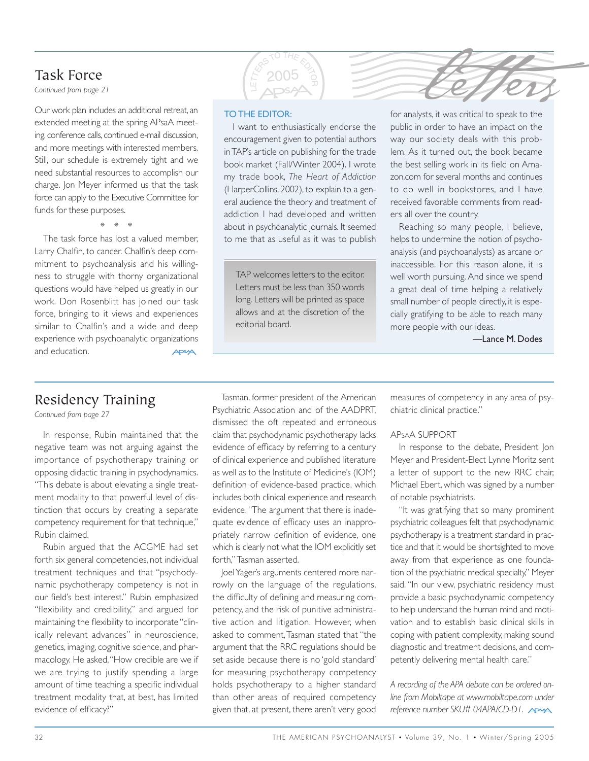## Task Force

*Continued from page 21*

Our work plan includes an additional retreat, an extended meeting at the spring APsaA meeting, conference calls, continued e-mail discussion, and more meetings with interested members. Still, our schedule is extremely tight and we need substantial resources to accomplish our charge. Jon Meyer informed us that the task force can apply to the Executive Committee for funds for these purposes.

\* \* \*

The task force has lost a valued member, Larry Chalfin, to cancer. Chalfin's deep commitment to psychoanalysis and his willingness to struggle with thorny organizational questions would have helped us greatly in our work. Don Rosenblitt has joined our task force, bringing to it views and experiences similar to Chalfin's and a wide and deep experience with psychoanalytic organizations and education.

## Letters

**TO THE EDITOR:**

I want to enthusiastically endorse the encouragement given to potential authors in TAP's article on publishing for the trade book market (Fall/Winter 2004). I wrote my trade book, *The Heart of Addiction* (HarperCollins, 2002), to explain to a general audience the theory and treatment of addiction I had developed and written about in psychoanalytic journals. It seemed to me that as useful as it was to publish for analysts, it was critical to speak to the public in order to have an impact on the way our society deals with this problem. As it turned out, the book became the best selling work in its field on Amazon.com for several months and continues to do well in bookstores, and I have received favorable comments from readers all over the country.

Reaching so many people, I believe, helps to undermine the notion of psychoanalysis (and psychoanalysts) as arcane or inaccessible. For this reason alone, it is well worth pursuing. And since we spend a great deal of time helping a relatively small number of people directly, it is especially gratifying to be able to reach many more people with our ideas.

—Lance M. Dodes

> TAP welcomes letters to the editor. Letters must be less than 350 words long. Letters will be printed as space allows and at the discretion of the editorial board.

## Residency Training

*Continued from page 27*

In response, Rubin maintained that the negative team was not arguing against the importance of psychotherapy training or opposing didactic training in psychodynamics. "This debate is about elevating a single treatment modality to that powerful level of distinction that occurs by creating a separate competency requirement for that technique," Rubin claimed.

Rubin argued that the ACGME had set forth six general competencies, not individual treatment techniques and that "psychodynamic psychotherapy competency is not in our field's best interest." Rubin emphasized "flexibility and credibility," and argued for maintaining the flexibility to incorporate "clinically relevant advances" in neuroscience, genetics, imaging, cognitive science, and pharmacology. He asked, "How credible are we if we are trying to justify spending a large amount of time teaching a specific individual treatment modality that, at best, has limited evidence of efficacy?"

Tasman, former president of the American Psychiatric Association and of the AADPRT, dismissed the oft repeated and erroneous claim that psychodynamic psychotherapy lacks evidence of efficacy by referring to a century of clinical experience and published literature as well as to the Institute of Medicine's (IOM) definition of evidence-based practice, which includes both clinical experience and research evidence. "The argument that there is inadequate evidence of efficacy uses an inappropriately narrow definition of evidence, one which is clearly not what the IOM explicitly set forth," Tasman asserted.

Joel Yager's arguments centered more narrowly on the language of the regulations, the difficulty of defining and measuring competency, and the risk of punitive administrative action and litigation. However, when asked to comment, Tasman stated that "the argument that the RRC regulations should be set aside because there is no 'gold standard' for measuring psychotherapy competency holds psychotherapy to a higher standard than other areas of required competency given that, at present, there aren't very good measures of competency in any area of psychiatric clinical practice."

### APsaA SUPPORT

In response to the debate, President Jon Meyer and President-Elect Lynne Moritz sent a letter of support to the new RRC chair, Michael Ebert, which was signed by a number of notable psychiatrists.

"It was gratifying that so many prominent psychiatric colleagues felt that psychodynamic psychotherapy is a treatment standard in practice and that it would be shortsighted to move away from that experience as one foundation of the psychiatric medical specialty," Meyer said. "In our view, psychiatric residency must provide a basic psychodynamic competency to help understand the human mind and motivation and to establish basic clinical skills in coping with patient complexity, making sound diagnostic and treatment decisions, and competently delivering mental health care."

*A recording of the APA debate can be ordered online from Mobiltape at www.mobiltape.com under reference number SKU# 04APA/CD-D1.*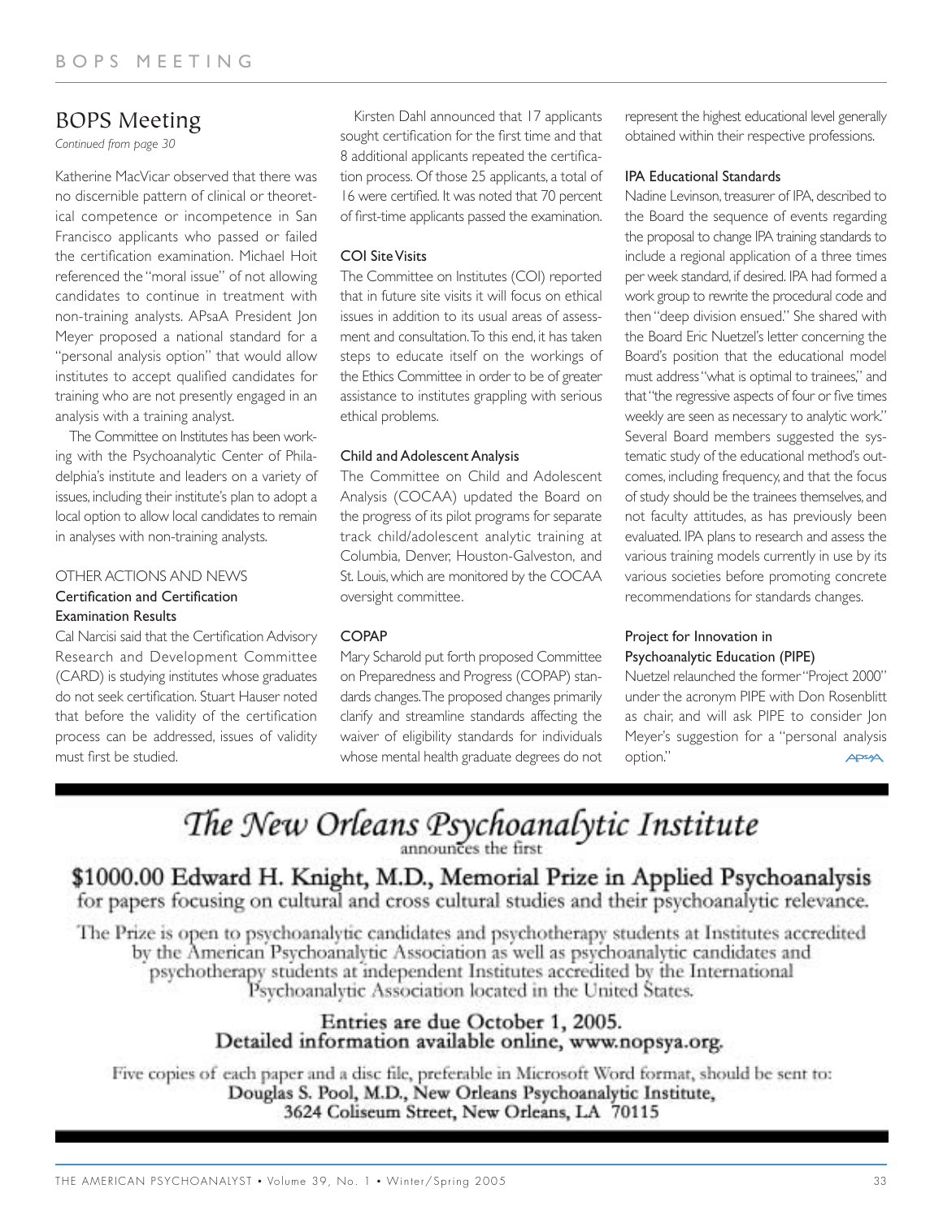## BOPS Meeting

*Continued from page 30*

Katherine MacVicar observed that there was no discernible pattern of clinical or theoretical competence or incompetence in San Francisco applicants who passed or failed the certification examination. Michael Hoit referenced the "moral issue" of not allowing candidates to continue in treatment with non-training analysts. APsaA President Jon Meyer proposed a national standard for a "personal analysis option" that would allow institutes to accept qualified candidates for training who are not presently engaged in an analysis with a training analyst.

The Committee on Institutes has been working with the Psychoanalytic Center of Philadelphia's institute and leaders on a variety of issues, including their institute's plan to adopt a local option to allow local candidates to remain in analyses with non-training analysts.

### OTHER ACTIONS AND NEWS

#### Certification and Certification Examination Results

Cal Narcisi said that the Certification Advisory Research and Development Committee (CARD) is studying institutes whose graduates do not seek certification. Stuart Hauser noted that before the validity of the certification process can be addressed, issues of validity must first be studied.

Kirsten Dahl announced that 17 applicants sought certification for the first time and that 8 additional applicants repeated the certification process. Of those 25 applicants, a total of 16 were certified. It was noted that 70 percent of first-time applicants passed the examination.

#### COI Site Visits

The Committee on Institutes (COI) reported that in future site visits it will focus on ethical issues in addition to its usual areas of assessment and consultation. To this end, it has taken steps to educate itself on the workings of the Ethics Committee in order to be of greater assistance to institutes grappling with serious ethical problems.

#### Child and Adolescent Analysis

The Committee on Child and Adolescent Analysis (COCAA) updated the Board on the progress of its pilot programs for separate track child/adolescent analytic training at Columbia, Denver, Houston-Galveston, and St. Louis, which are monitored by the COCAA oversight committee.

#### COPAP

Mary Scharold put forth proposed Committee on Preparedness and Progress (COPAP) standards changes. The proposed changes primarily clarify and streamline standards affecting the waiver of eligibility standards for individuals whose mental health graduate degrees do not represent the highest educational level generally obtained within their respective professions.

#### IPA Educational Standards

Nadine Levinson, treasurer of IPA, described to the Board the sequence of events regarding the proposal to change IPA training standards to include a regional application of a three times per week standard, if desired. IPA had formed a work group to rewrite the procedural code and then "deep division ensued." She shared with the Board Eric Nuetzel's letter concerning the Board's position that the educational model must address "what is optimal to trainees," and that "the regressive aspects of four or five times weekly are seen as necessary to analytic work." Several Board members suggested the systematic study of the educational method's outcomes, including frequency, and that the focus of study should be the trainees themselves, and not faculty attitudes, as has previously been evaluated. IPA plans to research and assess the various training models currently in use by its various societies before promoting concrete recommendations for standards changes.

#### Project for Innovation in Psychoanalytic Education (PIPE)

Nuetzel relaunched the former "Project 2000" under the acronym PIPE with Don Rosenblitt as chair, and will ask PIPE to consider Jon Meyer's suggestion for a "personal analysis option."

---

# *The New Orleans Psychoanalytic Institute*

announces the first

## $1000.00 Edward H. Knight, M.D., Memorial Prize in Applied Psychoanalysis

for papers focusing on cultural and cross cultural studies and their psychoanalytic relevance.

The Prize is open to psychoanalytic candidates and psychotherapy students at Institutes accredited by the American Psychoanalytic Association as well as psychoanalytic candidates and psychotherapy students at independent Institutes accredited by the International Psychoanalytic Association located in the United States.

**Entries are due October 1, 2005.**
**Detailed information available online, www.nopsya.org.**

Five copies of each paper and a disc file, preferable in Microsoft Word format, should be sent to:
**Douglas S. Pool, M.D., New Orleans Psychoanalytic Institute,**
**3624 Coliseum Street, New Orleans, LA 70115**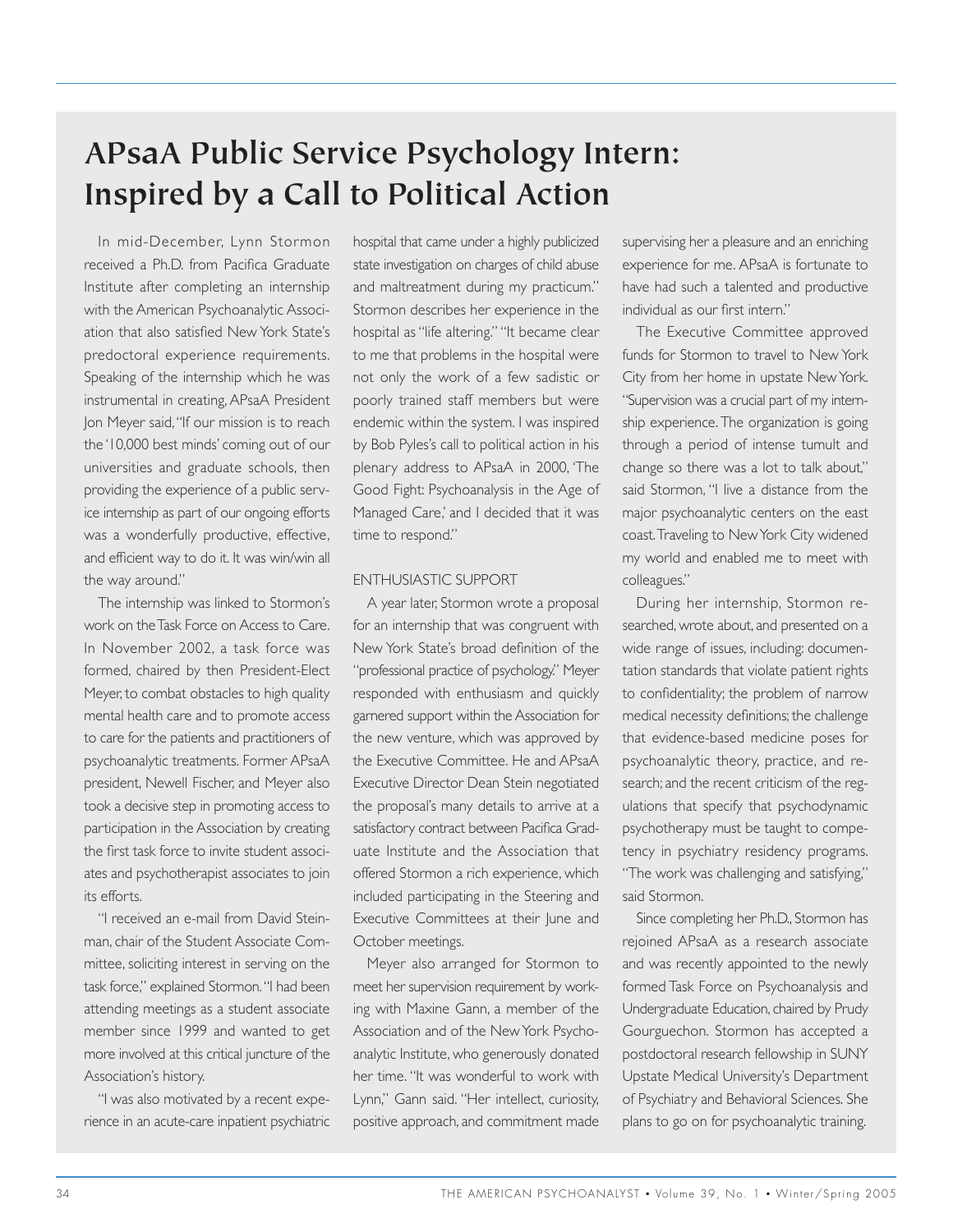# APsaA Public Service Psychology Intern: Inspired by a Call to Political Action

In mid-December, Lynn Stormon received a Ph.D. from Pacifica Graduate Institute after completing an internship with the American Psychoanalytic Association that also satisfied New York State's predoctoral experience requirements. Speaking of the internship which he was instrumental in creating, APsaA President Jon Meyer said, "If our mission is to reach the '10,000 best minds' coming out of our universities and graduate schools, then providing the experience of a public service internship as part of our ongoing efforts was a wonderfully productive, effective, and efficient way to do it. It was win/win all the way around."

The internship was linked to Stormon's work on the Task Force on Access to Care. In November 2002, a task force was formed, chaired by then President-Elect Meyer, to combat obstacles to high quality mental health care and to promote access to care for the patients and practitioners of psychoanalytic treatments. Former APsaA president, Newell Fischer, and Meyer also took a decisive step in promoting access to participation in the Association by creating the first task force to invite student associates and psychotherapist associates to join its efforts.

"I received an e-mail from David Steinman, chair of the Student Associate Committee, soliciting interest in serving on the task force," explained Stormon. "I had been attending meetings as a student associate member since 1999 and wanted to get more involved at this critical juncture of the Association's history.

"I was also motivated by a recent experience in an acute-care inpatient psychiatric hospital that came under a highly publicized state investigation on charges of child abuse and maltreatment during my practicum." Stormon describes her experience in the hospital as "life altering." "It became clear to me that problems in the hospital were not only the work of a few sadistic or poorly trained staff members but were endemic within the system. I was inspired by Bob Pyles's call to political action in his plenary address to APsaA in 2000, 'The Good Fight: Psychoanalysis in the Age of Managed Care,' and I decided that it was time to respond."

## ENTHUSIASTIC SUPPORT

A year later, Stormon wrote a proposal for an internship that was congruent with New York State's broad definition of the "professional practice of psychology." Meyer responded with enthusiasm and quickly garnered support within the Association for the new venture, which was approved by the Executive Committee. He and APsaA Executive Director Dean Stein negotiated the proposal's many details to arrive at a satisfactory contract between Pacifica Graduate Institute and the Association that offered Stormon a rich experience, which included participating in the Steering and Executive Committees at their June and October meetings.

Meyer also arranged for Stormon to meet her supervision requirement by working with Maxine Gann, a member of the Association and of the New York Psychoanalytic Institute, who generously donated her time. "It was wonderful to work with Lynn," Gann said. "Her intellect, curiosity, positive approach, and commitment made supervising her a pleasure and an enriching experience for me. APsaA is fortunate to have had such a talented and productive individual as our first intern."

The Executive Committee approved funds for Stormon to travel to New York City from her home in upstate New York. "Supervision was a crucial part of my internship experience. The organization is going through a period of intense tumult and change so there was a lot to talk about," said Stormon, "I live a distance from the major psychoanalytic centers on the east coast. Traveling to New York City widened my world and enabled me to meet with colleagues."

During her internship, Stormon researched, wrote about, and presented on a wide range of issues, including: documentation standards that violate patient rights to confidentiality; the problem of narrow medical necessity definitions; the challenge that evidence-based medicine poses for psychoanalytic theory, practice, and research; and the recent criticism of the regulations that specify that psychodynamic psychotherapy must be taught to competency in psychiatry residency programs. "The work was challenging and satisfying," said Stormon.

Since completing her Ph.D., Stormon has rejoined APsaA as a research associate and was recently appointed to the newly formed Task Force on Psychoanalysis and Undergraduate Education, chaired by Prudy Gourguechon. Stormon has accepted a postdoctoral research fellowship in SUNY Upstate Medical University's Department of Psychiatry and Behavioral Sciences. She plans to go on for psychoanalytic training.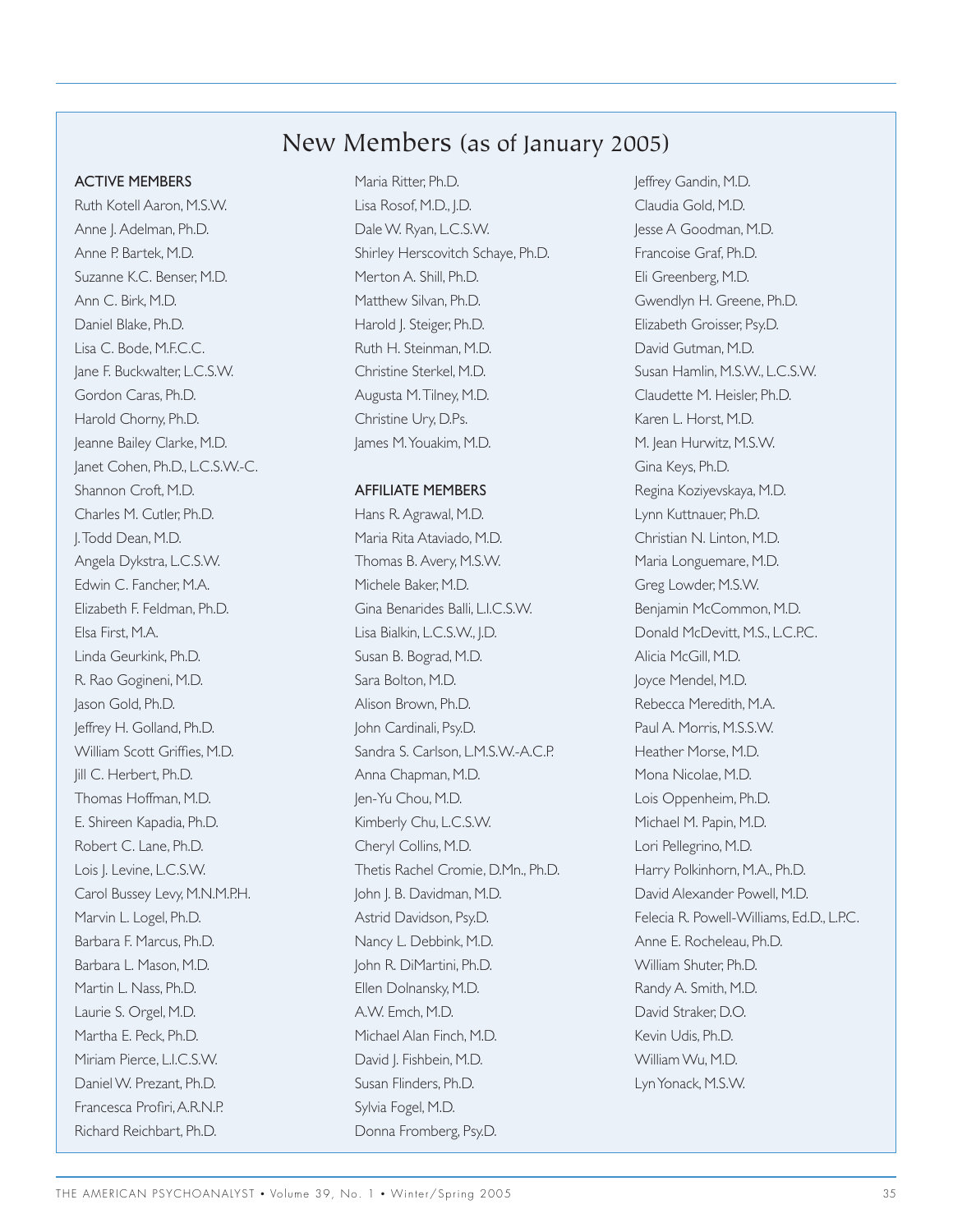# New Members (as of January 2005)

### ACTIVE MEMBERS

Ruth Kotell Aaron, M.S.W.
Anne J. Adelman, Ph.D.
Anne P. Bartek, M.D.
Suzanne K.C. Benser, M.D.
Ann C. Birk, M.D.
Daniel Blake, Ph.D.
Lisa C. Bode, M.F.C.C.
Jane F. Buckwalter, L.C.S.W.
Gordon Caras, Ph.D.
Harold Chorny, Ph.D.
Jeanne Bailey Clarke, M.D.
Janet Cohen, Ph.D., L.C.S.W.-C.
Shannon Croft, M.D.
Charles M. Cutler, Ph.D.
J. Todd Dean, M.D.
Angela Dykstra, L.C.S.W.
Edwin C. Fancher, M.A.
Elizabeth F. Feldman, Ph.D.
Elsa First, M.A.
Linda Geurkink, Ph.D.
R. Rao Gogineni, M.D.
Jason Gold, Ph.D.
Jeffrey H. Golland, Ph.D.
William Scott Griffies, M.D.
Jill C. Herbert, Ph.D.
Thomas Hoffman, M.D.
E. Shireen Kapadia, Ph.D.
Robert C. Lane, Ph.D.
Lois J. Levine, L.C.S.W.
Carol Bussey Levy, M.N.M.P.H.
Marvin L. Logel, Ph.D.
Barbara F. Marcus, Ph.D.
Barbara L. Mason, M.D.
Martin L. Nass, Ph.D.
Laurie S. Orgel, M.D.
Martha E. Peck, Ph.D.
Miriam Pierce, L.I.C.S.W.
Daniel W. Prezant, Ph.D.
Francesca Profiri, A.R.N.P.
Richard Reichbart, Ph.D.
Maria Ritter, Ph.D.
Lisa Rosof, M.D., J.D.
Dale W. Ryan, L.C.S.W.
Shirley Herscovitch Schaye, Ph.D.
Merton A. Shill, Ph.D.
Matthew Silvan, Ph.D.
Harold J. Steiger, Ph.D.
Ruth H. Steinman, M.D.
Christine Sterkel, M.D.
Augusta M. Tilney, M.D.
Christine Ury, D.Ps.
James M. Youakim, M.D.

### AFFILIATE MEMBERS

Hans R. Agrawal, M.D.
Maria Rita Ataviado, M.D.
Thomas B. Avery, M.S.W.
Michele Baker, M.D.
Gina Benarides Balli, L.I.C.S.W.
Lisa Bialkin, L.C.S.W., J.D.
Susan B. Bograd, M.D.
Sara Bolton, M.D.
Alison Brown, Ph.D.
John Cardinali, Psy.D.
Sandra S. Carlson, L.M.S.W.-A.C.P.
Anna Chapman, M.D.
Jen-Yu Chou, M.D.
Kimberly Chu, L.C.S.W.
Cheryl Collins, M.D.
Thetis Rachel Cromie, D.Mn., Ph.D.
John J. B. Davidman, M.D.
Astrid Davidson, Psy.D.
Nancy L. Debbink, M.D.
John R. DiMartini, Ph.D.
Ellen Dolnansky, M.D.
A.W. Emch, M.D.
Michael Alan Finch, M.D.
David J. Fishbein, M.D.
Susan Flinders, Ph.D.
Sylvia Fogel, M.D.
Donna Fromberg, Psy.D.
Jeffrey Gandin, M.D.
Claudia Gold, M.D.
Jesse A Goodman, M.D.
Francoise Graf, Ph.D.
Eli Greenberg, M.D.
Gwendlyn H. Greene, Ph.D.
Elizabeth Groisser, Psy.D.
David Gutman, M.D.
Susan Hamlin, M.S.W., L.C.S.W.
Claudette M. Heisler, Ph.D.
Karen L. Horst, M.D.
M. Jean Hurwitz, M.S.W.
Gina Keys, Ph.D.
Regina Koziyevskaya, M.D.
Lynn Kuttnauer, Ph.D.
Christian N. Linton, M.D.
Maria Longuemare, M.D.
Greg Lowder, M.S.W.
Benjamin McCommon, M.D.
Donald McDevitt, M.S., L.C.P.C.
Alicia McGill, M.D.
Joyce Mendel, M.D.
Rebecca Meredith, M.A.
Paul A. Morris, M.S.S.W.
Heather Morse, M.D.
Mona Nicolae, M.D.
Lois Oppenheim, Ph.D.
Michael M. Papin, M.D.
Lori Pellegrino, M.D.
Harry Polkinhorn, M.A., Ph.D.
David Alexander Powell, M.D.
Felecia R. Powell-Williams, Ed.D., L.P.C.
Anne E. Rocheleau, Ph.D.
William Shuter, Ph.D.
Randy A. Smith, M.D.
David Straker, D.O.
Kevin Udis, Ph.D.
William Wu, M.D.
Lyn Yonack, M.S.W.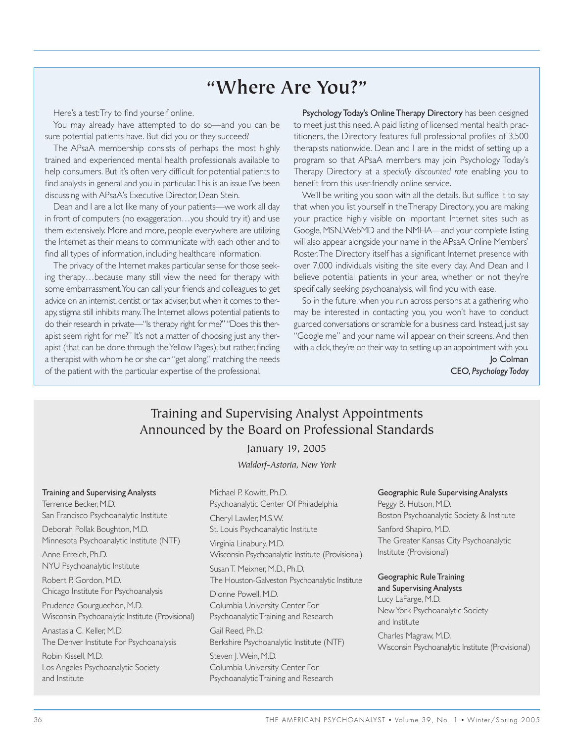# "Where Are You?"

Here's a test: Try to find yourself online.

You may already have attempted to do so—and you can be sure potential patients have. But did you or they succeed?

The APsaA membership consists of perhaps the most highly trained and experienced mental health professionals available to help consumers. But it's often very difficult for potential patients to find analysts in general and you in particular. This is an issue I've been discussing with APsaA's Executive Director, Dean Stein.

Dean and I are a lot like many of your patients—we work all day in front of computers (no exaggeration…you should try it) and use them extensively. More and more, people everywhere are utilizing the Internet as their means to communicate with each other and to find all types of information, including healthcare information.

The privacy of the Internet makes particular sense for those seeking therapy…because many still view the need for therapy with some embarrassment. You can call your friends and colleagues to get advice on an internist, dentist or tax adviser, but when it comes to therapy, stigma still inhibits many. The Internet allows potential patients to do their research in private—"Is therapy right for me?" "Does this therapist seem right for me?" It's not a matter of choosing just any therapist (that can be done through the Yellow Pages); but rather, finding a therapist with whom he or she can "get along," matching the needs of the patient with the particular expertise of the professional.

Psychology Today's Online Therapy Directory has been designed to meet just this need. A paid listing of licensed mental health practitioners, the Directory features full professional profiles of 3,500 therapists nationwide. Dean and I are in the midst of setting up a program so that APsaA members may join Psychology Today's Therapy Directory at a *specially discounted rate* enabling you to benefit from this user-friendly online service.

We'll be writing you soon with all the details. But suffice it to say that when you list yourself in the Therapy Directory, you are making your practice highly visible on important Internet sites such as Google, MSN, WebMD and the NMHA—and your complete listing will also appear alongside your name in the APsaA Online Members' Roster. The Directory itself has a significant Internet presence with over 7,000 individuals visiting the site every day. And Dean and I believe potential patients in your area, whether or not they're specifically seeking psychoanalysis, will find you with ease.

So in the future, when you run across persons at a gathering who may be interested in contacting you, you won't have to conduct guarded conversations or scramble for a business card. Instead, just say "Google me" and your name will appear on their screens. And then with a click, they're on their way to setting up an appointment with you.

Jo Colman
CEO, *Psychology Today*

## Training and Supervising Analyst Appointments Announced by the Board on Professional Standards

January 19, 2005

*Waldorf-Astoria, New York*

**Training and Supervising Analysts**

Terrence Becker, M.D.
San Francisco Psychoanalytic Institute

Deborah Pollak Boughton, M.D.
Minnesota Psychoanalytic Institute (NTF)

Anne Erreich, Ph.D.
NYU Psychoanalytic Institute

Robert P. Gordon, M.D.
Chicago Institute For Psychoanalysis

Prudence Gourguechon, M.D.
Wisconsin Psychoanalytic Institute (Provisional)

Anastasia C. Keller, M.D.
The Denver Institute For Psychoanalysis

Robin Kissell, M.D.
Los Angeles Psychoanalytic Society and Institute

Michael P. Kowitt, Ph.D.
Psychoanalytic Center Of Philadelphia

Cheryl Lawler, M.S.W.
St. Louis Psychoanalytic Institute

Virginia Linabury, M.D.
Wisconsin Psychoanalytic Institute (Provisional)

Susan T. Meixner, M.D., Ph.D.
The Houston-Galveston Psychoanalytic Institute

Dionne Powell, M.D.
Columbia University Center For Psychoanalytic Training and Research

Gail Reed, Ph.D.
Berkshire Psychoanalytic Institute (NTF)

Steven J. Wein, M.D.
Columbia University Center For Psychoanalytic Training and Research

**Geographic Rule Supervising Analysts**

Peggy B. Hutson, M.D.
Boston Psychoanalytic Society & Institute

Sanford Shapiro, M.D.
The Greater Kansas City Psychoanalytic Institute (Provisional)

**Geographic Rule Training and Supervising Analysts**

Lucy LaFarge, M.D.
New York Psychoanalytic Society and Institute

Charles Magraw, M.D.
Wisconsin Psychoanalytic Institute (Provisional)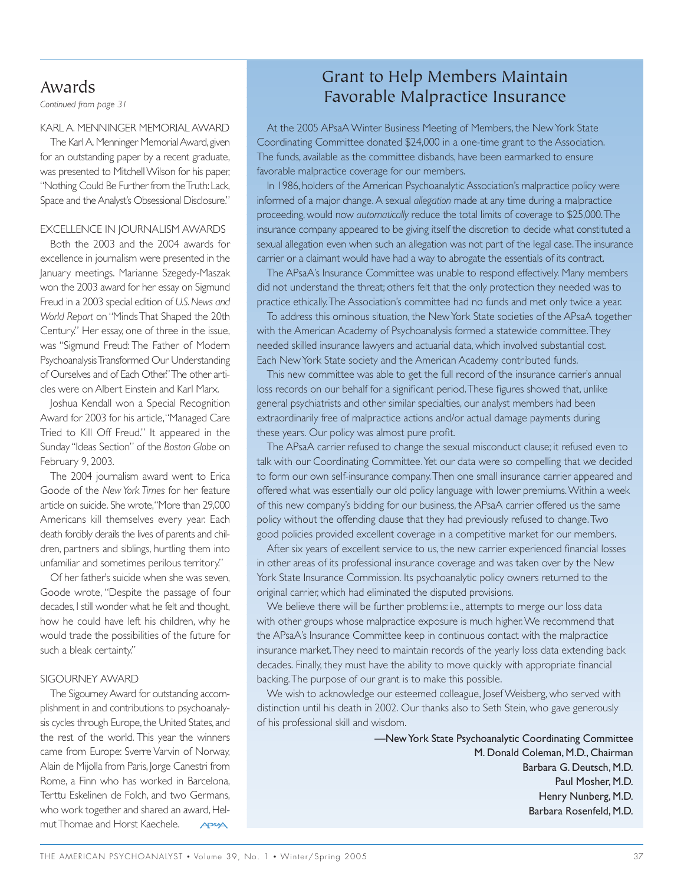## Awards

*Continued from page 31*

KARL A. MENNINGER MEMORIAL AWARD

The Karl A. Menninger Memorial Award, given for an outstanding paper by a recent graduate, was presented to Mitchell Wilson for his paper, "Nothing Could Be Further from the Truth: Lack, Space and the Analyst's Obsessional Disclosure."

EXCELLENCE IN JOURNALISM AWARDS

Both the 2003 and the 2004 awards for excellence in journalism were presented in the January meetings. Marianne Szegedy-Maszak won the 2003 award for her essay on Sigmund Freud in a 2003 special edition of *U.S. News and World Report* on "Minds That Shaped the 20th Century." Her essay, one of three in the issue, was "Sigmund Freud: The Father of Modern Psychoanalysis Transformed Our Understanding of Ourselves and of Each Other." The other articles were on Albert Einstein and Karl Marx.

Joshua Kendall won a Special Recognition Award for 2003 for his article, "Managed Care Tried to Kill Off Freud." It appeared in the Sunday "Ideas Section" of the *Boston Globe* on February 9, 2003.

The 2004 journalism award went to Erica Goode of the *New York Times* for her feature article on suicide. She wrote, "More than 29,000 Americans kill themselves every year. Each death forcibly derails the lives of parents and children, partners and siblings, hurtling them into unfamiliar and sometimes perilous territory."

Of her father's suicide when she was seven, Goode wrote, "Despite the passage of four decades, I still wonder what he felt and thought, how he could have left his children, why he would trade the possibilities of the future for such a bleak certainty."

SIGOURNEY AWARD

The Sigourney Award for outstanding accomplishment in and contributions to psychoanalysis cycles through Europe, the United States, and the rest of the world. This year the winners came from Europe: Sverre Varvin of Norway, Alain de Mijolla from Paris, Jorge Canestri from Rome, a Finn who has worked in Barcelona, Terttu Eskelinen de Folch, and two Germans, who work together and shared an award, Helmut Thomae and Horst Kaechele.

## Grant to Help Members Maintain Favorable Malpractice Insurance

At the 2005 APsaA Winter Business Meeting of Members, the New York State Coordinating Committee donated $24,000 in a one-time grant to the Association. The funds, available as the committee disbands, have been earmarked to ensure favorable malpractice coverage for our members.

In 1986, holders of the American Psychoanalytic Association's malpractice policy were informed of a major change. A sexual *allegation* made at any time during a malpractice proceeding, would now *automatically* reduce the total limits of coverage to $25,000. The insurance company appeared to be giving itself the discretion to decide what constituted a sexual allegation even when such an allegation was not part of the legal case. The insurance carrier or a claimant would have had a way to abrogate the essentials of its contract.

The APsaA's Insurance Committee was unable to respond effectively. Many members did not understand the threat; others felt that the only protection they needed was to practice ethically. The Association's committee had no funds and met only twice a year.

To address this ominous situation, the New York State societies of the APsaA together with the American Academy of Psychoanalysis formed a statewide committee. They needed skilled insurance lawyers and actuarial data, which involved substantial cost. Each New York State society and the American Academy contributed funds.

This new committee was able to get the full record of the insurance carrier's annual loss records on our behalf for a significant period. These figures showed that, unlike general psychiatrists and other similar specialties, our analyst members had been extraordinarily free of malpractice actions and/or actual damage payments during these years. Our policy was almost pure profit.

The APsaA carrier refused to change the sexual misconduct clause; it refused even to talk with our Coordinating Committee. Yet our data were so compelling that we decided to form our own self-insurance company. Then one small insurance carrier appeared and offered what was essentially our old policy language with lower premiums. Within a week of this new company's bidding for our business, the APsaA carrier offered us the same policy without the offending clause that they had previously refused to change. Two good policies provided excellent coverage in a competitive market for our members.

After six years of excellent service to us, the new carrier experienced financial losses in other areas of its professional insurance coverage and was taken over by the New York State Insurance Commission. Its psychoanalytic policy owners returned to the original carrier, which had eliminated the disputed provisions.

We believe there will be further problems: i.e., attempts to merge our loss data with other groups whose malpractice exposure is much higher. We recommend that the APsaA's Insurance Committee keep in continuous contact with the malpractice insurance market. They need to maintain records of the yearly loss data extending back decades. Finally, they must have the ability to move quickly with appropriate financial backing. The purpose of our grant is to make this possible.

We wish to acknowledge our esteemed colleague, Josef Weisberg, who served with distinction until his death in 2002. Our thanks also to Seth Stein, who gave generously of his professional skill and wisdom.

—New York State Psychoanalytic Coordinating Committee
M. Donald Coleman, M.D., Chairman
Barbara G. Deutsch, M.D.
Paul Mosher, M.D.
Henry Nunberg, M.D.
Barbara Rosenfeld, M.D.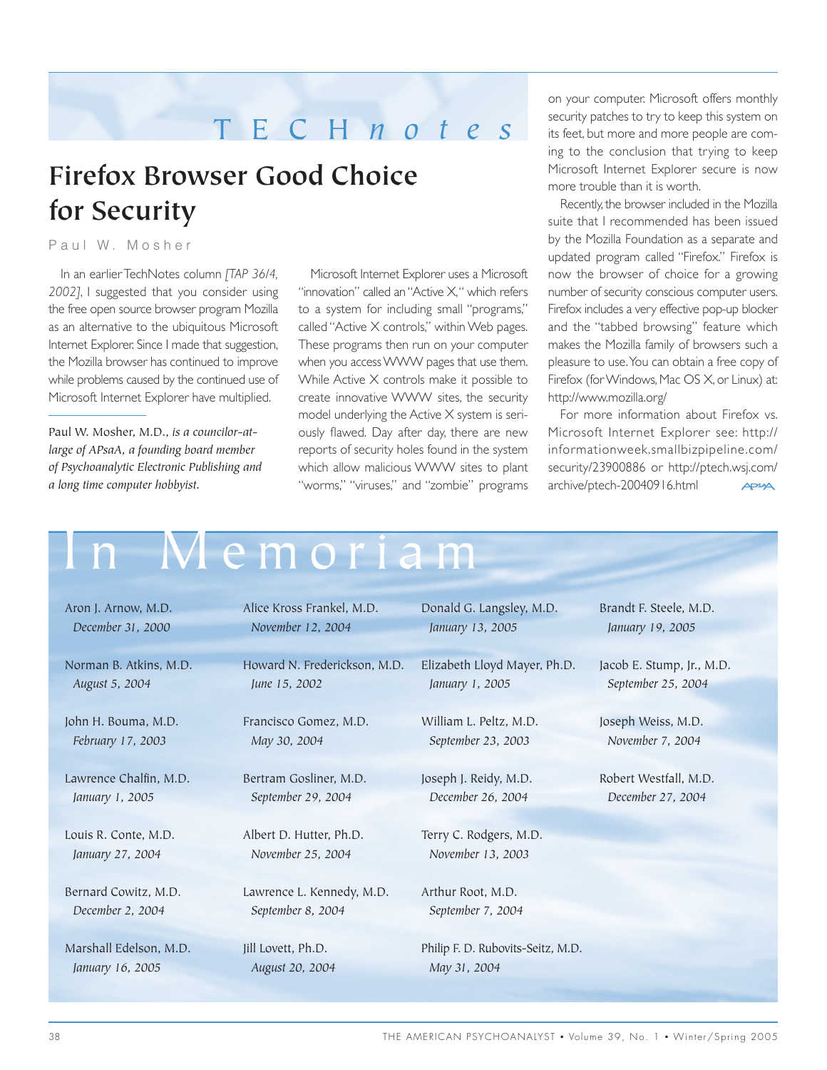# TECH*notes*

## Firefox Browser Good Choice for Security

Paul W. Mosher

In an earlier TechNotes column *[TAP 36/4, 2002]*, I suggested that you consider using the free open source browser program Mozilla as an alternative to the ubiquitous Microsoft Internet Explorer. Since I made that suggestion, the Mozilla browser has continued to improve while problems caused by the continued use of Microsoft Internet Explorer have multiplied.

Paul W. Mosher, M.D., *is a councilor-at-large of APsaA, a founding board member of Psychoanalytic Electronic Publishing and a long time computer hobbyist.*

Microsoft Internet Explorer uses a Microsoft "innovation" called an "Active X," which refers to a system for including small "programs," called "Active X controls," within Web pages. These programs then run on your computer when you access WWW pages that use them. While Active X controls make it possible to create innovative WWW sites, the security model underlying the Active X system is seriously flawed. Day after day, there are new reports of security holes found in the system which allow malicious WWW sites to plant "worms," "viruses," and "zombie" programs on your computer. Microsoft offers monthly security patches to try to keep this system on its feet, but more and more people are coming to the conclusion that trying to keep Microsoft Internet Explorer secure is now more trouble than it is worth.

Recently, the browser included in the Mozilla suite that I recommended has been issued by the Mozilla Foundation as a separate and updated program called "Firefox." Firefox is now the browser of choice for a growing number of security conscious computer users. Firefox includes a very effective pop-up blocker and the "tabbed browsing" feature which makes the Mozilla family of browsers such a pleasure to use. You can obtain a free copy of Firefox (for Windows, Mac OS X, or Linux) at: http://www.mozilla.org/

For more information about Firefox vs. Microsoft Internet Explorer see: http://informationweek.smallbizpipeline.com/security/23900886 or http://ptech.wsj.com/archive/ptech-20040916.html

# In Memoriam

Aron J. Arnow, M.D.
*December 31, 2000*

Norman B. Atkins, M.D.
*August 5, 2004*

John H. Bouma, M.D.
*February 17, 2003*

Lawrence Chalfin, M.D.
*January 1, 2005*

Louis R. Conte, M.D.
*January 27, 2004*

Bernard Cowitz, M.D.
*December 2, 2004*

Marshall Edelson, M.D.
*January 16, 2005*

Alice Kross Frankel, M.D.
*November 12, 2004*

Howard N. Frederickson, M.D.
*June 15, 2002*

Francisco Gomez, M.D.
*May 30, 2004*

Bertram Gosliner, M.D.
*September 29, 2004*

Albert D. Hutter, Ph.D.
*November 25, 2004*

Lawrence L. Kennedy, M.D.
*September 8, 2004*

Jill Lovett, Ph.D.
*August 20, 2004*

Donald G. Langsley, M.D.
*January 13, 2005*

Elizabeth Lloyd Mayer, Ph.D.
*January 1, 2005*

William L. Peltz, M.D.
*September 23, 2003*

Joseph J. Reidy, M.D.
*December 26, 2004*

Terry C. Rodgers, M.D.
*November 13, 2003*

Arthur Root, M.D.
*September 7, 2004*

Philip F. D. Rubovits-Seitz, M.D.
*May 31, 2004*

Brandt F. Steele, M.D.
*January 19, 2005*

Jacob E. Stump, Jr., M.D.
*September 25, 2004*

Joseph Weiss, M.D.
*November 7, 2004*

Robert Westfall, M.D.
*December 27, 2004*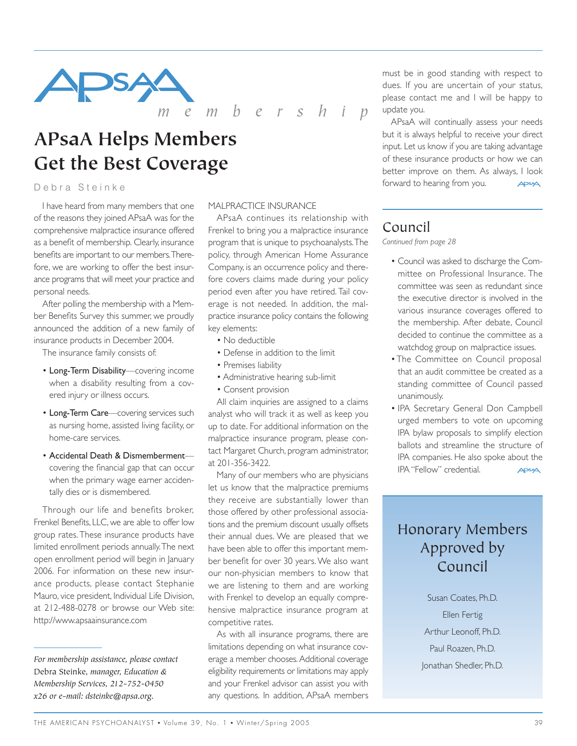APsaA *membership*

# APsaA Helps Members Get the Best Coverage

Debra Steinke

I have heard from many members that one of the reasons they joined APsaA was for the comprehensive malpractice insurance offered as a benefit of membership. Clearly, insurance benefits are important to our members. Therefore, we are working to offer the best insurance programs that will meet your practice and personal needs.

After polling the membership with a Member Benefits Survey this summer, we proudly announced the addition of a new family of insurance products in December 2004.

The insurance family consists of:

- Long-Term Disability—covering income when a disability resulting from a covered injury or illness occurs.
- Long-Term Care—covering services such as nursing home, assisted living facility, or home-care services.
- Accidental Death & Dismemberment—covering the financial gap that can occur when the primary wage earner accidentally dies or is dismembered.

Through our life and benefits broker, Frenkel Benefits, LLC, we are able to offer low group rates. These insurance products have limited enrollment periods annually. The next open enrollment period will begin in January 2006. For information on these new insurance products, please contact Stephanie Mauro, vice president, Individual Life Division, at 212-488-0278 or browse our Web site: http://www.apsaainsurance.com

MALPRACTICE INSURANCE

APsaA continues its relationship with Frenkel to bring you a malpractice insurance program that is unique to psychoanalysts. The policy, through American Home Assurance Company, is an occurrence policy and therefore covers claims made during your policy period even after you have retired. Tail coverage is not needed. In addition, the malpractice insurance policy contains the following key elements:

- No deductible
- Defense in addition to the limit
- Premises liability
- Administrative hearing sub-limit
- Consent provision

All claim inquiries are assigned to a claims analyst who will track it as well as keep you up to date. For additional information on the malpractice insurance program, please contact Margaret Church, program administrator, at 201-356-3422.

Many of our members who are physicians let us know that the malpractice premiums they receive are substantially lower than those offered by other professional associations and the premium discount usually offsets their annual dues. We are pleased that we have been able to offer this important member benefit for over 30 years. We also want our non-physician members to know that we are listening to them and are working with Frenkel to develop an equally comprehensive malpractice insurance program at competitive rates.

As with all insurance programs, there are limitations depending on what insurance coverage a member chooses. Additional coverage eligibility requirements or limitations may apply and your Frenkel advisor can assist you with any questions. In addition, APsaA members must be in good standing with respect to dues. If you are uncertain of your status, please contact me and I will be happy to update you.

APsaA will continually assess your needs but it is always helpful to receive your direct input. Let us know if you are taking advantage of these insurance products or how we can better improve on them. As always, I look forward to hearing from you.

*For membership assistance, please contact* Debra Steinke, *manager, Education & Membership Services, 212-752-0450 x26 or e-mail: dsteinke@apsa.org.*

## Council

*Continued from page 28*

- Council was asked to discharge the Committee on Professional Insurance. The committee was seen as redundant since the executive director is involved in the various insurance coverages offered to the membership. After debate, Council decided to continue the committee as a watchdog group on malpractice issues.
- The Committee on Council proposal that an audit committee be created as a standing committee of Council passed unanimously.
- IPA Secretary General Don Campbell urged members to vote on upcoming IPA bylaw proposals to simplify election ballots and streamline the structure of IPA companies. He also spoke about the IPA "Fellow" credential.

## Honorary Members Approved by Council

Susan Coates, Ph.D.

Ellen Fertig

Arthur Leonoff, Ph.D.

Paul Roazen, Ph.D.

Jonathan Shedler, Ph.D.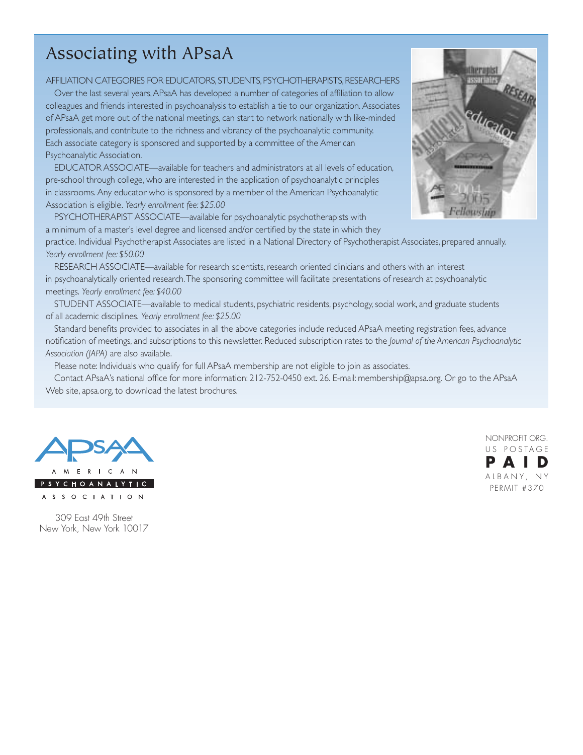# Associating with APsaA

AFFILIATION CATEGORIES FOR EDUCATORS, STUDENTS, PSYCHOTHERAPISTS, RESEARCHERS

Over the last several years, APsaA has developed a number of categories of affiliation to allow colleagues and friends interested in psychoanalysis to establish a tie to our organization. Associates of APsaA get more out of the national meetings, can start to network nationally with like-minded professionals, and contribute to the richness and vibrancy of the psychoanalytic community. Each associate category is sponsored and supported by a committee of the American Psychoanalytic Association.

EDUCATOR ASSOCIATE—available for teachers and administrators at all levels of education, pre-school through college, who are interested in the application of psychoanalytic principles in classrooms. Any educator who is sponsored by a member of the American Psychoanalytic Association is eligible. *Yearly enrollment fee: $25.00*

PSYCHOTHERAPIST ASSOCIATE—available for psychoanalytic psychotherapists with a minimum of a master's level degree and licensed and/or certified by the state in which they practice. Individual Psychotherapist Associates are listed in a National Directory of Psychotherapist Associates, prepared annually. *Yearly enrollment fee: $50.00*

RESEARCH ASSOCIATE—available for research scientists, research oriented clinicians and others with an interest in psychoanalytically oriented research. The sponsoring committee will facilitate presentations of research at psychoanalytic meetings. *Yearly enrollment fee: $40.00*

STUDENT ASSOCIATE—available to medical students, psychiatric residents, psychology, social work, and graduate students of all academic disciplines. *Yearly enrollment fee: $25.00*

Standard benefits provided to associates in all the above categories include reduced APsaA meeting registration fees, advance notification of meetings, and subscriptions to this newsletter. Reduced subscription rates to the *Journal of the American Psychoanalytic Association (JAPA)* are also available.

Please note: Individuals who qualify for full APsaA membership are not eligible to join as associates.

Contact APsaA's national office for more information: 212-752-0450 ext. 26. E-mail: membership@apsa.org. Or go to the APsaA Web site, apsa.org, to download the latest brochures.

APsaA
AMERICAN
PSYCHOANALYTIC
ASSOCIATION

309 East 49th Street
New York, New York 10017

NONPROFIT ORG.
US POSTAGE
**PAID**
ALBANY, NY
PERMIT #370